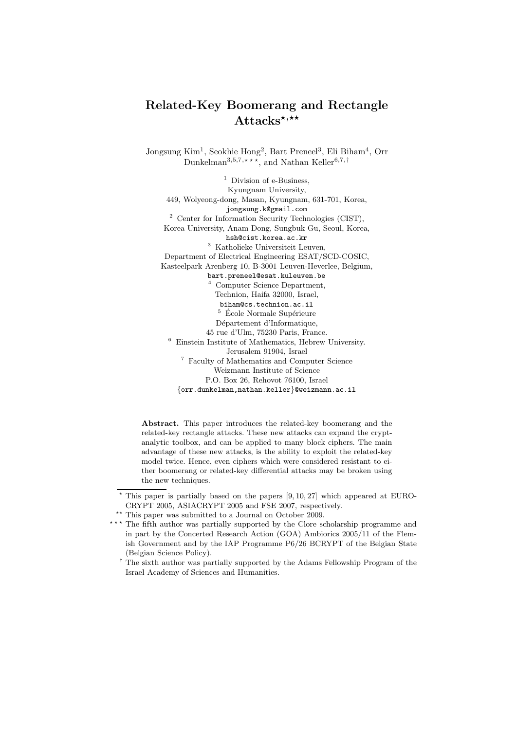# Related-Key Boomerang and Rectangle Attacks[⋆,⋆⋆]

Jongsung Kim[1], Seokhie Hong[2], Bart Preneel[3], Eli Biham[4], Orr Dunkelman[3,5,7,⋆⋆⋆], and Nathan Keller[6,7,†]

[1] Division of e-Business,
Kyungnam University,
449, Wolyeong-dong, Masan, Kyungnam, 631-701, Korea,
jongsung.k@gmail.com

[2] Center for Information Security Technologies (CIST),
Korea University, Anam Dong, Sungbuk Gu, Seoul, Korea,
hsh@cist.korea.ac.kr

[3] Katholieke Universiteit Leuven,
Department of Electrical Engineering ESAT/SCD-COSIC,
Kasteelpark Arenberg 10, B-3001 Leuven-Heverlee, Belgium,
bart.preneel@esat.kuleuven.be

[4] Computer Science Department,
Technion, Haifa 32000, Israel,
biham@cs.technion.ac.il

[5] École Normale Supérieure
Département d'Informatique,
45 rue d'Ulm, 75230 Paris, France.

[6] Einstein Institute of Mathematics, Hebrew University.
Jerusalem 91904, Israel

[7] Faculty of Mathematics and Computer Science
Weizmann Institute of Science
P.O. Box 26, Rehovot 76100, Israel
{orr.dunkelman,nathan.keller}@weizmann.ac.il

**Abstract.** This paper introduces the related-key boomerang and the related-key rectangle attacks. These new attacks can expand the cryptanalytic toolbox, and can be applied to many block ciphers. The main advantage of these new attacks, is the ability to exploit the related-key model twice. Hence, even ciphers which were considered resistant to either boomerang or related-key differential attacks may be broken using the new techniques.

⋆ This paper is partially based on the papers [9, 10, 27] which appeared at EUROCRYPT 2005, ASIACRYPT 2005 and FSE 2007, respectively.

⋆⋆ This paper was submitted to a Journal on October 2009.

⋆⋆⋆ The fifth author was partially supported by the Clore scholarship programme and in part by the Concerted Research Action (GOA) Ambiorics 2005/11 of the Flemish Government and by the IAP Programme P6/26 BCRYPT of the Belgian State (Belgian Science Policy).

† The sixth author was partially supported by the Adams Fellowship Program of the Israel Academy of Sciences and Humanities.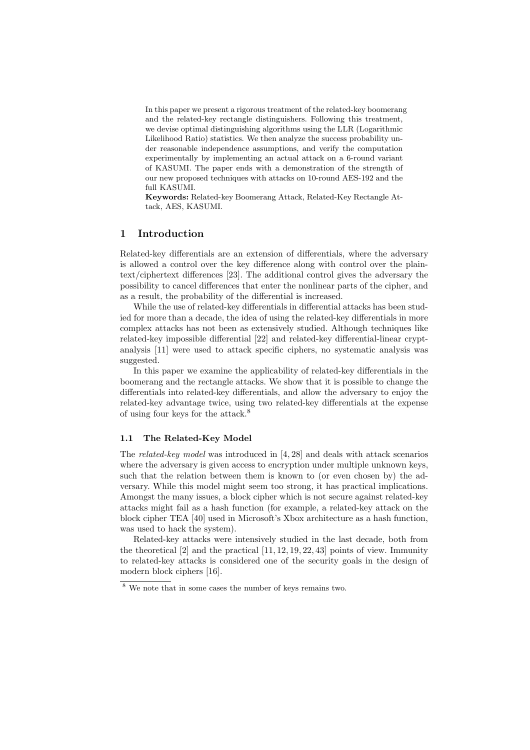In this paper we present a rigorous treatment of the related-key boomerang and the related-key rectangle distinguishers. Following this treatment, we devise optimal distinguishing algorithms using the LLR (Logarithmic Likelihood Ratio) statistics. We then analyze the success probability under reasonable independence assumptions, and verify the computation experimentally by implementing an actual attack on a 6-round variant of KASUMI. The paper ends with a demonstration of the strength of our new proposed techniques with attacks on 10-round AES-192 and the full KASUMI.

**Keywords:** Related-key Boomerang Attack, Related-Key Rectangle Attack, AES, KASUMI.

## 1 Introduction

Related-key differentials are an extension of differentials, where the adversary is allowed a control over the key difference along with control over the plaintext/ciphertext differences [23]. The additional control gives the adversary the possibility to cancel differences that enter the nonlinear parts of the cipher, and as a result, the probability of the differential is increased.

While the use of related-key differentials in differential attacks has been studied for more than a decade, the idea of using the related-key differentials in more complex attacks has not been as extensively studied. Although techniques like related-key impossible differential [22] and related-key differential-linear cryptanalysis [11] were used to attack specific ciphers, no systematic analysis was suggested.

In this paper we examine the applicability of related-key differentials in the boomerang and the rectangle attacks. We show that it is possible to change the differentials into related-key differentials, and allow the adversary to enjoy the related-key advantage twice, using two related-key differentials at the expense of using four keys for the attack.[8]

### 1.1 The Related-Key Model

The *related-key model* was introduced in [4, 28] and deals with attack scenarios where the adversary is given access to encryption under multiple unknown keys, such that the relation between them is known to (or even chosen by) the adversary. While this model might seem too strong, it has practical implications. Amongst the many issues, a block cipher which is not secure against related-key attacks might fail as a hash function (for example, a related-key attack on the block cipher TEA [40] used in Microsoft's Xbox architecture as a hash function, was used to hack the system).

Related-key attacks were intensively studied in the last decade, both from the theoretical [2] and the practical [11, 12, 19, 22, 43] points of view. Immunity to related-key attacks is considered one of the security goals in the design of modern block ciphers [16].

[8] We note that in some cases the number of keys remains two.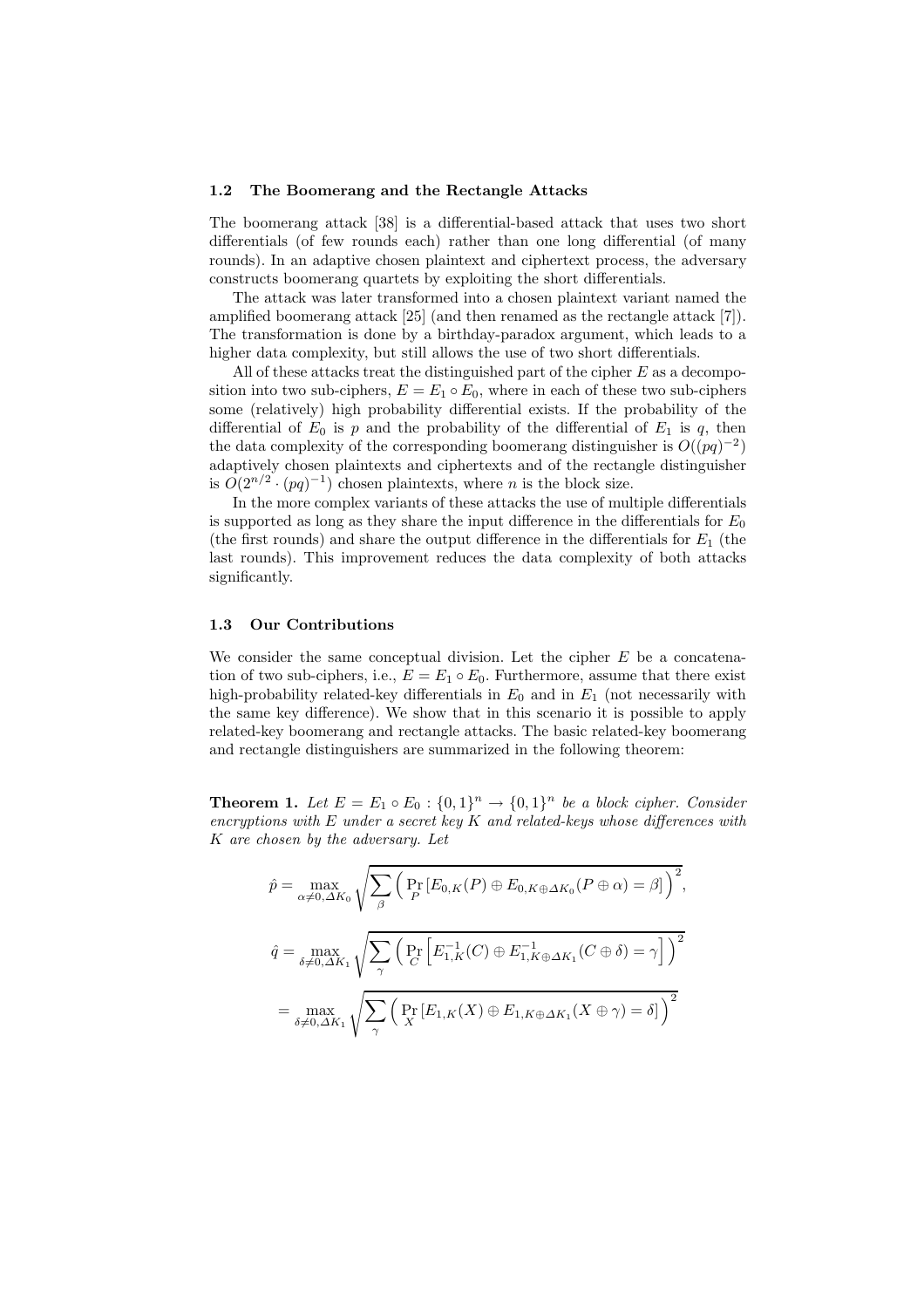### 1.2 The Boomerang and the Rectangle Attacks

The boomerang attack [38] is a differential-based attack that uses two short differentials (of few rounds each) rather than one long differential (of many rounds). In an adaptive chosen plaintext and ciphertext process, the adversary constructs boomerang quartets by exploiting the short differentials.

The attack was later transformed into a chosen plaintext variant named the amplified boomerang attack [25] (and then renamed as the rectangle attack [7]). The transformation is done by a birthday-paradox argument, which leads to a higher data complexity, but still allows the use of two short differentials.

All of these attacks treat the distinguished part of the cipher $E$ as a decomposition into two sub-ciphers, $E = E_1 \circ E_0$, where in each of these two sub-ciphers some (relatively) high probability differential exists. If the probability of the differential of $E_0$ is $p$ and the probability of the differential of $E_1$ is $q$, then the data complexity of the corresponding boomerang distinguisher is $O((pq)^{-2})$ adaptively chosen plaintexts and ciphertexts and of the rectangle distinguisher is $O(2^{n/2} \cdot (pq)^{-1})$ chosen plaintexts, where $n$ is the block size.

In the more complex variants of these attacks the use of multiple differentials is supported as long as they share the input difference in the differentials for $E_0$ (the first rounds) and share the output difference in the differentials for $E_1$ (the last rounds). This improvement reduces the data complexity of both attacks significantly.

### 1.3 Our Contributions

We consider the same conceptual division. Let the cipher $E$ be a concatenation of two sub-ciphers, i.e., $E = E_1 \circ E_0$. Furthermore, assume that there exist high-probability related-key differentials in $E_0$ and in $E_1$ (not necessarily with the same key difference). We show that in this scenario it is possible to apply related-key boomerang and rectangle attacks. The basic related-key boomerang and rectangle distinguishers are summarized in the following theorem:

**Theorem 1.** *Let $E = E_1 \circ E_0 : \{0,1\}^n \rightarrow \{0,1\}^n$ be a block cipher. Consider encryptions with $E$ under a secret key $K$ and related-keys whose differences with $K$ are chosen by the adversary. Let*

$$\hat{p} = \max_{\alpha \neq 0, \Delta K_0} \sqrt{\sum_{\beta} \Big( \Pr_P \left[ E_{0,K}(P) \oplus E_{0,K \oplus \Delta K_0}(P \oplus \alpha) = \beta \right] \Big)^2},$$

$$\hat{q} = \max_{\delta \neq 0, \Delta K_1} \sqrt{\sum_{\gamma} \Big( \Pr_C \left[ E_{1,K}^{-1}(C) \oplus E_{1,K \oplus \Delta K_1}^{-1}(C \oplus \delta) = \gamma \right] \Big)^2}$$

$$= \max_{\delta \neq 0, \Delta K_1} \sqrt{\sum_{\gamma} \Big( \Pr_X \left[ E_{1,K}(X) \oplus E_{1,K \oplus \Delta K_1}(X \oplus \gamma) = \delta \right] \Big)^2}$$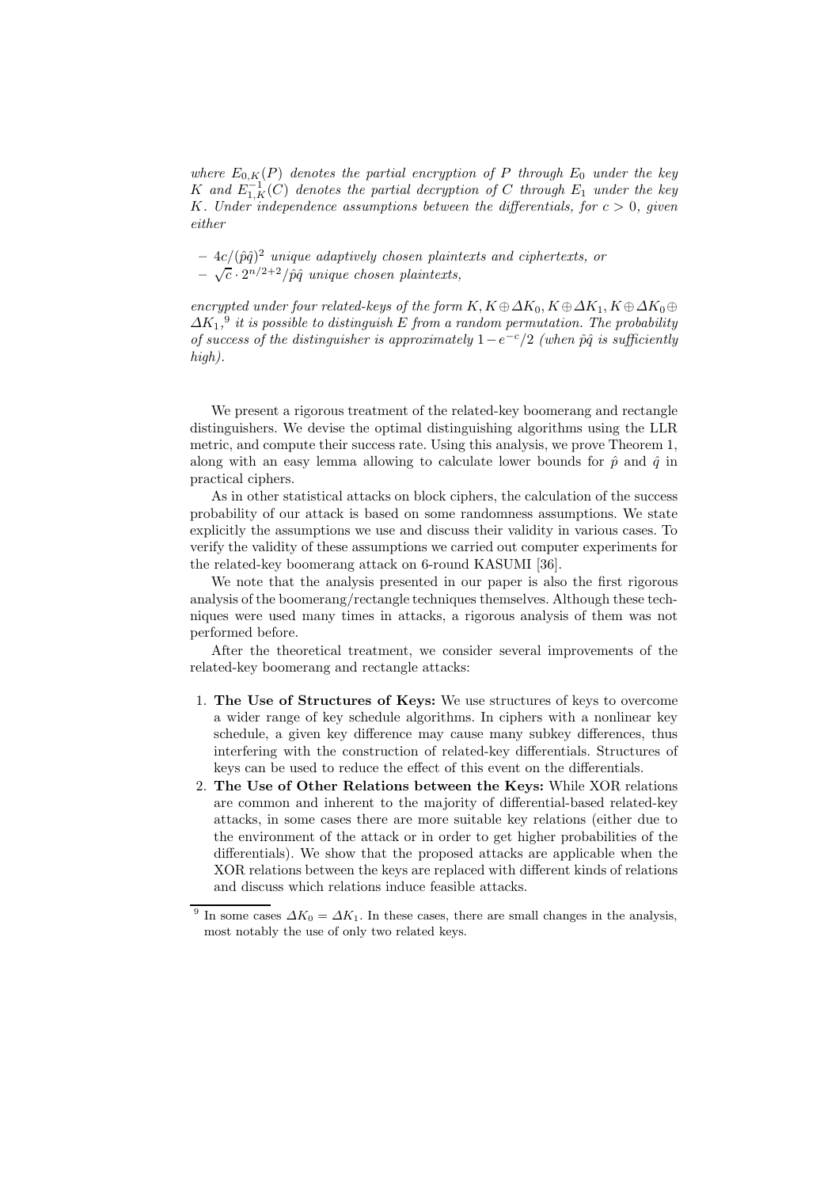*where $E_{0,K}(P)$ denotes the partial encryption of $P$ through $E_0$ under the key $K$ and $E_{1,K}^{-1}(C)$ denotes the partial decryption of $C$ through $E_1$ under the key $K$. Under independence assumptions between the differentials, for $c > 0$, given either*

- $4c/(\hat{p}\hat{q})^2$ *unique adaptively chosen plaintexts and ciphertexts, or*
- $\sqrt{c} \cdot 2^{n/2+2}/\hat{p}\hat{q}$ *unique chosen plaintexts,*

*encrypted under four related-keys of the form $K, K \oplus \Delta K_0, K \oplus \Delta K_1, K \oplus \Delta K_0 \oplus \Delta K_1$,*[9] *it is possible to distinguish $E$ from a random permutation. The probability of success of the distinguisher is approximately $1 - e^{-c}/2$ (when $\hat{p}\hat{q}$ is sufficiently high).*

We present a rigorous treatment of the related-key boomerang and rectangle distinguishers. We devise the optimal distinguishing algorithms using the LLR metric, and compute their success rate. Using this analysis, we prove Theorem 1, along with an easy lemma allowing to calculate lower bounds for $\hat{p}$ and $\hat{q}$ in practical ciphers.

As in other statistical attacks on block ciphers, the calculation of the success probability of our attack is based on some randomness assumptions. We state explicitly the assumptions we use and discuss their validity in various cases. To verify the validity of these assumptions we carried out computer experiments for the related-key boomerang attack on 6-round KASUMI [36].

We note that the analysis presented in our paper is also the first rigorous analysis of the boomerang/rectangle techniques themselves. Although these techniques were used many times in attacks, a rigorous analysis of them was not performed before.

After the theoretical treatment, we consider several improvements of the related-key boomerang and rectangle attacks:

1. **The Use of Structures of Keys:** We use structures of keys to overcome a wider range of key schedule algorithms. In ciphers with a nonlinear key schedule, a given key difference may cause many subkey differences, thus interfering with the construction of related-key differentials. Structures of keys can be used to reduce the effect of this event on the differentials.
2. **The Use of Other Relations between the Keys:** While XOR relations are common and inherent to the majority of differential-based related-key attacks, in some cases there are more suitable key relations (either due to the environment of the attack or in order to get higher probabilities of the differentials). We show that the proposed attacks are applicable when the XOR relations between the keys are replaced with different kinds of relations and discuss which relations induce feasible attacks.

[9] In some cases $\Delta K_0 = \Delta K_1$. In these cases, there are small changes in the analysis, most notably the use of only two related keys.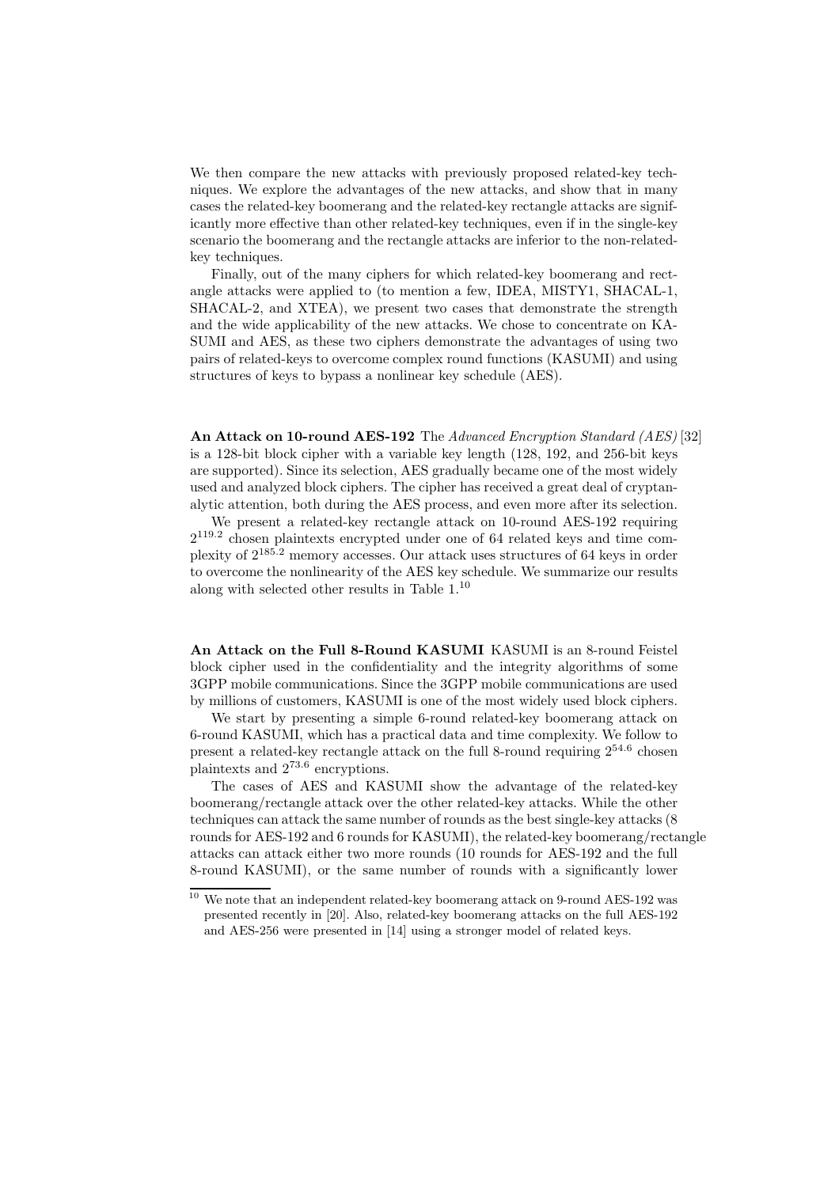We then compare the new attacks with previously proposed related-key techniques. We explore the advantages of the new attacks, and show that in many cases the related-key boomerang and the related-key rectangle attacks are significantly more effective than other related-key techniques, even if in the single-key scenario the boomerang and the rectangle attacks are inferior to the non-related-key techniques.

Finally, out of the many ciphers for which related-key boomerang and rectangle attacks were applied to (to mention a few, IDEA, MISTY1, SHACAL-1, SHACAL-2, and XTEA), we present two cases that demonstrate the strength and the wide applicability of the new attacks. We chose to concentrate on KASUMI and AES, as these two ciphers demonstrate the advantages of using two pairs of related-keys to overcome complex round functions (KASUMI) and using structures of keys to bypass a nonlinear key schedule (AES).

**An Attack on 10-round AES-192** The *Advanced Encryption Standard (AES)* [32] is a 128-bit block cipher with a variable key length (128, 192, and 256-bit keys are supported). Since its selection, AES gradually became one of the most widely used and analyzed block ciphers. The cipher has received a great deal of cryptanalytic attention, both during the AES process, and even more after its selection.

We present a related-key rectangle attack on 10-round AES-192 requiring $2^{119.2}$ chosen plaintexts encrypted under one of 64 related keys and time complexity of $2^{185.2}$ memory accesses. Our attack uses structures of 64 keys in order to overcome the nonlinearity of the AES key schedule. We summarize our results along with selected other results in Table 1.[10]

**An Attack on the Full 8-Round KASUMI** KASUMI is an 8-round Feistel block cipher used in the confidentiality and the integrity algorithms of some 3GPP mobile communications. Since the 3GPP mobile communications are used by millions of customers, KASUMI is one of the most widely used block ciphers.

We start by presenting a simple 6-round related-key boomerang attack on 6-round KASUMI, which has a practical data and time complexity. We follow to present a related-key rectangle attack on the full 8-round requiring $2^{54.6}$ chosen plaintexts and $2^{73.6}$ encryptions.

The cases of AES and KASUMI show the advantage of the related-key boomerang/rectangle attack over the other related-key attacks. While the other techniques can attack the same number of rounds as the best single-key attacks (8 rounds for AES-192 and 6 rounds for KASUMI), the related-key boomerang/rectangle attacks can attack either two more rounds (10 rounds for AES-192 and the full 8-round KASUMI), or the same number of rounds with a significantly lower

[10] We note that an independent related-key boomerang attack on 9-round AES-192 was presented recently in [20]. Also, related-key boomerang attacks on the full AES-192 and AES-256 were presented in [14] using a stronger model of related keys.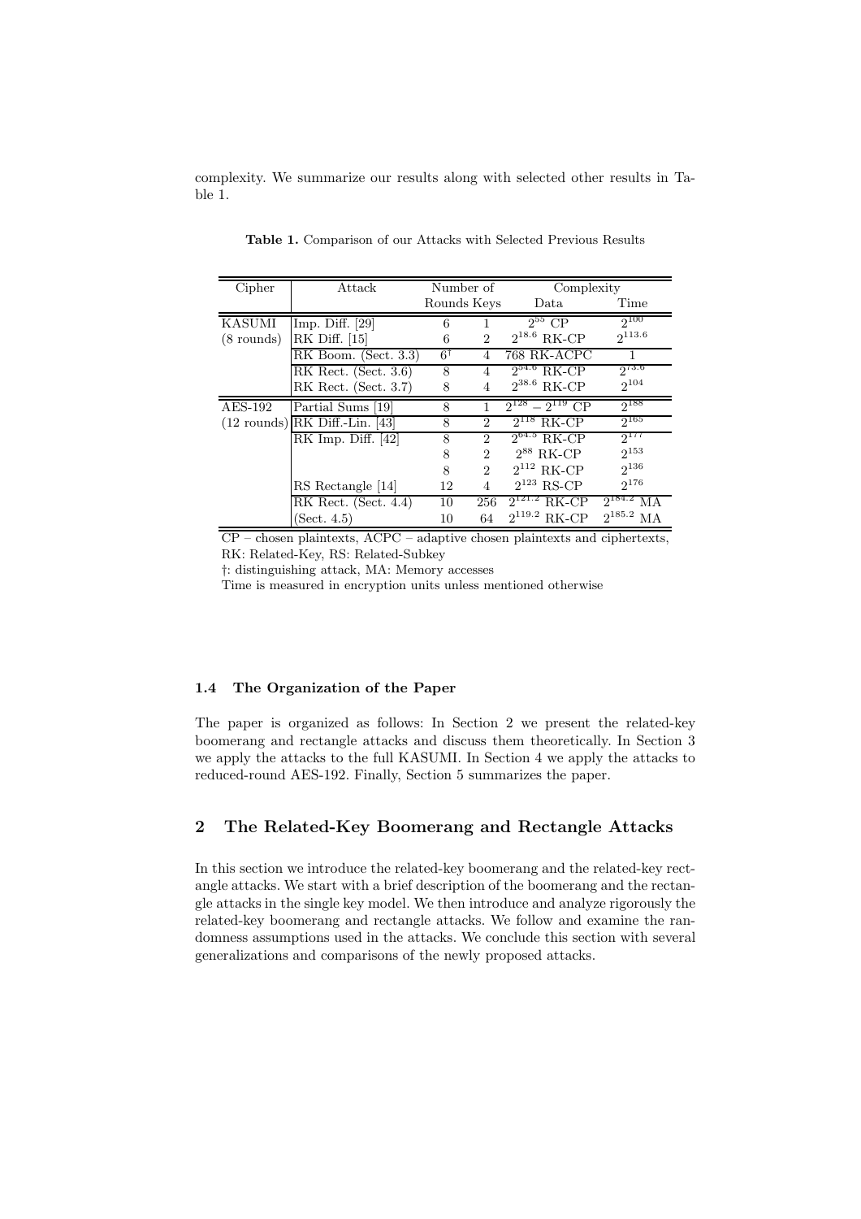complexity. We summarize our results along with selected other results in Table 1.

**Table 1.** Comparison of our Attacks with Selected Previous Results

| Cipher | Attack | Number of Rounds | Number of Keys | Complexity Data | Complexity Time |
|---|---|---|---|---|---|
| KASUMI | Imp. Diff. [29] | 6 | 1 | $2^{55}$ CP | $2^{100}$ |
| (8 rounds) | RK Diff. [15] | 6 | 2 | $2^{18.6}$ RK-CP | $2^{113.6}$ |
| | RK Boom. (Sect. 3.3) | $6^{\dagger}$ | 4 | 768 RK-ACPC | 1 |
| | RK Rect. (Sect. 3.6) | 8 | 4 | $2^{54.6}$ RK-CP | $2^{73.6}$ |
| | RK Rect. (Sect. 3.7) | 8 | 4 | $2^{38.6}$ RK-CP | $2^{104}$ |
| AES-192 | Partial Sums [19] | 8 | 1 | $2^{128} - 2^{119}$ CP | $2^{188}$ |
| (12 rounds) | RK Diff.-Lin. [43] | 8 | 2 | $2^{118}$ RK-CP | $2^{165}$ |
| | RK Imp. Diff. [42] | 8 | 2 | $2^{64.5}$ RK-CP | $2^{177}$ |
| | | 8 | 2 | $2^{88}$ RK-CP | $2^{153}$ |
| | | 8 | 2 | $2^{112}$ RK-CP | $2^{136}$ |
| | RS Rectangle [14] | 12 | 4 | $2^{123}$ RS-CP | $2^{176}$ |
| | RK Rect. (Sect. 4.4) | 10 | 256 | $2^{121.2}$ RK-CP | $2^{184.2}$ MA |
| | (Sect. 4.5) | 10 | 64 | $2^{119.2}$ RK-CP | $2^{185.2}$ MA |

CP – chosen plaintexts, ACPC – adaptive chosen plaintexts and ciphertexts, RK: Related-Key, RS: Related-Subkey

†: distinguishing attack, MA: Memory accesses

Time is measured in encryption units unless mentioned otherwise

### 1.4 The Organization of the Paper

The paper is organized as follows: In Section 2 we present the related-key boomerang and rectangle attacks and discuss them theoretically. In Section 3 we apply the attacks to the full KASUMI. In Section 4 we apply the attacks to reduced-round AES-192. Finally, Section 5 summarizes the paper.

## 2 The Related-Key Boomerang and Rectangle Attacks

In this section we introduce the related-key boomerang and the related-key rectangle attacks. We start with a brief description of the boomerang and the rectangle attacks in the single key model. We then introduce and analyze rigorously the related-key boomerang and rectangle attacks. We follow and examine the randomness assumptions used in the attacks. We conclude this section with several generalizations and comparisons of the newly proposed attacks.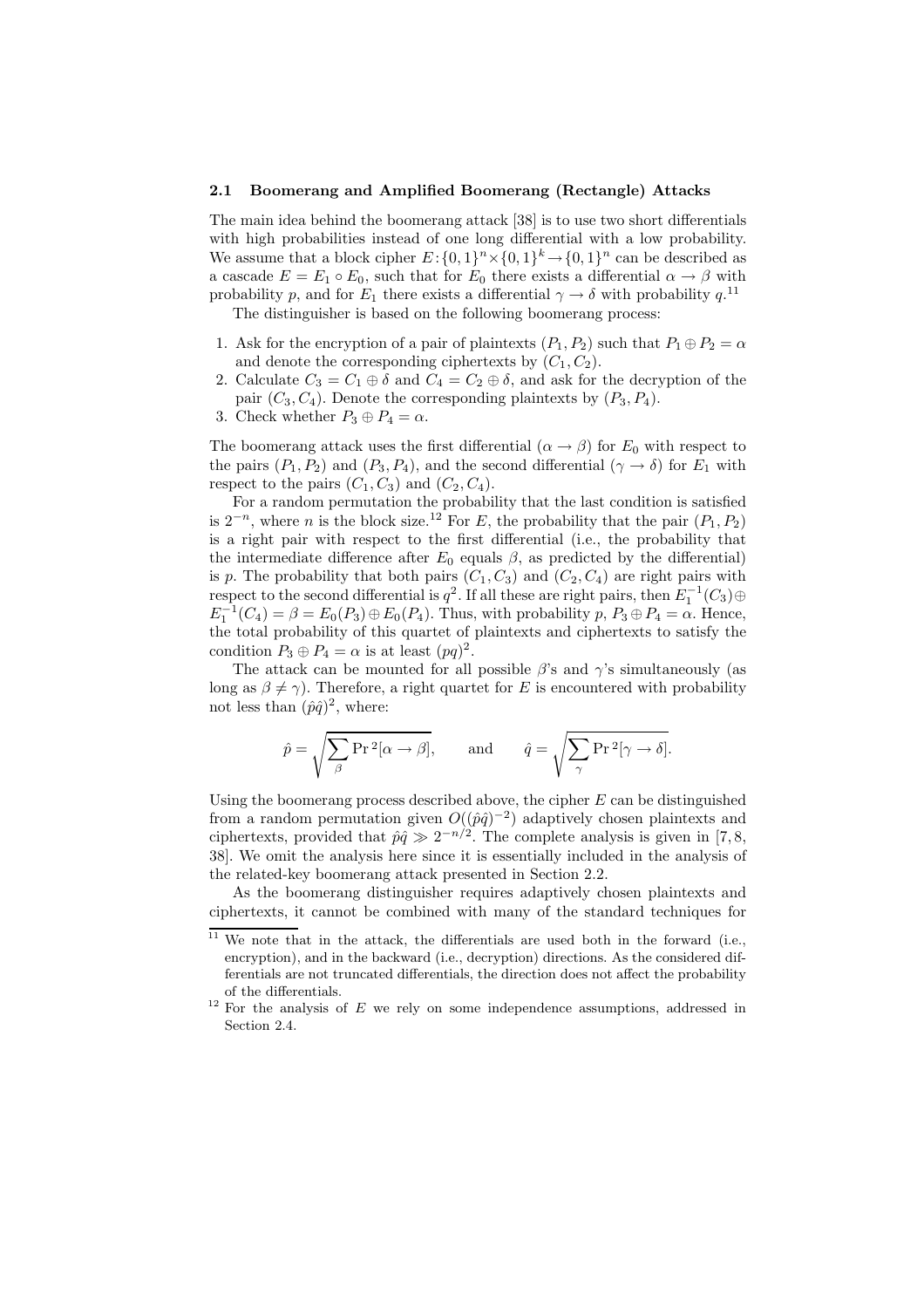### 2.1 Boomerang and Amplified Boomerang (Rectangle) Attacks

The main idea behind the boomerang attack [38] is to use two short differentials with high probabilities instead of one long differential with a low probability. We assume that a block cipher $E : \{0,1\}^n \times \{0,1\}^k \to \{0,1\}^n$ can be described as a cascade $E = E_1 \circ E_0$, such that for $E_0$ there exists a differential $\alpha \to \beta$ with probability $p$, and for $E_1$ there exists a differential $\gamma \to \delta$ with probability $q$.[11]

The distinguisher is based on the following boomerang process:

1. Ask for the encryption of a pair of plaintexts $(P_1, P_2)$ such that $P_1 \oplus P_2 = \alpha$ and denote the corresponding ciphertexts by $(C_1, C_2)$.
2. Calculate $C_3 = C_1 \oplus \delta$ and $C_4 = C_2 \oplus \delta$, and ask for the decryption of the pair $(C_3, C_4)$. Denote the corresponding plaintexts by $(P_3, P_4)$.
3. Check whether $P_3 \oplus P_4 = \alpha$.

The boomerang attack uses the first differential ($\alpha \to \beta$) for $E_0$ with respect to the pairs $(P_1, P_2)$ and $(P_3, P_4)$, and the second differential ($\gamma \to \delta$) for $E_1$ with respect to the pairs $(C_1, C_3)$ and $(C_2, C_4)$.

For a random permutation the probability that the last condition is satisfied is $2^{-n}$, where $n$ is the block size.[12] For $E$, the probability that the pair $(P_1, P_2)$ is a right pair with respect to the first differential (i.e., the probability that the intermediate difference after $E_0$ equals $\beta$, as predicted by the differential) is $p$. The probability that both pairs $(C_1, C_3)$ and $(C_2, C_4)$ are right pairs with respect to the second differential is $q^2$. If all these are right pairs, then $E_1^{-1}(C_3) \oplus E_1^{-1}(C_4) = \beta = E_0(P_3) \oplus E_0(P_4)$. Thus, with probability $p$, $P_3 \oplus P_4 = \alpha$. Hence, the total probability of this quartet of plaintexts and ciphertexts to satisfy the condition $P_3 \oplus P_4 = \alpha$ is at least $(pq)^2$.

The attack can be mounted for all possible $\beta$'s and $\gamma$'s simultaneously (as long as $\beta \neq \gamma$). Therefore, a right quartet for $E$ is encountered with probability not less than $(\hat{p}\hat{q})^2$, where:

$$\hat{p} = \sqrt{\sum_{\beta} \Pr{}^2[\alpha \to \beta]}, \qquad \text{and} \qquad \hat{q} = \sqrt{\sum_{\gamma} \Pr{}^2[\gamma \to \delta]}.$$

Using the boomerang process described above, the cipher $E$ can be distinguished from a random permutation given $O((\hat{p}\hat{q})^{-2})$ adaptively chosen plaintexts and ciphertexts, provided that $\hat{p}\hat{q} \gg 2^{-n/2}$. The complete analysis is given in [7, 8, 38]. We omit the analysis here since it is essentially included in the analysis of the related-key boomerang attack presented in Section 2.2.

As the boomerang distinguisher requires adaptively chosen plaintexts and ciphertexts, it cannot be combined with many of the standard techniques for

---

[11] We note that in the attack, the differentials are used both in the forward (i.e., encryption), and in the backward (i.e., decryption) directions. As the considered differentials are not truncated differentials, the direction does not affect the probability of the differentials.

[12] For the analysis of $E$ we rely on some independence assumptions, addressed in Section 2.4.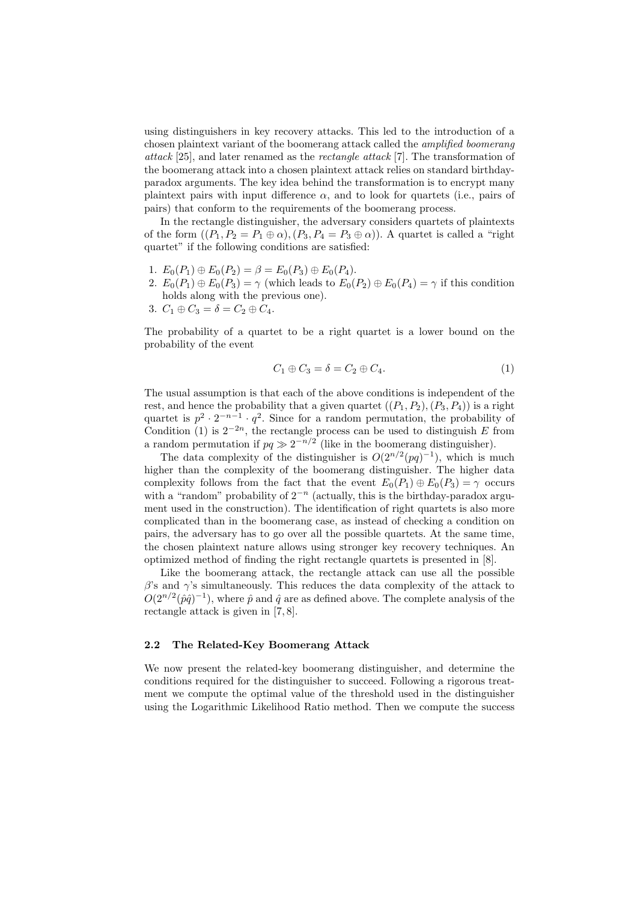using distinguishers in key recovery attacks. This led to the introduction of a chosen plaintext variant of the boomerang attack called the *amplified boomerang attack* [25], and later renamed as the *rectangle attack* [7]. The transformation of the boomerang attack into a chosen plaintext attack relies on standard birthday-paradox arguments. The key idea behind the transformation is to encrypt many plaintext pairs with input difference $\alpha$, and to look for quartets (i.e., pairs of pairs) that conform to the requirements of the boomerang process.

In the rectangle distinguisher, the adversary considers quartets of plaintexts of the form $((P_1, P_2 = P_1 \oplus \alpha), (P_3, P_4 = P_3 \oplus \alpha))$. A quartet is called a "right quartet" if the following conditions are satisfied:

1. $E_0(P_1) \oplus E_0(P_2) = \beta = E_0(P_3) \oplus E_0(P_4)$.
2. $E_0(P_1) \oplus E_0(P_3) = \gamma$ (which leads to $E_0(P_2) \oplus E_0(P_4) = \gamma$ if this condition holds along with the previous one).
3. $C_1 \oplus C_3 = \delta = C_2 \oplus C_4$.

The probability of a quartet to be a right quartet is a lower bound on the probability of the event

$$C_1 \oplus C_3 = \delta = C_2 \oplus C_4. \tag{1}$$

The usual assumption is that each of the above conditions is independent of the rest, and hence the probability that a given quartet $((P_1, P_2), (P_3, P_4))$ is a right quartet is $p^2 \cdot 2^{-n-1} \cdot q^2$. Since for a random permutation, the probability of Condition (1) is $2^{-2n}$, the rectangle process can be used to distinguish $E$ from a random permutation if $pq \gg 2^{-n/2}$ (like in the boomerang distinguisher).

The data complexity of the distinguisher is $O(2^{n/2}(pq)^{-1})$, which is much higher than the complexity of the boomerang distinguisher. The higher data complexity follows from the fact that the event $E_0(P_1) \oplus E_0(P_3) = \gamma$ occurs with a "random" probability of $2^{-n}$ (actually, this is the birthday-paradox argument used in the construction). The identification of right quartets is also more complicated than in the boomerang case, as instead of checking a condition on pairs, the adversary has to go over all the possible quartets. At the same time, the chosen plaintext nature allows using stronger key recovery techniques. An optimized method of finding the right rectangle quartets is presented in [8].

Like the boomerang attack, the rectangle attack can use all the possible $\beta$'s and $\gamma$'s simultaneously. This reduces the data complexity of the attack to $O(2^{n/2}(\hat{p}\hat{q})^{-1})$, where $\hat{p}$ and $\hat{q}$ are as defined above. The complete analysis of the rectangle attack is given in [7, 8].

### 2.2 The Related-Key Boomerang Attack

We now present the related-key boomerang distinguisher, and determine the conditions required for the distinguisher to succeed. Following a rigorous treatment we compute the optimal value of the threshold used in the distinguisher using the Logarithmic Likelihood Ratio method. Then we compute the success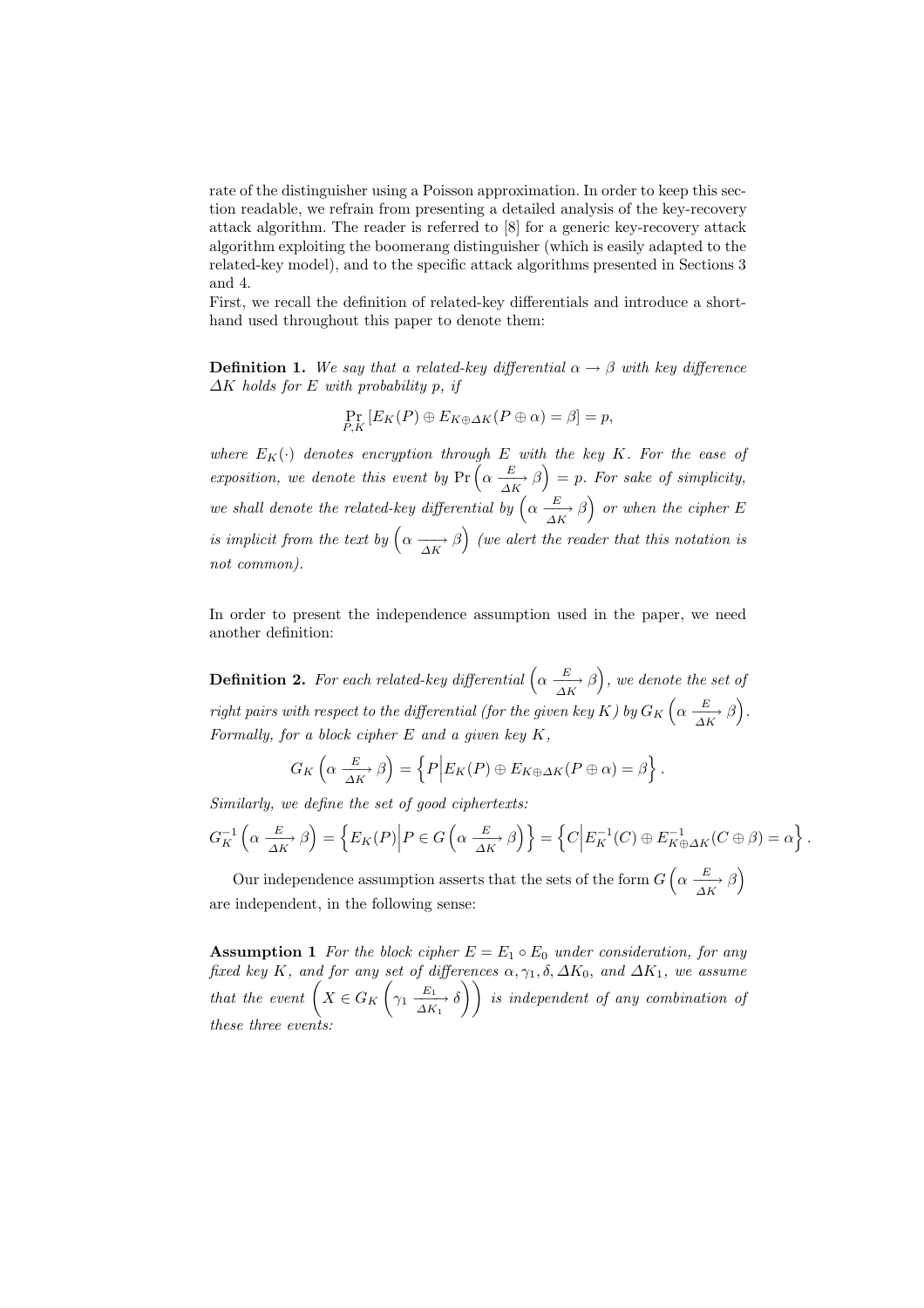rate of the distinguisher using a Poisson approximation. In order to keep this section readable, we refrain from presenting a detailed analysis of the key-recovery attack algorithm. The reader is referred to [8] for a generic key-recovery attack algorithm exploiting the boomerang distinguisher (which is easily adapted to the related-key model), and to the specific attack algorithms presented in Sections 3 and 4.

First, we recall the definition of related-key differentials and introduce a shorthand used throughout this paper to denote them:

**Definition 1.** *We say that a related-key differential $\alpha \to \beta$ with key difference $\Delta K$ holds for $E$ with probability $p$, if*

$$\Pr_{P,K}\left[E_K(P) \oplus E_{K \oplus \Delta K}(P \oplus \alpha) = \beta\right] = p,$$

*where $E_K(\cdot)$ denotes encryption through $E$ with the key $K$. For the ease of exposition, we denote this event by $\Pr\left(\alpha \xrightarrow[\Delta K]{E} \beta\right) = p$. For sake of simplicity, we shall denote the related-key differential by $\left(\alpha \xrightarrow[\Delta K]{E} \beta\right)$ or when the cipher $E$ is implicit from the text by $\left(\alpha \xrightarrow[\Delta K]{} \beta\right)$ (we alert the reader that this notation is not common).*

In order to present the independence assumption used in the paper, we need another definition:

**Definition 2.** *For each related-key differential $\left(\alpha \xrightarrow[\Delta K]{E} \beta\right)$, we denote the set of right pairs with respect to the differential (for the given key $K$) by $G_K\left(\alpha \xrightarrow[\Delta K]{E} \beta\right)$. Formally, for a block cipher $E$ and a given key $K$,*

$$G_K\left(\alpha \xrightarrow[\Delta K]{E} \beta\right) = \left\{P \middle| E_K(P) \oplus E_{K \oplus \Delta K}(P \oplus \alpha) = \beta\right\}.$$

*Similarly, we define the set of good ciphertexts:*

$$G_K^{-1}\left(\alpha \xrightarrow[\Delta K]{E} \beta\right) = \left\{E_K(P) \middle| P \in G\left(\alpha \xrightarrow[\Delta K]{E} \beta\right)\right\} = \left\{C \middle| E_K^{-1}(C) \oplus E_{K \oplus \Delta K}^{-1}(C \oplus \beta) = \alpha\right\}.$$

Our independence assumption asserts that the sets of the form $G\left(\alpha \xrightarrow[\Delta K]{E} \beta\right)$ are independent, in the following sense:

**Assumption 1** *For the block cipher $E = E_1 \circ E_0$ under consideration, for any fixed key $K$, and for any set of differences $\alpha, \gamma_1, \delta, \Delta K_0$, and $\Delta K_1$, we assume that the event $\left(X \in G_K\left(\gamma_1 \xrightarrow[\Delta K_1]{E_1} \delta\right)\right)$ is independent of any combination of these three events:*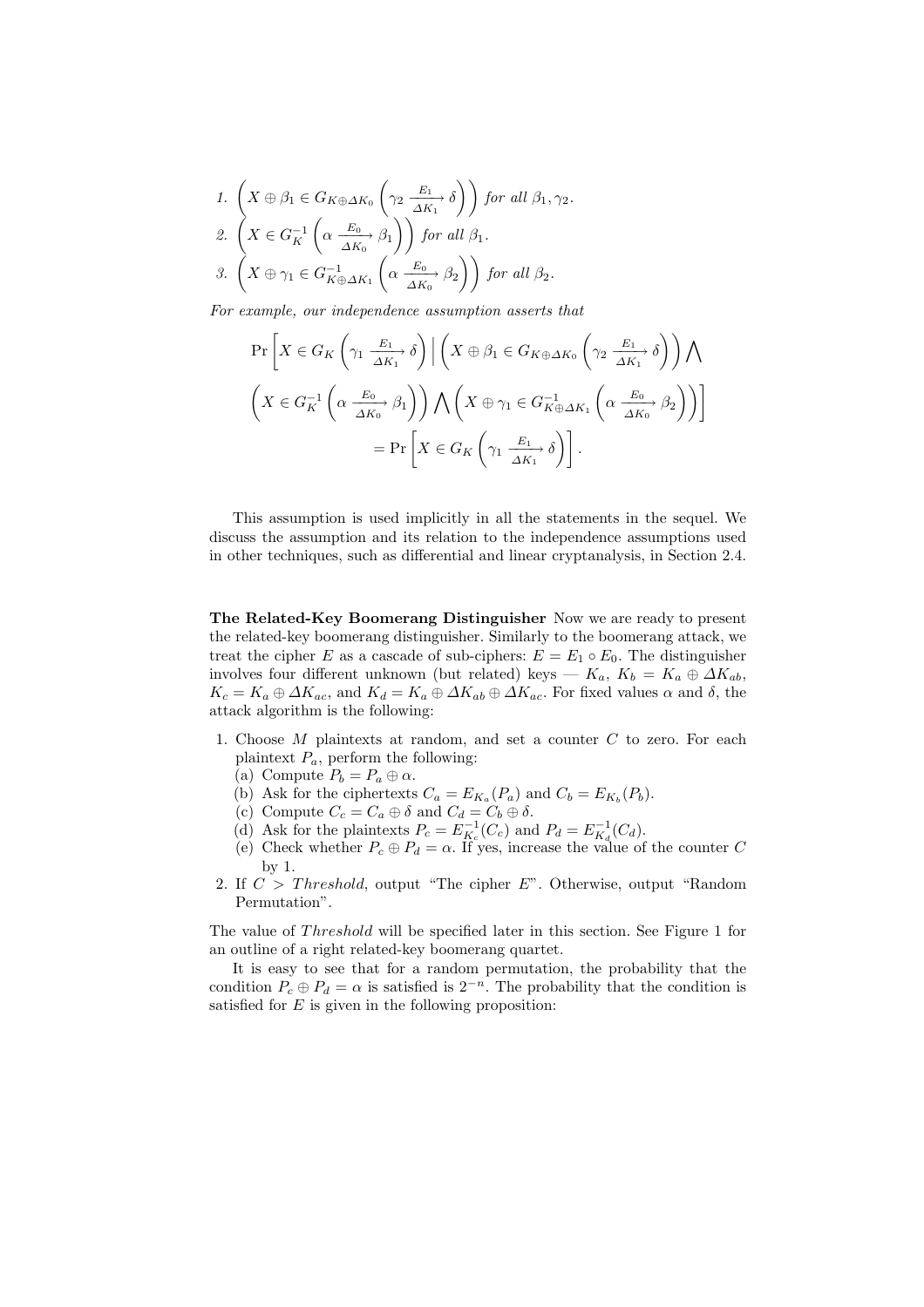1. $\left(X \oplus \beta_1 \in G_{K \oplus \Delta K_0}\left(\gamma_2 \xrightarrow[\Delta K_1]{E_1} \delta\right)\right)$ *for all* $\beta_1, \gamma_2$.
2. $\left(X \in G_K^{-1}\left(\alpha \xrightarrow[\Delta K_0]{E_0} \beta_1\right)\right)$ *for all* $\beta_1$.
3. $\left(X \oplus \gamma_1 \in G_{K \oplus \Delta K_1}^{-1}\left(\alpha \xrightarrow[\Delta K_0]{E_0} \beta_2\right)\right)$ *for all* $\beta_2$.

*For example, our independence assumption asserts that*

$$\Pr\left[X \in G_K\left(\gamma_1 \xrightarrow[\Delta K_1]{E_1} \delta\right) \Big| \left(X \oplus \beta_1 \in G_{K \oplus \Delta K_0}\left(\gamma_2 \xrightarrow[\Delta K_1]{E_1} \delta\right)\right) \bigwedge \left(X \in G_K^{-1}\left(\alpha \xrightarrow[\Delta K_0]{E_0} \beta_1\right)\right) \bigwedge \left(X \oplus \gamma_1 \in G_{K \oplus \Delta K_1}^{-1}\left(\alpha \xrightarrow[\Delta K_0]{E_0} \beta_2\right)\right)\right]$$
$$= \Pr\left[X \in G_K\left(\gamma_1 \xrightarrow[\Delta K_1]{E_1} \delta\right)\right].$$

This assumption is used implicitly in all the statements in the sequel. We discuss the assumption and its relation to the independence assumptions used in other techniques, such as differential and linear cryptanalysis, in Section 2.4.

**The Related-Key Boomerang Distinguisher** Now we are ready to present the related-key boomerang distinguisher. Similarly to the boomerang attack, we treat the cipher $E$ as a cascade of sub-ciphers: $E = E_1 \circ E_0$. The distinguisher involves four different unknown (but related) keys — $K_a$, $K_b = K_a \oplus \Delta K_{ab}$, $K_c = K_a \oplus \Delta K_{ac}$, and $K_d = K_a \oplus \Delta K_{ab} \oplus \Delta K_{ac}$. For fixed values $\alpha$ and $\delta$, the attack algorithm is the following:

1. Choose $M$ plaintexts at random, and set a counter $C$ to zero. For each plaintext $P_a$, perform the following:
   (a) Compute $P_b = P_a \oplus \alpha$.
   (b) Ask for the ciphertexts $C_a = E_{K_a}(P_a)$ and $C_b = E_{K_b}(P_b)$.
   (c) Compute $C_c = C_a \oplus \delta$ and $C_d = C_b \oplus \delta$.
   (d) Ask for the plaintexts $P_c = E_{K_c}^{-1}(C_c)$ and $P_d = E_{K_d}^{-1}(C_d)$.
   (e) Check whether $P_c \oplus P_d = \alpha$. If yes, increase the value of the counter $C$ by 1.
2. If $C > Threshold$, output "The cipher $E$". Otherwise, output "Random Permutation".

The value of $Threshold$ will be specified later in this section. See Figure 1 for an outline of a right related-key boomerang quartet.

It is easy to see that for a random permutation, the probability that the condition $P_c \oplus P_d = \alpha$ is satisfied is $2^{-n}$. The probability that the condition is satisfied for $E$ is given in the following proposition: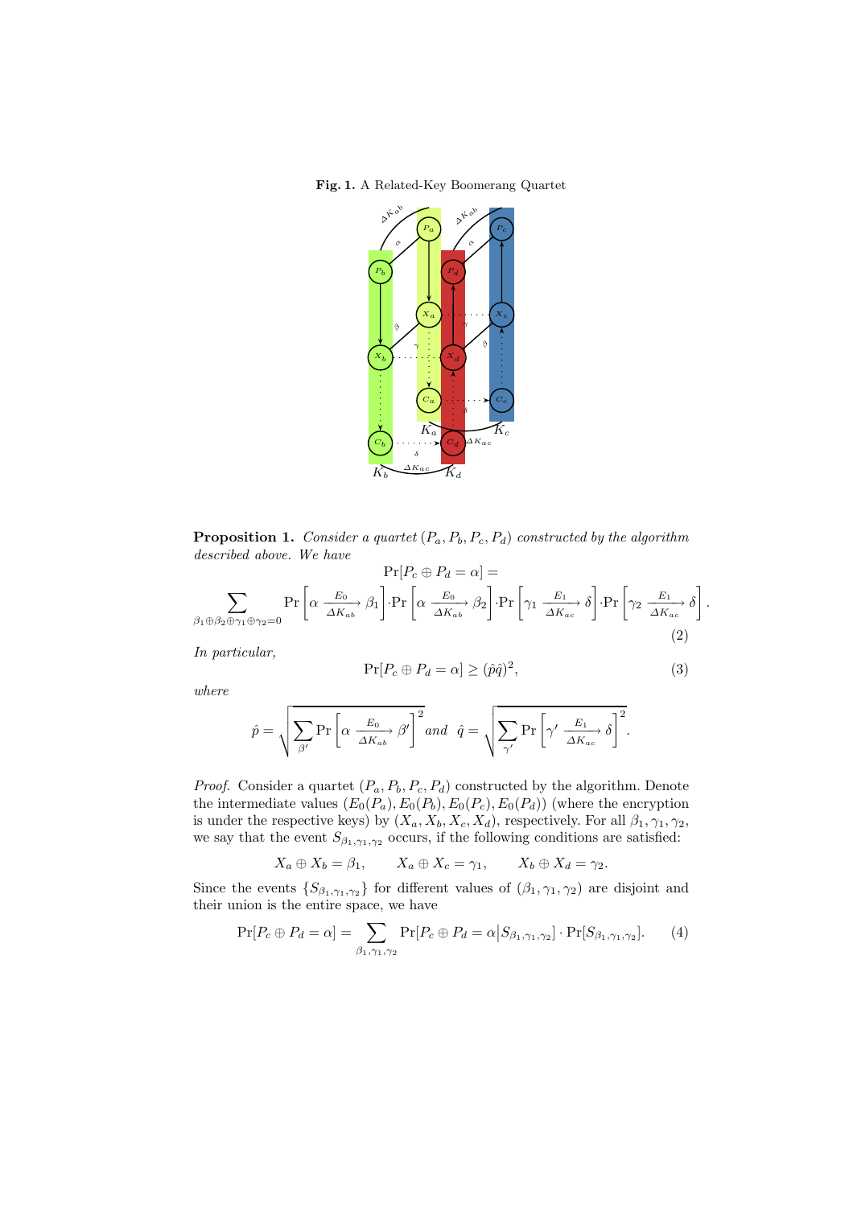**Fig. 1.** A Related-Key Boomerang Quartet

**Proposition 1.** *Consider a quartet $(P_a, P_b, P_c, P_d)$ constructed by the algorithm described above. We have*

$$\Pr[P_c \oplus P_d = \alpha] = \sum_{\beta_1 \oplus \beta_2 \oplus \gamma_1 \oplus \gamma_2 = 0} \Pr\left[\alpha \xrightarrow[\Delta K_{ab}]{E_0} \beta_1\right] \cdot \Pr\left[\alpha \xrightarrow[\Delta K_{ab}]{E_0} \beta_2\right] \cdot \Pr\left[\gamma_1 \xrightarrow[\Delta K_{ac}]{E_1} \delta\right] \cdot \Pr\left[\gamma_2 \xrightarrow[\Delta K_{ac}]{E_1} \delta\right]. \quad (2)$$

*In particular,*

$$\Pr[P_c \oplus P_d = \alpha] \geq (\hat{p}\hat{q})^2, \quad (3)$$

*where*

$$\hat{p} = \sqrt{\sum_{\beta'} \Pr\left[\alpha \xrightarrow[\Delta K_{ab}]{E_0} \beta'\right]^2} \text{ and } \hat{q} = \sqrt{\sum_{\gamma'} \Pr\left[\gamma' \xrightarrow[\Delta K_{ac}]{E_1} \delta\right]^2}.$$

*Proof.* Consider a quartet $(P_a, P_b, P_c, P_d)$ constructed by the algorithm. Denote the intermediate values $(E_0(P_a), E_0(P_b), E_0(P_c), E_0(P_d))$ (where the encryption is under the respective keys) by $(X_a, X_b, X_c, X_d)$, respectively. For all $\beta_1, \gamma_1, \gamma_2$, we say that the event $S_{\beta_1,\gamma_1,\gamma_2}$ occurs, if the following conditions are satisfied:

$$X_a \oplus X_b = \beta_1, \qquad X_a \oplus X_c = \gamma_1, \qquad X_b \oplus X_d = \gamma_2.$$

Since the events $\{S_{\beta_1,\gamma_1,\gamma_2}\}$ for different values of $(\beta_1, \gamma_1, \gamma_2)$ are disjoint and their union is the entire space, we have

$$\Pr[P_c \oplus P_d = \alpha] = \sum_{\beta_1,\gamma_1,\gamma_2} \Pr[P_c \oplus P_d = \alpha \big| S_{\beta_1,\gamma_1,\gamma_2}] \cdot \Pr[S_{\beta_1,\gamma_1,\gamma_2}]. \quad (4)$$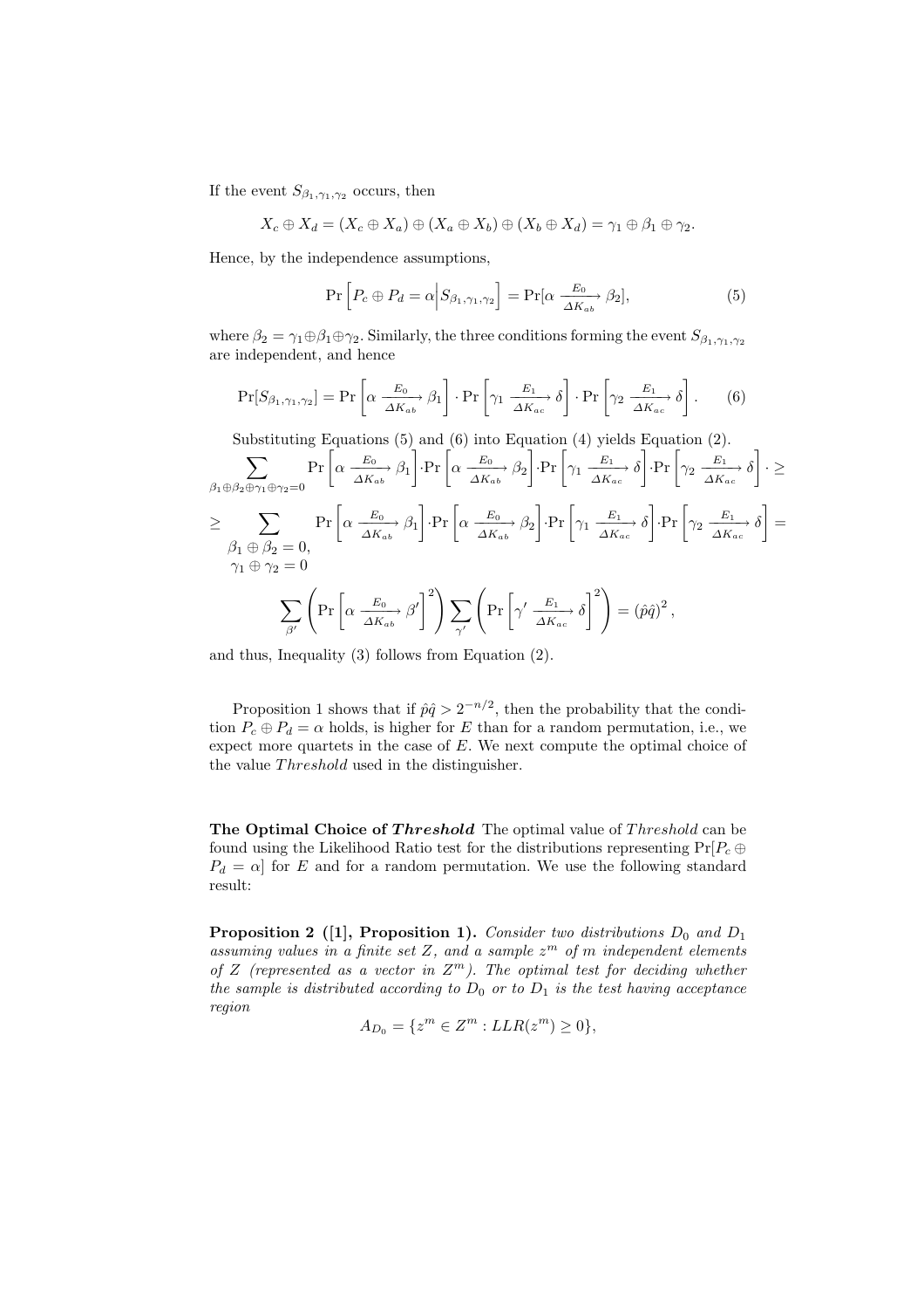If the event $S_{\beta_1,\gamma_1,\gamma_2}$ occurs, then

$$X_c \oplus X_d = (X_c \oplus X_a) \oplus (X_a \oplus X_b) \oplus (X_b \oplus X_d) = \gamma_1 \oplus \beta_1 \oplus \gamma_2.$$

Hence, by the independence assumptions,

$$\Pr\left[P_c \oplus P_d = \alpha \middle| S_{\beta_1,\gamma_1,\gamma_2}\right] = \Pr[\alpha \xrightarrow[\Delta K_{ab}]{E_0} \beta_2], \tag{5}$$

where $\beta_2 = \gamma_1 \oplus \beta_1 \oplus \gamma_2$. Similarly, the three conditions forming the event $S_{\beta_1,\gamma_1,\gamma_2}$ are independent, and hence

$$\Pr[S_{\beta_1,\gamma_1,\gamma_2}] = \Pr\left[\alpha \xrightarrow[\Delta K_{ab}]{E_0} \beta_1\right] \cdot \Pr\left[\gamma_1 \xrightarrow[\Delta K_{ac}]{E_1} \delta\right] \cdot \Pr\left[\gamma_2 \xrightarrow[\Delta K_{ac}]{E_1} \delta\right]. \tag{6}$$

Substituting Equations (5) and (6) into Equation (4) yields Equation (2).

$$\sum_{\beta_1 \oplus \beta_2 \oplus \gamma_1 \oplus \gamma_2 = 0} \Pr\left[\alpha \xrightarrow[\Delta K_{ab}]{E_0} \beta_1\right] \cdot \Pr\left[\alpha \xrightarrow[\Delta K_{ab}]{E_0} \beta_2\right] \cdot \Pr\left[\gamma_1 \xrightarrow[\Delta K_{ac}]{E_1} \delta\right] \cdot \Pr\left[\gamma_2 \xrightarrow[\Delta K_{ac}]{E_1} \delta\right] \cdot \geq$$

$$\geq \sum_{\substack{\beta_1 \oplus \beta_2 = 0, \\ \gamma_1 \oplus \gamma_2 = 0}} \Pr\left[\alpha \xrightarrow[\Delta K_{ab}]{E_0} \beta_1\right] \cdot \Pr\left[\alpha \xrightarrow[\Delta K_{ab}]{E_0} \beta_2\right] \cdot \Pr\left[\gamma_1 \xrightarrow[\Delta K_{ac}]{E_1} \delta\right] \cdot \Pr\left[\gamma_2 \xrightarrow[\Delta K_{ac}]{E_1} \delta\right] =$$

$$\sum_{\beta'} \left(\Pr\left[\alpha \xrightarrow[\Delta K_{ab}]{E_0} \beta'\right]^2\right) \sum_{\gamma'} \left(\Pr\left[\gamma' \xrightarrow[\Delta K_{ac}]{E_1} \delta\right]^2\right) = (\hat{p}\hat{q})^2,$$

and thus, Inequality (3) follows from Equation (2).

Proposition 1 shows that if $\hat{p}\hat{q} > 2^{-n/2}$, then the probability that the condition $P_c \oplus P_d = \alpha$ holds, is higher for $E$ than for a random permutation, i.e., we expect more quartets in the case of $E$. We next compute the optimal choice of the value $Threshold$ used in the distinguisher.

**The Optimal Choice of *Threshold*** The optimal value of $Threshold$ can be found using the Likelihood Ratio test for the distributions representing $\Pr[P_c \oplus P_d = \alpha]$ for $E$ and for a random permutation. We use the following standard result:

**Proposition 2 ([1], Proposition 1).** *Consider two distributions $D_0$ and $D_1$ assuming values in a finite set $Z$, and a sample $z^m$ of $m$ independent elements of $Z$ (represented as a vector in $Z^m$). The optimal test for deciding whether the sample is distributed according to $D_0$ or to $D_1$ is the test having acceptance region*

$$A_{D_0} = \{z^m \in Z^m : LLR(z^m) \geq 0\},$$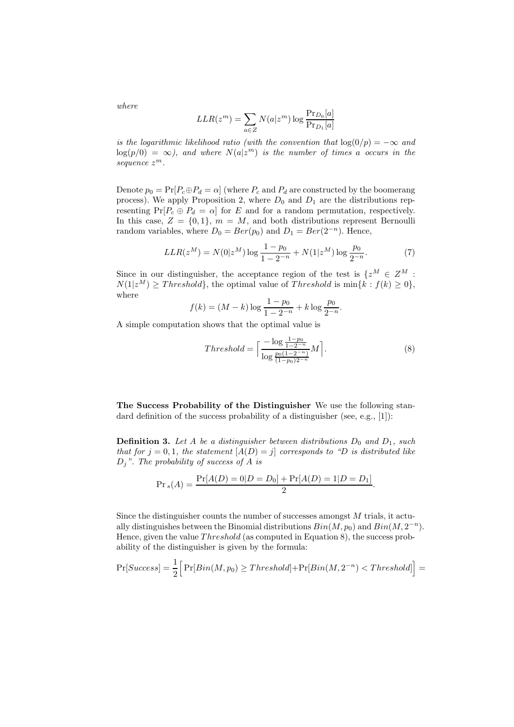*where*

$$LLR(z^m) = \sum_{a \in Z} N(a|z^m) \log \frac{\Pr_{D_0}[a]}{\Pr_{D_1}[a]}$$

*is the logarithmic likelihood ratio (with the convention that $\log(0/p) = -\infty$ and $\log(p/0) = \infty$), and where $N(a|z^m)$ is the number of times $a$ occurs in the sequence $z^m$.*

Denote $p_0 = \Pr[P_c \oplus P_d = \alpha]$ (where $P_c$ and $P_d$ are constructed by the boomerang process). We apply Proposition 2, where $D_0$ and $D_1$ are the distributions representing $\Pr[P_c \oplus P_d = \alpha]$ for $E$ and for a random permutation, respectively. In this case, $Z = \{0, 1\}$, $m = M$, and both distributions represent Bernoulli random variables, where $D_0 = Ber(p_0)$ and $D_1 = Ber(2^{-n})$. Hence,

$$LLR(z^M) = N(0|z^M) \log \frac{1 - p_0}{1 - 2^{-n}} + N(1|z^M) \log \frac{p_0}{2^{-n}}. \tag{7}$$

Since in our distinguisher, the acceptance region of the test is $\{z^M \in Z^M : N(1|z^M) \geq Threshold\}$, the optimal value of $Threshold$ is $\min\{k : f(k) \geq 0\}$, where

$$f(k) = (M - k) \log \frac{1 - p_0}{1 - 2^{-n}} + k \log \frac{p_0}{2^{-n}}.$$

A simple computation shows that the optimal value is

$$Threshold = \Big\lceil \frac{-\log \frac{1-p_0}{1-2^{-n}}}{\log \frac{p_0(1-2^{-n})}{(1-p_0)2^{-n}}} M \Big\rceil. \tag{8}$$

**The Success Probability of the Distinguisher** We use the following standard definition of the success probability of a distinguisher (see, e.g., [1]):

**Definition 3.** *Let $A$ be a distinguisher between distributions $D_0$ and $D_1$, such that for $j = 0, 1$, the statement $[A(D) = j]$ corresponds to "$D$ is distributed like $D_j$". The probability of success of $A$ is*

$$\Pr{}_s(A) = \frac{\Pr[A(D) = 0|D = D_0] + \Pr[A(D) = 1|D = D_1]}{2}.$$

Since the distinguisher counts the number of successes amongst $M$ trials, it actually distinguishes between the Binomial distributions $Bin(M, p_0)$ and $Bin(M, 2^{-n})$. Hence, given the value $Threshold$ (as computed in Equation 8), the success probability of the distinguisher is given by the formula:

$$\Pr[Success] = \frac{1}{2}\Big[\Pr[Bin(M, p_0) \geq Threshold] + \Pr[Bin(M, 2^{-n}) < Threshold]\Big] =$$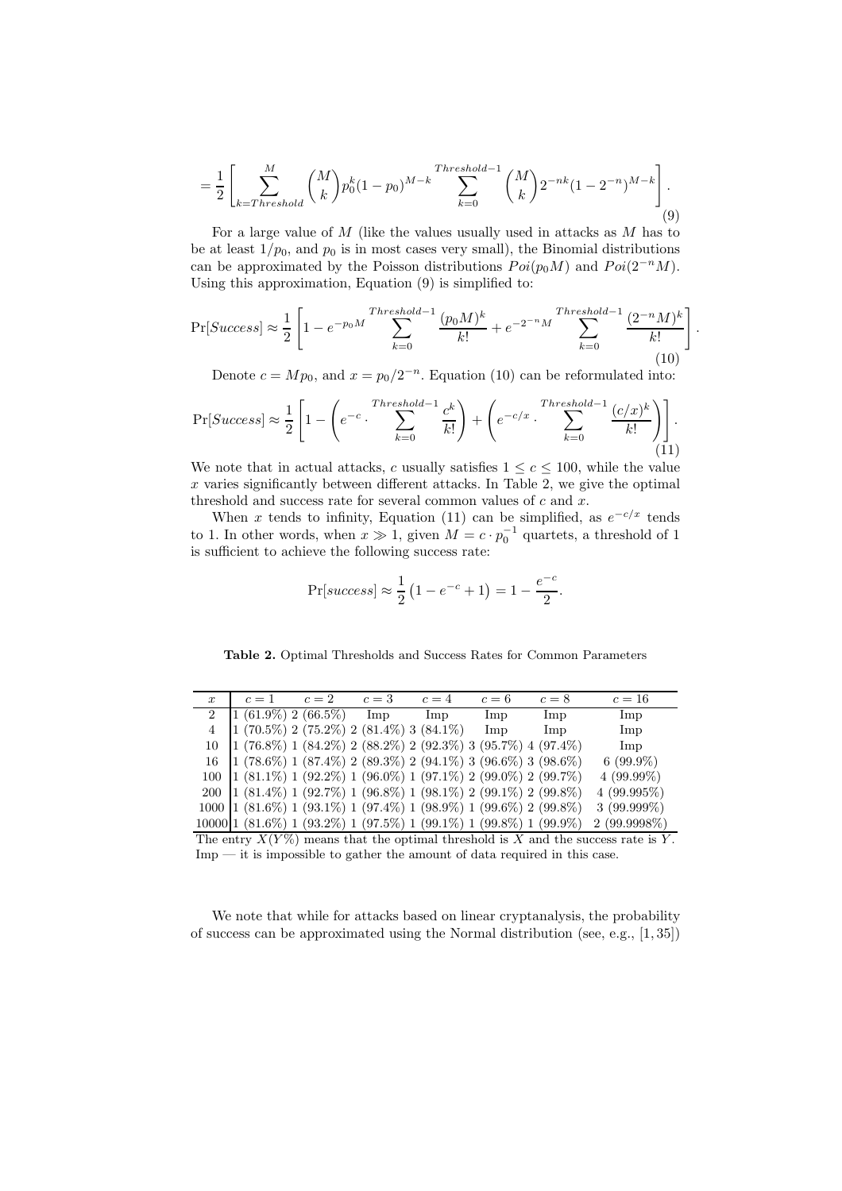$$= \frac{1}{2}\left[\sum_{k=Threshold}^{M}\binom{M}{k}p_0^k(1-p_0)^{M-k}\sum_{k=0}^{Threshold-1}\binom{M}{k}2^{-nk}(1-2^{-n})^{M-k}\right]. \tag{9}$$

For a large value of $M$ (like the values usually used in attacks as $M$ has to be at least $1/p_0$, and $p_0$ is in most cases very small), the Binomial distributions can be approximated by the Poisson distributions $Poi(p_0M)$ and $Poi(2^{-n}M)$. Using this approximation, Equation (9) is simplified to:

$$\Pr[Success] \approx \frac{1}{2}\left[1 - e^{-p_0M}\sum_{k=0}^{Threshold-1}\frac{(p_0M)^k}{k!} + e^{-2^{-n}M}\sum_{k=0}^{Threshold-1}\frac{(2^{-n}M)^k}{k!}\right]. \tag{10}$$

Denote $c = Mp_0$, and $x = p_0/2^{-n}$. Equation (10) can be reformulated into:

$$\Pr[Success] \approx \frac{1}{2}\left[1 - \left(e^{-c}\cdot\sum_{k=0}^{Threshold-1}\frac{c^k}{k!}\right) + \left(e^{-c/x}\cdot\sum_{k=0}^{Threshold-1}\frac{(c/x)^k}{k!}\right)\right]. \tag{11}$$

We note that in actual attacks, $c$ usually satisfies $1 \le c \le 100$, while the value $x$ varies significantly between different attacks. In Table 2, we give the optimal threshold and success rate for several common values of $c$ and $x$.

When $x$ tends to infinity, Equation (11) can be simplified, as $e^{-c/x}$ tends to 1. In other words, when $x \gg 1$, given $M = c \cdot p_0^{-1}$ quartets, a threshold of 1 is sufficient to achieve the following success rate:

$$\Pr[success] \approx \frac{1}{2}\left(1 - e^{-c} + 1\right) = 1 - \frac{e^{-c}}{2}.$$

**Table 2.** Optimal Thresholds and Success Rates for Common Parameters

| $x$ | $c = 1$ | $c = 2$ | $c = 3$ | $c = 4$ | $c = 6$ | $c = 8$ | $c = 16$ |
|---|---|---|---|---|---|---|---|
| 2 | 1 (61.9%) | 2 (66.5%) | Imp | Imp | Imp | Imp | Imp |
| 4 | 1 (70.5%) | 2 (75.2%) | 2 (81.4%) | 3 (84.1%) | Imp | Imp | Imp |
| 10 | 1 (76.8%) | 1 (84.2%) | 2 (88.2%) | 2 (92.3%) | 3 (95.7%) | 4 (97.4%) | Imp |
| 16 | 1 (78.6%) | 1 (87.4%) | 2 (89.3%) | 2 (94.1%) | 3 (96.6%) | 3 (98.6%) | 6 (99.9%) |
| 100 | 1 (81.1%) | 1 (92.2%) | 1 (96.0%) | 1 (97.1%) | 2 (99.0%) | 2 (99.7%) | 4 (99.99%) |
| 200 | 1 (81.4%) | 1 (92.7%) | 1 (96.8%) | 1 (98.1%) | 2 (99.1%) | 2 (99.8%) | 4 (99.995%) |
| 1000 | 1 (81.6%) | 1 (93.1%) | 1 (97.4%) | 1 (98.9%) | 1 (99.6%) | 2 (99.8%) | 3 (99.999%) |
| 10000 | 1 (81.6%) | 1 (93.2%) | 1 (97.5%) | 1 (99.1%) | 1 (99.8%) | 1 (99.9%) | 2 (99.9998%) |

The entry $X(Y\%)$ means that the optimal threshold is $X$ and the success rate is $Y$.
Imp — it is impossible to gather the amount of data required in this case.

We note that while for attacks based on linear cryptanalysis, the probability of success can be approximated using the Normal distribution (see, e.g., [1, 35])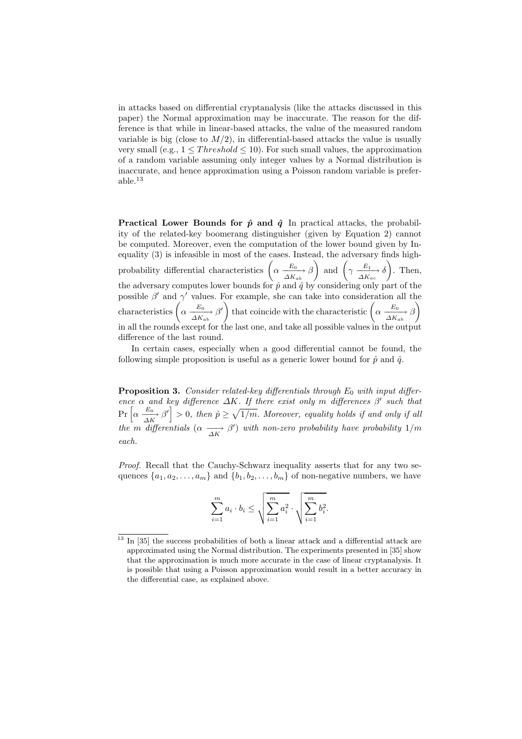in attacks based on differential cryptanalysis (like the attacks discussed in this paper) the Normal approximation may be inaccurate. The reason for the difference is that while in linear-based attacks, the value of the measured random variable is big (close to $M/2$), in differential-based attacks the value is usually very small (e.g., $1 \leq Threshold \leq 10$). For such small values, the approximation of a random variable assuming only integer values by a Normal distribution is inaccurate, and hence approximation using a Poisson random variable is preferable.[13]

**Practical Lower Bounds for $\hat{p}$ and $\hat{q}$** In practical attacks, the probability of the related-key boomerang distinguisher (given by Equation 2) cannot be computed. Moreover, even the computation of the lower bound given by Inequality (3) is infeasible in most of the cases. Instead, the adversary finds high-probability differential characteristics $\left(\alpha \xrightarrow[\Delta K_{ab}]{E_0} \beta\right)$ and $\left(\gamma \xrightarrow[\Delta K_{ac}]{E_1} \delta\right)$. Then, the adversary computes lower bounds for $\hat{p}$ and $\hat{q}$ by considering only part of the possible $\beta'$ and $\gamma'$ values. For example, she can take into consideration all the characteristics $\left(\alpha \xrightarrow[\Delta K_{ab}]{E_0} \beta'\right)$ that coincide with the characteristic $\left(\alpha \xrightarrow[\Delta K_{ab}]{E_0} \beta\right)$ in all the rounds except for the last one, and take all possible values in the output difference of the last round.

In certain cases, especially when a good differential cannot be found, the following simple proposition is useful as a generic lower bound for $\hat{p}$ and $\hat{q}$.

**Proposition 3.** *Consider related-key differentials through $E_0$ with input difference $\alpha$ and key difference $\Delta K$. If there exist only $m$ differences $\beta'$ such that $\Pr\left[\alpha \xrightarrow[\Delta K]{E_0} \beta'\right] > 0$, then $\hat{p} \geq \sqrt{1/m}$. Moreover, equality holds if and only if all the $m$ differentials $(\alpha \xrightarrow[\Delta K]{} \beta')$ with non-zero probability have probability $1/m$ each.*

*Proof.* Recall that the Cauchy-Schwarz inequality asserts that for any two sequences $\{a_1, a_2, \ldots, a_m\}$ and $\{b_1, b_2, \ldots, b_m\}$ of non-negative numbers, we have

$$\sum_{i=1}^{m} a_i \cdot b_i \leq \sqrt{\sum_{i=1}^{m} a_i^2} \cdot \sqrt{\sum_{i=1}^{m} b_i^2}.$$

[13] In [35] the success probabilities of both a linear attack and a differential attack are approximated using the Normal distribution. The experiments presented in [35] show that the approximation is much more accurate in the case of linear cryptanalysis. It is possible that using a Poisson approximation would result in a better accuracy in the differential case, as explained above.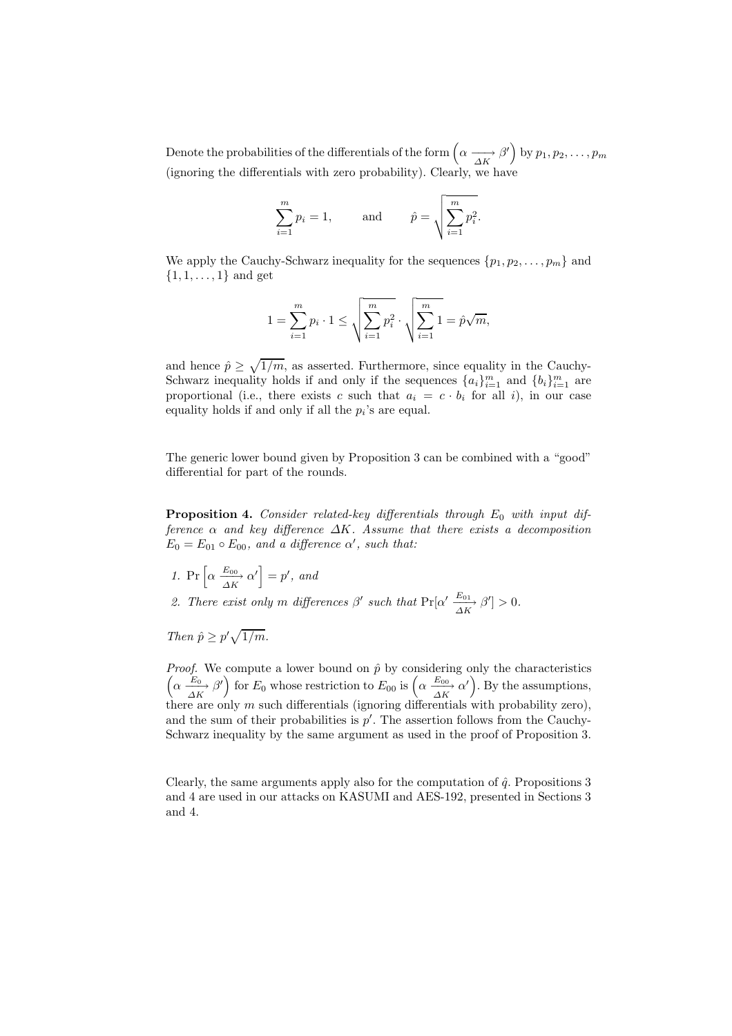Denote the probabilities of the differentials of the form $\left(\alpha \xrightarrow[\Delta K]{} \beta'\right)$ by $p_1, p_2, \ldots, p_m$ (ignoring the differentials with zero probability). Clearly, we have

$$\sum_{i=1}^{m} p_i = 1, \qquad \text{and} \qquad \hat{p} = \sqrt{\sum_{i=1}^{m} p_i^2}.$$

We apply the Cauchy-Schwarz inequality for the sequences $\{p_1, p_2, \ldots, p_m\}$ and $\{1, 1, \ldots, 1\}$ and get

$$1 = \sum_{i=1}^{m} p_i \cdot 1 \leq \sqrt{\sum_{i=1}^{m} p_i^2} \cdot \sqrt{\sum_{i=1}^{m} 1} = \hat{p}\sqrt{m},$$

and hence $\hat{p} \geq \sqrt{1/m}$, as asserted. Furthermore, since equality in the Cauchy-Schwarz inequality holds if and only if the sequences $\{a_i\}_{i=1}^m$ and $\{b_i\}_{i=1}^m$ are proportional (i.e., there exists $c$ such that $a_i = c \cdot b_i$ for all $i$), in our case equality holds if and only if all the $p_i$'s are equal.

The generic lower bound given by Proposition 3 can be combined with a "good" differential for part of the rounds.

**Proposition 4.** *Consider related-key differentials through $E_0$ with input difference $\alpha$ and key difference $\Delta K$. Assume that there exists a decomposition $E_0 = E_{01} \circ E_{00}$, and a difference $\alpha'$, such that:*

1. $\Pr\left[\alpha \xrightarrow[\Delta K]{E_{00}} \alpha'\right] = p'$*, and*
2. *There exist only $m$ differences $\beta'$ such that* $\Pr[\alpha' \xrightarrow[\Delta K]{E_{01}} \beta'] > 0$.

*Then $\hat{p} \geq p'\sqrt{1/m}$.*

*Proof.* We compute a lower bound on $\hat{p}$ by considering only the characteristics $\left(\alpha \xrightarrow[\Delta K]{E_0} \beta'\right)$ for $E_0$ whose restriction to $E_{00}$ is $\left(\alpha \xrightarrow[\Delta K]{E_{00}} \alpha'\right)$. By the assumptions, there are only $m$ such differentials (ignoring differentials with probability zero), and the sum of their probabilities is $p'$. The assertion follows from the Cauchy-Schwarz inequality by the same argument as used in the proof of Proposition 3.

Clearly, the same arguments apply also for the computation of $\hat{q}$. Propositions 3 and 4 are used in our attacks on KASUMI and AES-192, presented in Sections 3 and 4.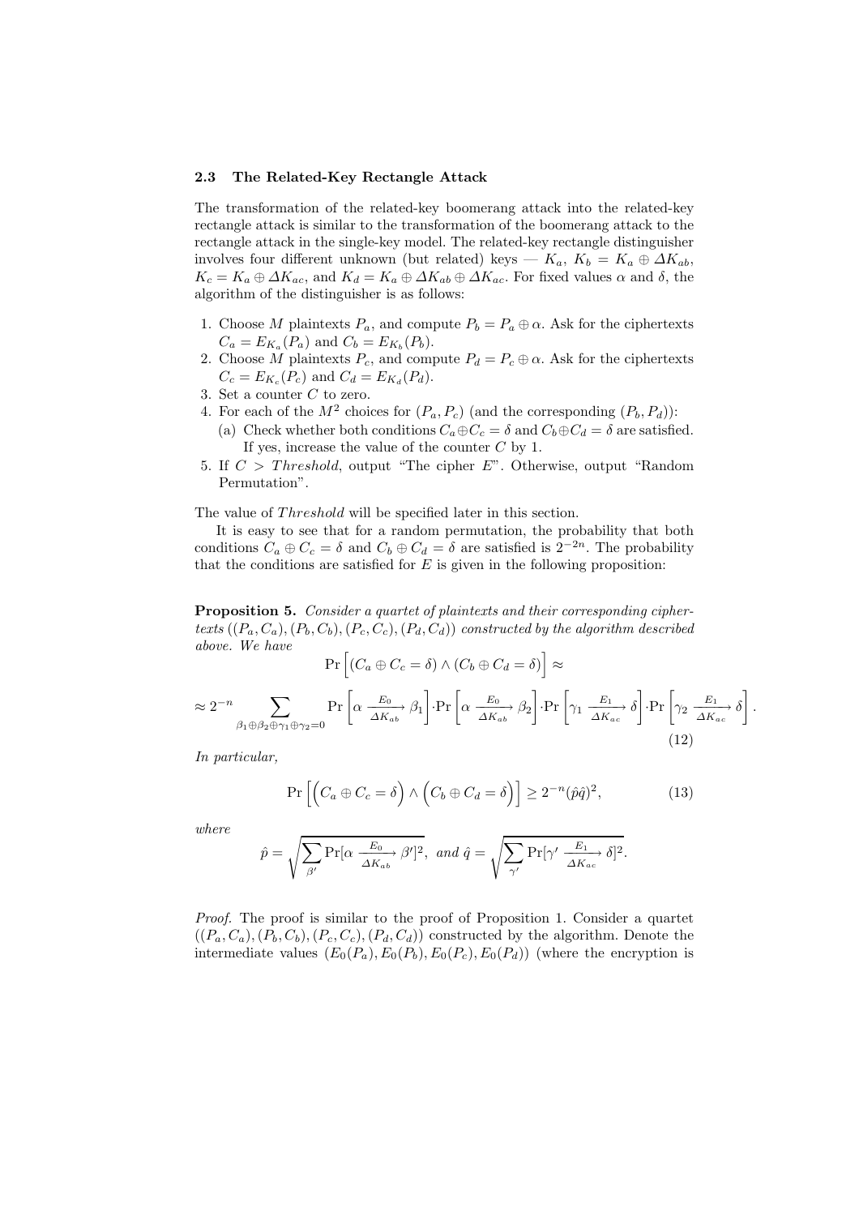### 2.3 The Related-Key Rectangle Attack

The transformation of the related-key boomerang attack into the related-key rectangle attack is similar to the transformation of the boomerang attack to the rectangle attack in the single-key model. The related-key rectangle distinguisher involves four different unknown (but related) keys — $K_a$, $K_b = K_a \oplus \Delta K_{ab}$, $K_c = K_a \oplus \Delta K_{ac}$, and $K_d = K_a \oplus \Delta K_{ab} \oplus \Delta K_{ac}$. For fixed values $\alpha$ and $\delta$, the algorithm of the distinguisher is as follows:

1. Choose $M$ plaintexts $P_a$, and compute $P_b = P_a \oplus \alpha$. Ask for the ciphertexts $C_a = E_{K_a}(P_a)$ and $C_b = E_{K_b}(P_b)$.
2. Choose $M$ plaintexts $P_c$, and compute $P_d = P_c \oplus \alpha$. Ask for the ciphertexts $C_c = E_{K_c}(P_c)$ and $C_d = E_{K_d}(P_d)$.
3. Set a counter $C$ to zero.
4. For each of the $M^2$ choices for $(P_a, P_c)$ (and the corresponding $(P_b, P_d)$):
   (a) Check whether both conditions $C_a \oplus C_c = \delta$ and $C_b \oplus C_d = \delta$ are satisfied. If yes, increase the value of the counter $C$ by 1.
5. If $C > Threshold$, output "The cipher $E$". Otherwise, output "Random Permutation".

The value of $Threshold$ will be specified later in this section.

It is easy to see that for a random permutation, the probability that both conditions $C_a \oplus C_c = \delta$ and $C_b \oplus C_d = \delta$ are satisfied is $2^{-2n}$. The probability that the conditions are satisfied for $E$ is given in the following proposition:

**Proposition 5.** *Consider a quartet of plaintexts and their corresponding ciphertexts $((P_a, C_a), (P_b, C_b), (P_c, C_c), (P_d, C_d))$ constructed by the algorithm described above. We have*

$$\Pr\Big[(C_a \oplus C_c = \delta) \wedge (C_b \oplus C_d = \delta)\Big] \approx$$

$$\approx 2^{-n} \sum_{\beta_1 \oplus \beta_2 \oplus \gamma_1 \oplus \gamma_2 = 0} \Pr\left[\alpha \xrightarrow[\Delta K_{ab}]{E_0} \beta_1\right] \cdot \Pr\left[\alpha \xrightarrow[\Delta K_{ab}]{E_0} \beta_2\right] \cdot \Pr\left[\gamma_1 \xrightarrow[\Delta K_{ac}]{E_1} \delta\right] \cdot \Pr\left[\gamma_2 \xrightarrow[\Delta K_{ac}]{E_1} \delta\right]. \quad (12)$$

*In particular,*

$$\Pr\Big[\Big(C_a \oplus C_c = \delta\Big) \wedge \Big(C_b \oplus C_d = \delta\Big)\Big] \geq 2^{-n}(\hat{p}\hat{q})^2, \quad (13)$$

*where*

$$\hat{p} = \sqrt{\sum_{\beta'} \Pr[\alpha \xrightarrow[\Delta K_{ab}]{E_0} \beta']^2}, \ \text{and} \ \hat{q} = \sqrt{\sum_{\gamma'} \Pr[\gamma' \xrightarrow[\Delta K_{ac}]{E_1} \delta]^2}.$$

*Proof.* The proof is similar to the proof of Proposition 1. Consider a quartet $((P_a, C_a), (P_b, C_b), (P_c, C_c), (P_d, C_d))$ constructed by the algorithm. Denote the intermediate values $(E_0(P_a), E_0(P_b), E_0(P_c), E_0(P_d))$ (where the encryption is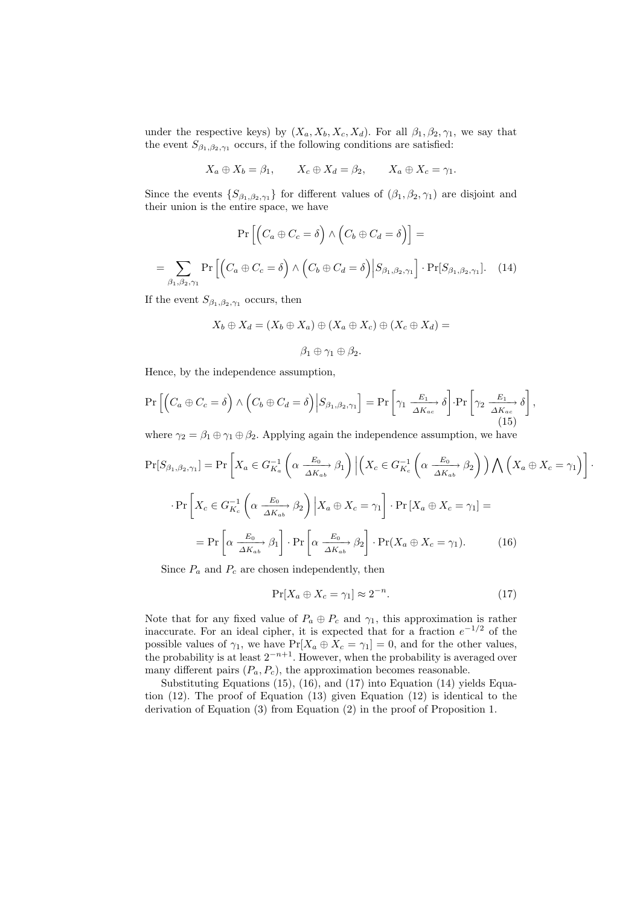under the respective keys) by $(X_a, X_b, X_c, X_d)$. For all $\beta_1, \beta_2, \gamma_1$, we say that the event $S_{\beta_1,\beta_2,\gamma_1}$ occurs, if the following conditions are satisfied:

$$X_a \oplus X_b = \beta_1, \qquad X_c \oplus X_d = \beta_2, \qquad X_a \oplus X_c = \gamma_1.$$

Since the events $\{S_{\beta_1,\beta_2,\gamma_1}\}$ for different values of $(\beta_1, \beta_2, \gamma_1)$ are disjoint and their union is the entire space, we have

$$\Pr\left[\left(C_a \oplus C_c = \delta\right) \wedge \left(C_b \oplus C_d = \delta\right)\right] =$$

$$= \sum_{\beta_1,\beta_2,\gamma_1} \Pr\left[\left(C_a \oplus C_c = \delta\right) \wedge \left(C_b \oplus C_d = \delta\right)\Big| S_{\beta_1,\beta_2,\gamma_1}\right] \cdot \Pr[S_{\beta_1,\beta_2,\gamma_1}]. \quad (14)$$

If the event $S_{\beta_1,\beta_2,\gamma_1}$ occurs, then

$$X_b \oplus X_d = (X_b \oplus X_a) \oplus (X_a \oplus X_c) \oplus (X_c \oplus X_d) =$$

$$\beta_1 \oplus \gamma_1 \oplus \beta_2.$$

Hence, by the independence assumption,

$$\Pr\left[\left(C_a \oplus C_c = \delta\right) \wedge \left(C_b \oplus C_d = \delta\right)\Big| S_{\beta_1,\beta_2,\gamma_1}\right] = \Pr\left[\gamma_1 \xrightarrow[\Delta K_{ac}]{E_1} \delta\right] \cdot \Pr\left[\gamma_2 \xrightarrow[\Delta K_{ac}]{E_1} \delta\right], \quad (15)$$

where $\gamma_2 = \beta_1 \oplus \gamma_1 \oplus \beta_2$. Applying again the independence assumption, we have

$$\Pr[S_{\beta_1,\beta_2,\gamma_1}] = \Pr\left[X_a \in G_{K_a}^{-1}\left(\alpha \xrightarrow[\Delta K_{ab}]{E_0} \beta_1\right) \Big| \left(X_c \in G_{K_c}^{-1}\left(\alpha \xrightarrow[\Delta K_{ab}]{E_0} \beta_2\right)\right) \bigwedge \left(X_a \oplus X_c = \gamma_1\right)\right] \cdot$$

$$\cdot \Pr\left[X_c \in G_{K_c}^{-1}\left(\alpha \xrightarrow[\Delta K_{ab}]{E_0} \beta_2\right) \Big| X_a \oplus X_c = \gamma_1\right] \cdot \Pr\left[X_a \oplus X_c = \gamma_1\right] =$$

$$= \Pr\left[\alpha \xrightarrow[\Delta K_{ab}]{E_0} \beta_1\right] \cdot \Pr\left[\alpha \xrightarrow[\Delta K_{ab}]{E_0} \beta_2\right] \cdot \Pr(X_a \oplus X_c = \gamma_1). \quad (16)$$

Since $P_a$ and $P_c$ are chosen independently, then

$$\Pr[X_a \oplus X_c = \gamma_1] \approx 2^{-n}. \quad (17)$$

Note that for any fixed value of $P_a \oplus P_c$ and $\gamma_1$, this approximation is rather inaccurate. For an ideal cipher, it is expected that for a fraction $e^{-1/2}$ of the possible values of $\gamma_1$, we have $\Pr[X_a \oplus X_c = \gamma_1] = 0$, and for the other values, the probability is at least $2^{-n+1}$. However, when the probability is averaged over many different pairs $(P_a, P_c)$, the approximation becomes reasonable.

Substituting Equations (15), (16), and (17) into Equation (14) yields Equation (12). The proof of Equation (13) given Equation (12) is identical to the derivation of Equation (3) from Equation (2) in the proof of Proposition 1.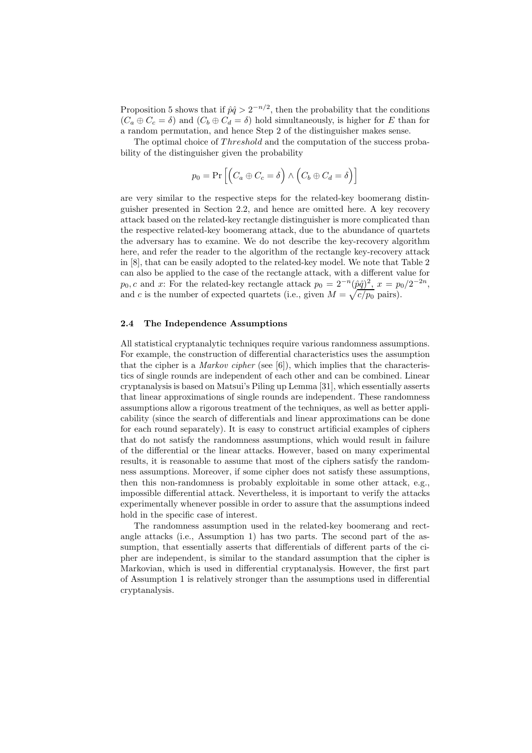Proposition 5 shows that if $\hat{p}\hat{q} > 2^{-n/2}$, then the probability that the conditions $(C_a \oplus C_c = \delta)$ and $(C_b \oplus C_d = \delta)$ hold simultaneously, is higher for $E$ than for a random permutation, and hence Step 2 of the distinguisher makes sense.

The optimal choice of *Threshold* and the computation of the success probability of the distinguisher given the probability

$$p_0 = \Pr\Big[\Big(C_a \oplus C_c = \delta\Big) \wedge \Big(C_b \oplus C_d = \delta\Big)\Big]$$

are very similar to the respective steps for the related-key boomerang distinguisher presented in Section 2.2, and hence are omitted here. A key recovery attack based on the related-key rectangle distinguisher is more complicated than the respective related-key boomerang attack, due to the abundance of quartets the adversary has to examine. We do not describe the key-recovery algorithm here, and refer the reader to the algorithm of the rectangle key-recovery attack in [8], that can be easily adopted to the related-key model. We note that Table 2 can also be applied to the case of the rectangle attack, with a different value for $p_0, c$ and $x$: For the related-key rectangle attack $p_0 = 2^{-n}(\hat{p}\hat{q})^2$, $x = p_0/2^{-2n}$, and $c$ is the number of expected quartets (i.e., given $M = \sqrt{c/p_0}$ pairs).

### 2.4 The Independence Assumptions

All statistical cryptanalytic techniques require various randomness assumptions. For example, the construction of differential characteristics uses the assumption that the cipher is a *Markov cipher* (see [6]), which implies that the characteristics of single rounds are independent of each other and can be combined. Linear cryptanalysis is based on Matsui's Piling up Lemma [31], which essentially asserts that linear approximations of single rounds are independent. These randomness assumptions allow a rigorous treatment of the techniques, as well as better applicability (since the search of differentials and linear approximations can be done for each round separately). It is easy to construct artificial examples of ciphers that do not satisfy the randomness assumptions, which would result in failure of the differential or the linear attacks. However, based on many experimental results, it is reasonable to assume that most of the ciphers satisfy the randomness assumptions. Moreover, if some cipher does not satisfy these assumptions, then this non-randomness is probably exploitable in some other attack, e.g., impossible differential attack. Nevertheless, it is important to verify the attacks experimentally whenever possible in order to assure that the assumptions indeed hold in the specific case of interest.

The randomness assumption used in the related-key boomerang and rectangle attacks (i.e., Assumption 1) has two parts. The second part of the assumption, that essentially asserts that differentials of different parts of the cipher are independent, is similar to the standard assumption that the cipher is Markovian, which is used in differential cryptanalysis. However, the first part of Assumption 1 is relatively stronger than the assumptions used in differential cryptanalysis.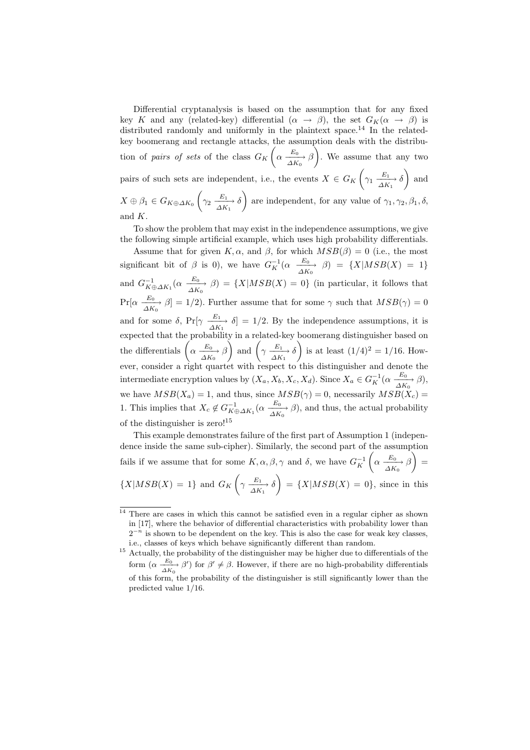Differential cryptanalysis is based on the assumption that for any fixed key $K$ and any (related-key) differential $(\alpha \to \beta)$, the set $G_K(\alpha \to \beta)$ is distributed randomly and uniformly in the plaintext space.[14] In the related-key boomerang and rectangle attacks, the assumption deals with the distribution of *pairs of sets* of the class $G_K\left(\alpha \xrightarrow[\Delta K_0]{E_0} \beta\right)$. We assume that any two pairs of such sets are independent, i.e., the events $X \in G_K\left(\gamma_1 \xrightarrow[\Delta K_1]{E_1} \delta\right)$ and $X \oplus \beta_1 \in G_{K \oplus \Delta K_0}\left(\gamma_2 \xrightarrow[\Delta K_1]{E_1} \delta\right)$ are independent, for any value of $\gamma_1, \gamma_2, \beta_1, \delta$, and $K$.

To show the problem that may exist in the independence assumptions, we give the following simple artificial example, which uses high probability differentials.

Assume that for given $K, \alpha$, and $\beta$, for which $MSB(\beta) = 0$ (i.e., the most significant bit of $\beta$ is 0), we have $G_K^{-1}(\alpha \xrightarrow[\Delta K_0]{E_0} \beta) = \{X | MSB(X) = 1\}$ and $G_{K \oplus \Delta K_1}^{-1}(\alpha \xrightarrow[\Delta K_0]{E_0} \beta) = \{X | MSB(X) = 0\}$ (in particular, it follows that $\Pr[\alpha \xrightarrow[\Delta K_0]{E_0} \beta] = 1/2$). Further assume that for some $\gamma$ such that $MSB(\gamma) = 0$ and for some $\delta$, $\Pr[\gamma \xrightarrow[\Delta K_1]{E_1} \delta] = 1/2$. By the independence assumptions, it is expected that the probability in a related-key boomerang distinguisher based on the differentials $\left(\alpha \xrightarrow[\Delta K_0]{E_0} \beta\right)$ and $\left(\gamma \xrightarrow[\Delta K_1]{E_1} \delta\right)$ is at least $(1/4)^2 = 1/16$. However, consider a right quartet with respect to this distinguisher and denote the intermediate encryption values by $(X_a, X_b, X_c, X_d)$. Since $X_a \in G_K^{-1}(\alpha \xrightarrow[\Delta K_0]{E_0} \beta)$, we have $MSB(X_a) = 1$, and thus, since $MSB(\gamma) = 0$, necessarily $MSB(X_c) = 1$. This implies that $X_c \notin G_{K \oplus \Delta K_1}^{-1}(\alpha \xrightarrow[\Delta K_0]{E_0} \beta)$, and thus, the actual probability of the distinguisher is zero![15]

This example demonstrates failure of the first part of Assumption 1 (independence inside the same sub-cipher). Similarly, the second part of the assumption fails if we assume that for some $K, \alpha, \beta, \gamma$ and $\delta$, we have $G_K^{-1}\left(\alpha \xrightarrow[\Delta K_0]{E_0} \beta\right) = \{X | MSB(X) = 1\}$ and $G_K\left(\gamma \xrightarrow[\Delta K_1]{E_1} \delta\right) = \{X | MSB(X) = 0\}$, since in this

---

[14] There are cases in which this cannot be satisfied even in a regular cipher as shown in [17], where the behavior of differential characteristics with probability lower than $2^{-n}$ is shown to be dependent on the key. This is also the case for weak key classes, i.e., classes of keys which behave significantly different than random.

[15] Actually, the probability of the distinguisher may be higher due to differentials of the form $(\alpha \xrightarrow[\Delta K_0]{E_0} \beta')$ for $\beta' \neq \beta$. However, if there are no high-probability differentials of this form, the probability of the distinguisher is still significantly lower than the predicted value 1/16.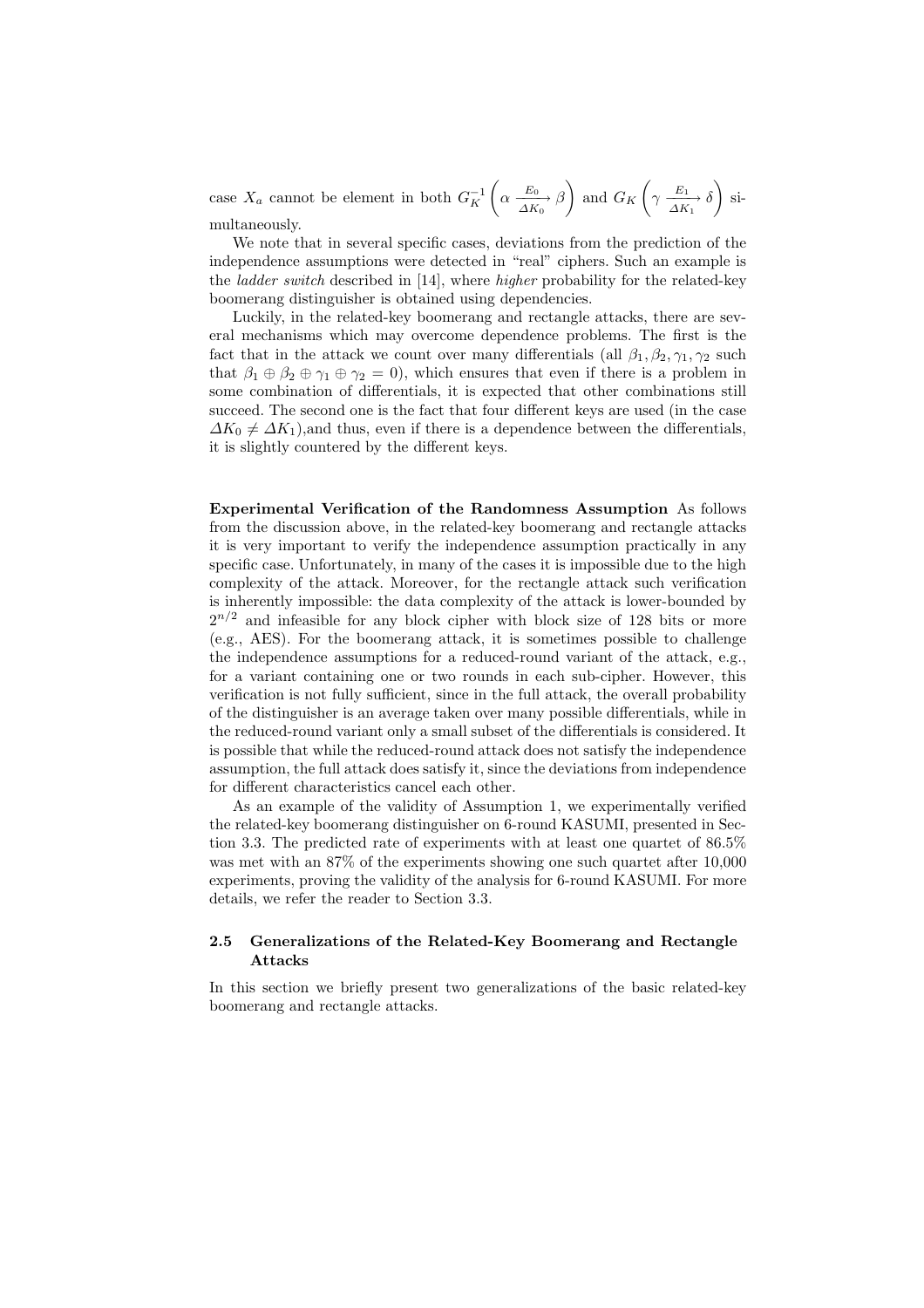case $X_a$ cannot be element in both $G_K^{-1}\left(\alpha \xrightarrow[\Delta K_0]{E_0} \beta\right)$ and $G_K\left(\gamma \xrightarrow[\Delta K_1]{E_1} \delta\right)$ simultaneously.

We note that in several specific cases, deviations from the prediction of the independence assumptions were detected in "real" ciphers. Such an example is the *ladder switch* described in [14], where *higher* probability for the related-key boomerang distinguisher is obtained using dependencies.

Luckily, in the related-key boomerang and rectangle attacks, there are several mechanisms which may overcome dependence problems. The first is the fact that in the attack we count over many differentials (all $\beta_1, \beta_2, \gamma_1, \gamma_2$ such that $\beta_1 \oplus \beta_2 \oplus \gamma_1 \oplus \gamma_2 = 0$), which ensures that even if there is a problem in some combination of differentials, it is expected that other combinations still succeed. The second one is the fact that four different keys are used (in the case $\Delta K_0 \neq \Delta K_1$),and thus, even if there is a dependence between the differentials, it is slightly countered by the different keys.

**Experimental Verification of the Randomness Assumption** As follows from the discussion above, in the related-key boomerang and rectangle attacks it is very important to verify the independence assumption practically in any specific case. Unfortunately, in many of the cases it is impossible due to the high complexity of the attack. Moreover, for the rectangle attack such verification is inherently impossible: the data complexity of the attack is lower-bounded by $2^{n/2}$ and infeasible for any block cipher with block size of 128 bits or more (e.g., AES). For the boomerang attack, it is sometimes possible to challenge the independence assumptions for a reduced-round variant of the attack, e.g., for a variant containing one or two rounds in each sub-cipher. However, this verification is not fully sufficient, since in the full attack, the overall probability of the distinguisher is an average taken over many possible differentials, while in the reduced-round variant only a small subset of the differentials is considered. It is possible that while the reduced-round attack does not satisfy the independence assumption, the full attack does satisfy it, since the deviations from independence for different characteristics cancel each other.

As an example of the validity of Assumption 1, we experimentally verified the related-key boomerang distinguisher on 6-round KASUMI, presented in Section 3.3. The predicted rate of experiments with at least one quartet of 86.5% was met with an 87% of the experiments showing one such quartet after 10,000 experiments, proving the validity of the analysis for 6-round KASUMI. For more details, we refer the reader to Section 3.3.

### 2.5 Generalizations of the Related-Key Boomerang and Rectangle Attacks

In this section we briefly present two generalizations of the basic related-key boomerang and rectangle attacks.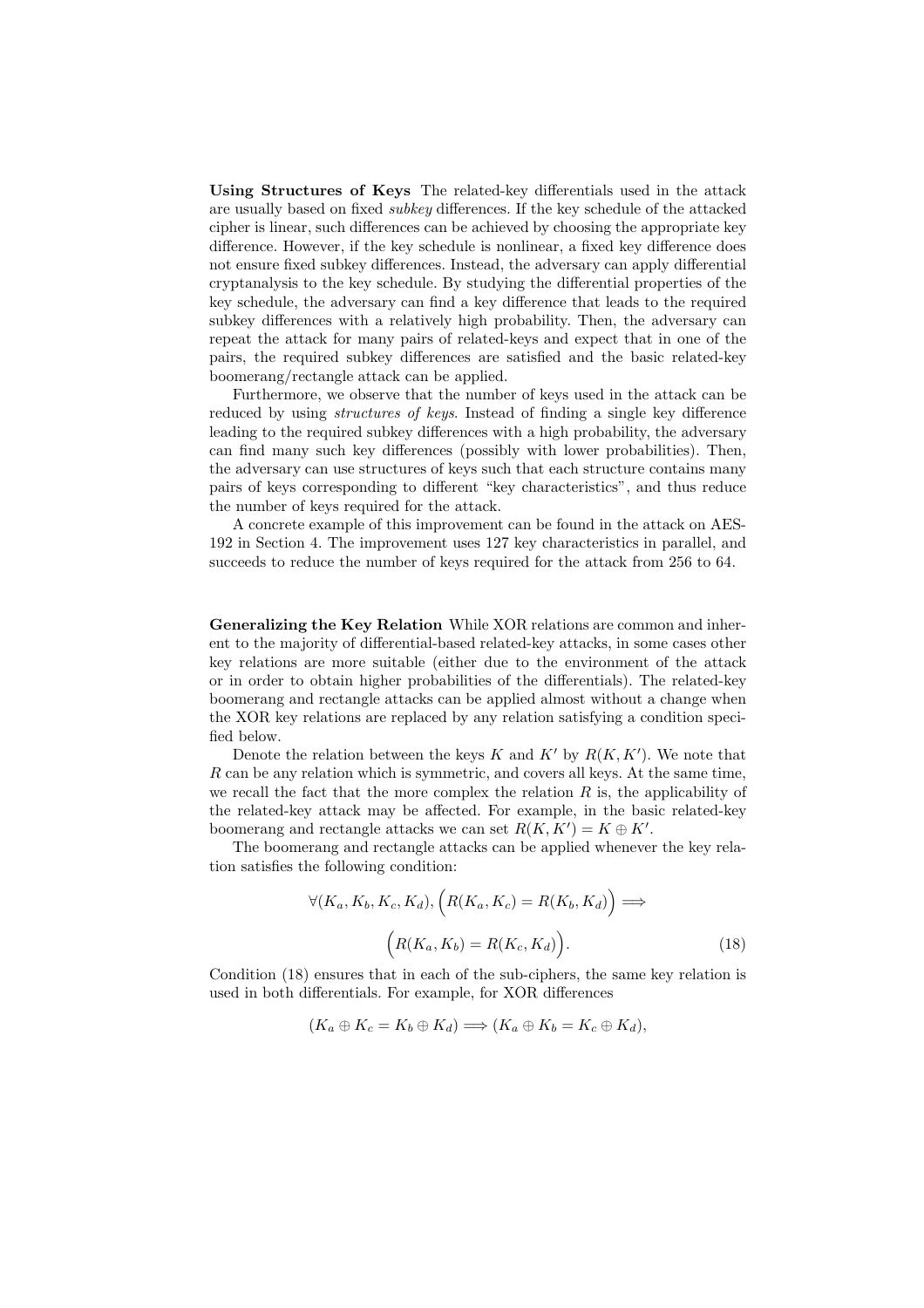**Using Structures of Keys** The related-key differentials used in the attack are usually based on fixed *subkey* differences. If the key schedule of the attacked cipher is linear, such differences can be achieved by choosing the appropriate key difference. However, if the key schedule is nonlinear, a fixed key difference does not ensure fixed subkey differences. Instead, the adversary can apply differential cryptanalysis to the key schedule. By studying the differential properties of the key schedule, the adversary can find a key difference that leads to the required subkey differences with a relatively high probability. Then, the adversary can repeat the attack for many pairs of related-keys and expect that in one of the pairs, the required subkey differences are satisfied and the basic related-key boomerang/rectangle attack can be applied.

Furthermore, we observe that the number of keys used in the attack can be reduced by using *structures of keys*. Instead of finding a single key difference leading to the required subkey differences with a high probability, the adversary can find many such key differences (possibly with lower probabilities). Then, the adversary can use structures of keys such that each structure contains many pairs of keys corresponding to different "key characteristics", and thus reduce the number of keys required for the attack.

A concrete example of this improvement can be found in the attack on AES-192 in Section 4. The improvement uses 127 key characteristics in parallel, and succeeds to reduce the number of keys required for the attack from 256 to 64.

**Generalizing the Key Relation** While XOR relations are common and inherent to the majority of differential-based related-key attacks, in some cases other key relations are more suitable (either due to the environment of the attack or in order to obtain higher probabilities of the differentials). The related-key boomerang and rectangle attacks can be applied almost without a change when the XOR key relations are replaced by any relation satisfying a condition specified below.

Denote the relation between the keys $K$ and $K'$ by $R(K, K')$. We note that $R$ can be any relation which is symmetric, and covers all keys. At the same time, we recall the fact that the more complex the relation $R$ is, the applicability of the related-key attack may be affected. For example, in the basic related-key boomerang and rectangle attacks we can set $R(K, K') = K \oplus K'$.

The boomerang and rectangle attacks can be applied whenever the key relation satisfies the following condition:

$$\forall (K_a, K_b, K_c, K_d), \Big(R(K_a, K_c) = R(K_b, K_d)\Big) \Longrightarrow \Big(R(K_a, K_b) = R(K_c, K_d)\Big). \tag{18}$$

Condition (18) ensures that in each of the sub-ciphers, the same key relation is used in both differentials. For example, for XOR differences

$$(K_a \oplus K_c = K_b \oplus K_d) \Longrightarrow (K_a \oplus K_b = K_c \oplus K_d),$$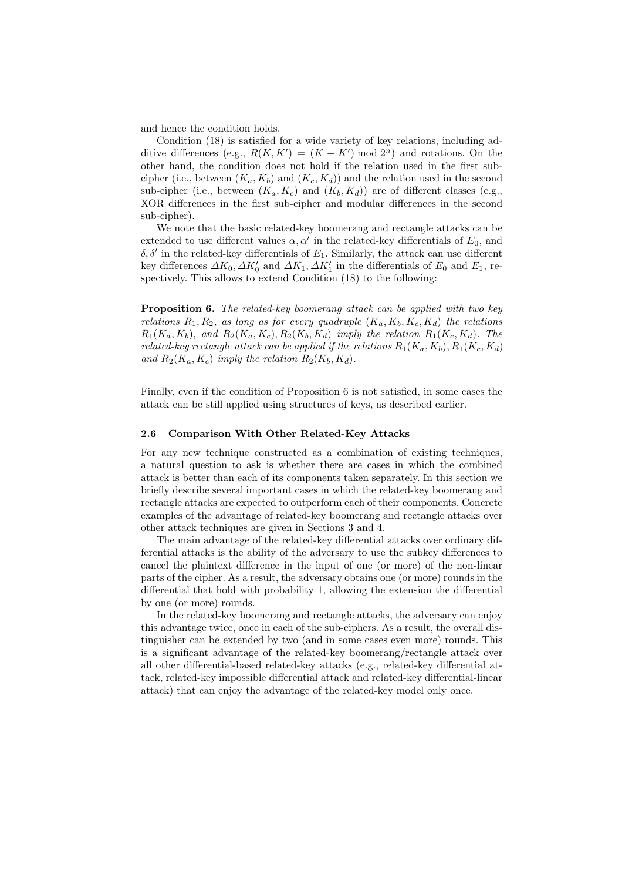and hence the condition holds.

Condition (18) is satisfied for a wide variety of key relations, including additive differences (e.g., $R(K, K') = (K - K') \bmod 2^n$) and rotations. On the other hand, the condition does not hold if the relation used in the first sub-cipher (i.e., between $(K_a, K_b)$ and $(K_c, K_d)$) and the relation used in the second sub-cipher (i.e., between $(K_a, K_c)$ and $(K_b, K_d)$) are of different classes (e.g., XOR differences in the first sub-cipher and modular differences in the second sub-cipher).

We note that the basic related-key boomerang and rectangle attacks can be extended to use different values $\alpha, \alpha'$ in the related-key differentials of $E_0$, and $\delta, \delta'$ in the related-key differentials of $E_1$. Similarly, the attack can use different key differences $\Delta K_0, \Delta K_0'$ and $\Delta K_1, \Delta K_1'$ in the differentials of $E_0$ and $E_1$, respectively. This allows to extend Condition (18) to the following:

**Proposition 6.** *The related-key boomerang attack can be applied with two key relations $R_1, R_2$, as long as for every quadruple $(K_a, K_b, K_c, K_d)$ the relations $R_1(K_a, K_b)$, and $R_2(K_a, K_c), R_2(K_b, K_d)$ imply the relation $R_1(K_c, K_d)$. The related-key rectangle attack can be applied if the relations $R_1(K_a, K_b), R_1(K_c, K_d)$ and $R_2(K_a, K_c)$ imply the relation $R_2(K_b, K_d)$.*

Finally, even if the condition of Proposition 6 is not satisfied, in some cases the attack can be still applied using structures of keys, as described earlier.

### 2.6 Comparison With Other Related-Key Attacks

For any new technique constructed as a combination of existing techniques, a natural question to ask is whether there are cases in which the combined attack is better than each of its components taken separately. In this section we briefly describe several important cases in which the related-key boomerang and rectangle attacks are expected to outperform each of their components. Concrete examples of the advantage of related-key boomerang and rectangle attacks over other attack techniques are given in Sections 3 and 4.

The main advantage of the related-key differential attacks over ordinary differential attacks is the ability of the adversary to use the subkey differences to cancel the plaintext difference in the input of one (or more) of the non-linear parts of the cipher. As a result, the adversary obtains one (or more) rounds in the differential that hold with probability 1, allowing the extension the differential by one (or more) rounds.

In the related-key boomerang and rectangle attacks, the adversary can enjoy this advantage twice, once in each of the sub-ciphers. As a result, the overall distinguisher can be extended by two (and in some cases even more) rounds. This is a significant advantage of the related-key boomerang/rectangle attack over all other differential-based related-key attacks (e.g., related-key differential attack, related-key impossible differential attack and related-key differential-linear attack) that can enjoy the advantage of the related-key model only once.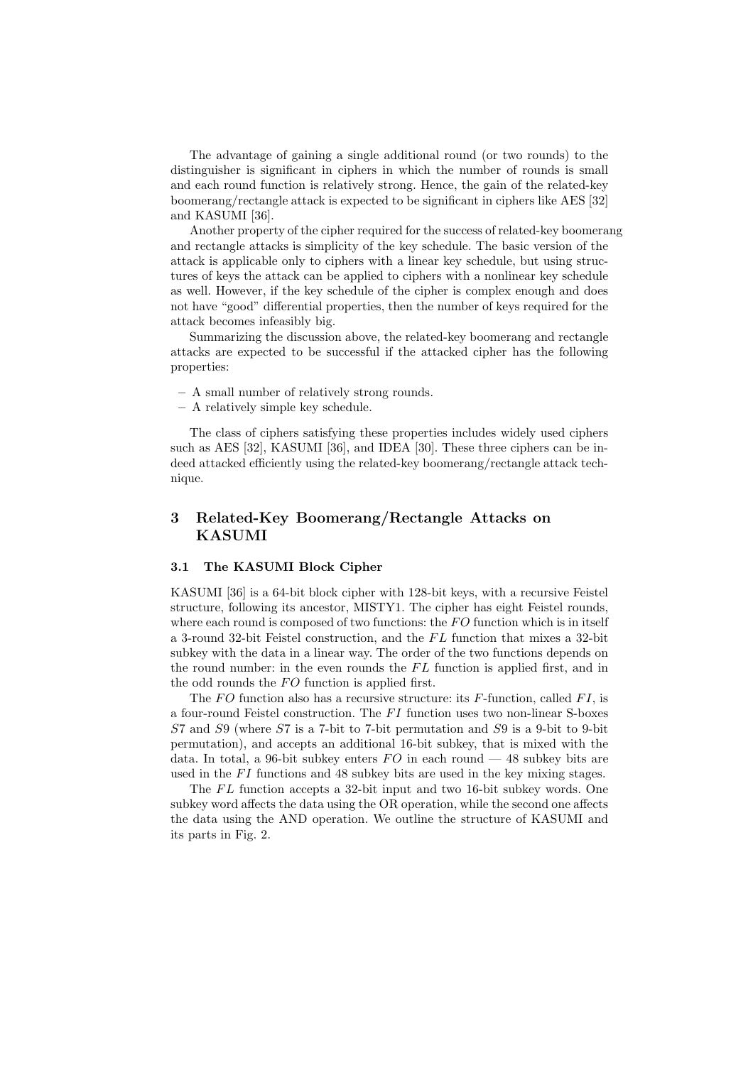The advantage of gaining a single additional round (or two rounds) to the distinguisher is significant in ciphers in which the number of rounds is small and each round function is relatively strong. Hence, the gain of the related-key boomerang/rectangle attack is expected to be significant in ciphers like AES [32] and KASUMI [36].

Another property of the cipher required for the success of related-key boomerang and rectangle attacks is simplicity of the key schedule. The basic version of the attack is applicable only to ciphers with a linear key schedule, but using structures of keys the attack can be applied to ciphers with a nonlinear key schedule as well. However, if the key schedule of the cipher is complex enough and does not have "good" differential properties, then the number of keys required for the attack becomes infeasibly big.

Summarizing the discussion above, the related-key boomerang and rectangle attacks are expected to be successful if the attacked cipher has the following properties:

- A small number of relatively strong rounds.
- A relatively simple key schedule.

The class of ciphers satisfying these properties includes widely used ciphers such as AES [32], KASUMI [36], and IDEA [30]. These three ciphers can be indeed attacked efficiently using the related-key boomerang/rectangle attack technique.

## 3 Related-Key Boomerang/Rectangle Attacks on KASUMI

### 3.1 The KASUMI Block Cipher

KASUMI [36] is a 64-bit block cipher with 128-bit keys, with a recursive Feistel structure, following its ancestor, MISTY1. The cipher has eight Feistel rounds, where each round is composed of two functions: the $FO$ function which is in itself a 3-round 32-bit Feistel construction, and the $FL$ function that mixes a 32-bit subkey with the data in a linear way. The order of the two functions depends on the round number: in the even rounds the $FL$ function is applied first, and in the odd rounds the $FO$ function is applied first.

The $FO$ function also has a recursive structure: its $F$-function, called $FI$, is a four-round Feistel construction. The $FI$ function uses two non-linear S-boxes $S7$ and $S9$ (where $S7$ is a 7-bit to 7-bit permutation and $S9$ is a 9-bit to 9-bit permutation), and accepts an additional 16-bit subkey, that is mixed with the data. In total, a 96-bit subkey enters $FO$ in each round — 48 subkey bits are used in the $FI$ functions and 48 subkey bits are used in the key mixing stages.

The $FL$ function accepts a 32-bit input and two 16-bit subkey words. One subkey word affects the data using the OR operation, while the second one affects the data using the AND operation. We outline the structure of KASUMI and its parts in Fig. 2.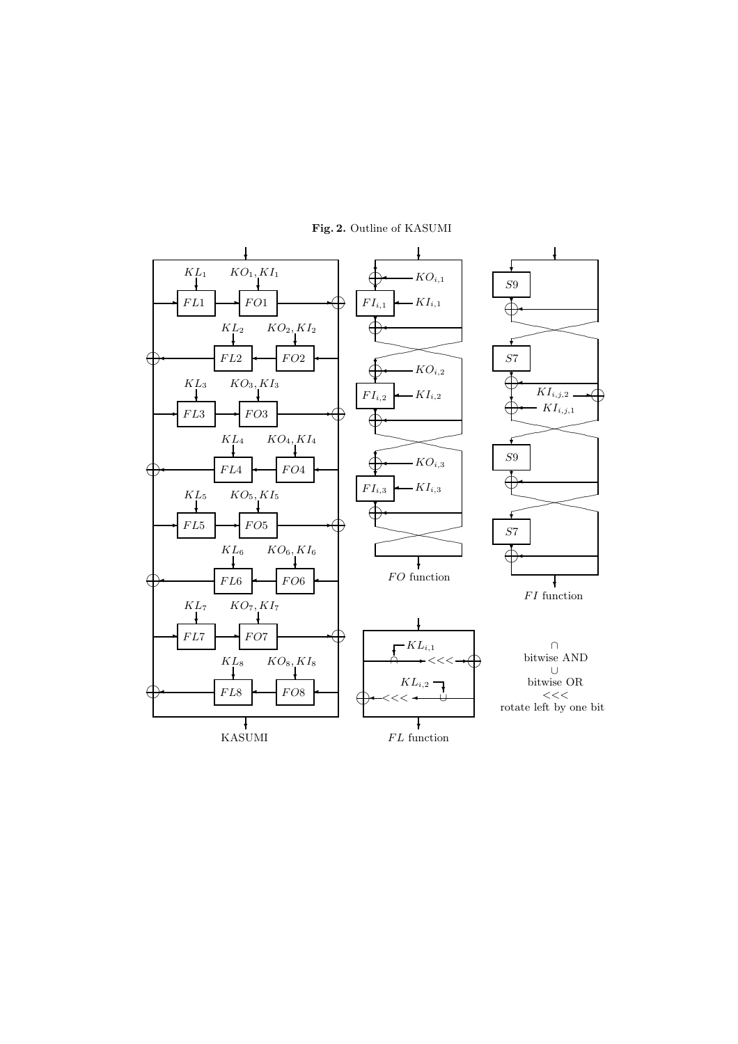**Fig. 2.** Outline of KASUMI

$KL_1$ $KO_1, KI_1$ $FL1$ $FO1$

$KL_2$ $KO_2, KI_2$ $FL2$ $FO2$

$KL_3$ $KO_3, KI_3$ $FL3$ $FO3$

$KL_4$ $KO_4, KI_4$ $FL4$ $FO4$

$KL_5$ $KO_5, KI_5$ $FL5$ $FO5$

$KL_6$ $KO_6, KI_6$ $FL6$ $FO6$

$KL_7$ $KO_7, KI_7$ $FL7$ $FO7$

$KL_8$ $KO_8, KI_8$ $FL8$ $FO8$

KASUMI

$KO_{i,1}$ $FI_{i,1}$ $KI_{i,1}$

$KO_{i,2}$ $FI_{i,2}$ $KI_{i,2}$

$KO_{i,3}$ $FI_{i,3}$ $KI_{i,3}$

$FO$ function

$S9$ $S7$ $KI_{i,j,2}$ $KI_{i,j,1}$ $S9$ $S7$

$FI$ function

$KL_{i,1}$ $<<<$ $KL_{i,2}$ $<<<$

$FL$ function

$\cap$ bitwise AND

$\cup$ bitwise OR

$<<<$ rotate left by one bit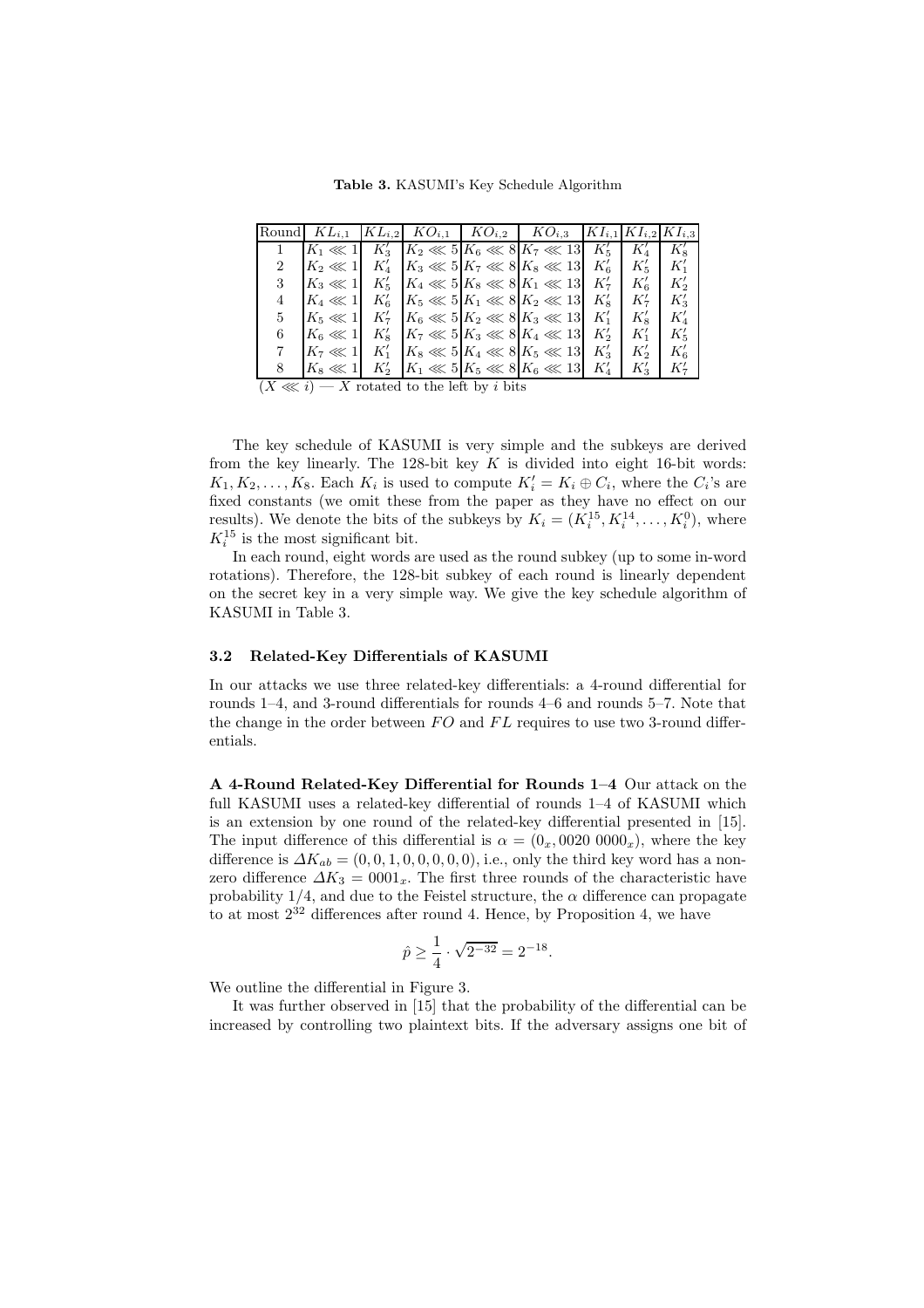**Table 3.** KASUMI's Key Schedule Algorithm

| Round | $KL_{i,1}$ | $KL_{i,2}$ | $KO_{i,1}$ | $KO_{i,2}$ | $KO_{i,3}$ | $KI_{i,1}$ | $KI_{i,2}$ | $KI_{i,3}$ |
|---|---|---|---|---|---|---|---|---|
| 1 | $K_1 \lll 1$ | $K'_3$ | $K_2 \lll 5$ | $K_6 \lll 8$ | $K_7 \lll 13$ | $K'_5$ | $K'_4$ | $K'_8$ |
| 2 | $K_2 \lll 1$ | $K'_4$ | $K_3 \lll 5$ | $K_7 \lll 8$ | $K_8 \lll 13$ | $K'_6$ | $K'_5$ | $K'_1$ |
| 3 | $K_3 \lll 1$ | $K'_5$ | $K_4 \lll 5$ | $K_8 \lll 8$ | $K_1 \lll 13$ | $K'_7$ | $K'_6$ | $K'_2$ |
| 4 | $K_4 \lll 1$ | $K'_6$ | $K_5 \lll 5$ | $K_1 \lll 8$ | $K_2 \lll 13$ | $K'_8$ | $K'_7$ | $K'_3$ |
| 5 | $K_5 \lll 1$ | $K'_7$ | $K_6 \lll 5$ | $K_2 \lll 8$ | $K_3 \lll 13$ | $K'_1$ | $K'_8$ | $K'_4$ |
| 6 | $K_6 \lll 1$ | $K'_8$ | $K_7 \lll 5$ | $K_3 \lll 8$ | $K_4 \lll 13$ | $K'_2$ | $K'_1$ | $K'_5$ |
| 7 | $K_7 \lll 1$ | $K'_1$ | $K_8 \lll 5$ | $K_4 \lll 8$ | $K_5 \lll 13$ | $K'_3$ | $K'_2$ | $K'_6$ |
| 8 | $K_8 \lll 1$ | $K'_2$ | $K_1 \lll 5$ | $K_5 \lll 8$ | $K_6 \lll 13$ | $K'_4$ | $K'_3$ | $K'_7$ |

$(X \lll i)$ — $X$ rotated to the left by $i$ bits

The key schedule of KASUMI is very simple and the subkeys are derived from the key linearly. The 128-bit key $K$ is divided into eight 16-bit words: $K_1, K_2, \ldots, K_8$. Each $K_i$ is used to compute $K'_i = K_i \oplus C_i$, where the $C_i$'s are fixed constants (we omit these from the paper as they have no effect on our results). We denote the bits of the subkeys by $K_i = (K_i^{15}, K_i^{14}, \ldots, K_i^{0})$, where $K_i^{15}$ is the most significant bit.

In each round, eight words are used as the round subkey (up to some in-word rotations). Therefore, the 128-bit subkey of each round is linearly dependent on the secret key in a very simple way. We give the key schedule algorithm of KASUMI in Table 3.

### 3.2 Related-Key Differentials of KASUMI

In our attacks we use three related-key differentials: a 4-round differential for rounds 1–4, and 3-round differentials for rounds 4–6 and rounds 5–7. Note that the change in the order between $FO$ and $FL$ requires to use two 3-round differentials.

**A 4-Round Related-Key Differential for Rounds 1–4** Our attack on the full KASUMI uses a related-key differential of rounds 1–4 of KASUMI which is an extension by one round of the related-key differential presented in [15]. The input difference of this differential is $\alpha = (0_x, 0020\ 0000_x)$, where the key difference is $\Delta K_{ab} = (0, 0, 1, 0, 0, 0, 0, 0)$, i.e., only the third key word has a non-zero difference $\Delta K_3 = 0001_x$. The first three rounds of the characteristic have probability $1/4$, and due to the Feistel structure, the $\alpha$ difference can propagate to at most $2^{32}$ differences after round 4. Hence, by Proposition 4, we have

$$\hat{p} \geq \frac{1}{4} \cdot \sqrt{2^{-32}} = 2^{-18}.$$

We outline the differential in Figure 3.

It was further observed in [15] that the probability of the differential can be increased by controlling two plaintext bits. If the adversary assigns one bit of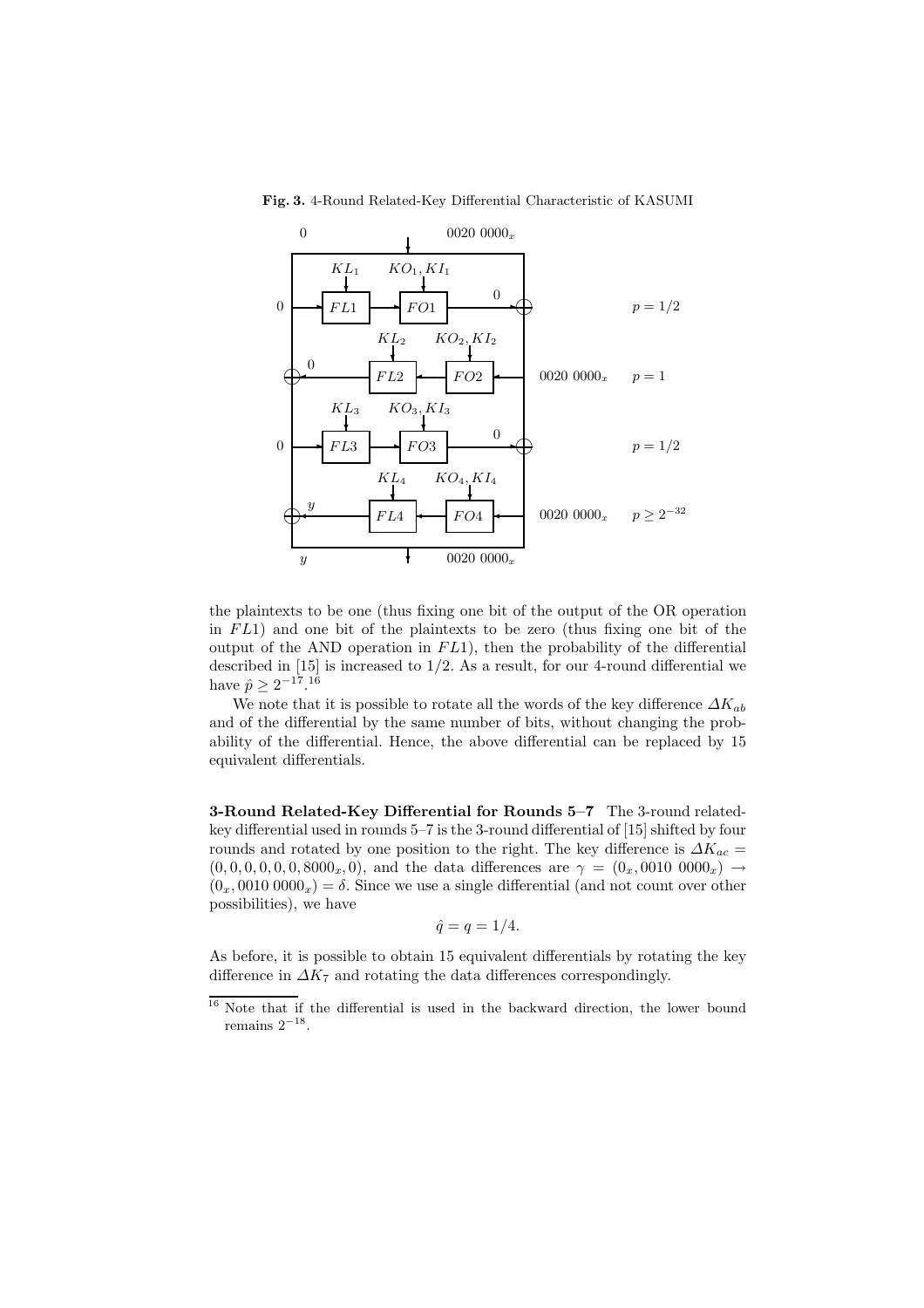**Fig. 3.** 4-Round Related-Key Differential Characteristic of KASUMI

the plaintexts to be one (thus fixing one bit of the output of the OR operation in $FL1$) and one bit of the plaintexts to be zero (thus fixing one bit of the output of the AND operation in $FL1$), then the probability of the differential described in [15] is increased to 1/2. As a result, for our 4-round differential we have $\hat{p} \geq 2^{-17}$.[16]

We note that it is possible to rotate all the words of the key difference $\Delta K_{ab}$ and of the differential by the same number of bits, without changing the probability of the differential. Hence, the above differential can be replaced by 15 equivalent differentials.

**3-Round Related-Key Differential for Rounds 5–7** The 3-round related-key differential used in rounds 5–7 is the 3-round differential of [15] shifted by four rounds and rotated by one position to the right. The key difference is $\Delta K_{ac} = (0, 0, 0, 0, 0, 0, 8000_x, 0)$, and the data differences are $\gamma = (0_x, 0010\ 0000_x) \to (0_x, 0010\ 0000_x) = \delta$. Since we use a single differential (and not count over other possibilities), we have

$$\hat{q} = q = 1/4.$$

As before, it is possible to obtain 15 equivalent differentials by rotating the key difference in $\Delta K_7$ and rotating the data differences correspondingly.

[16] Note that if the differential is used in the backward direction, the lower bound remains $2^{-18}$.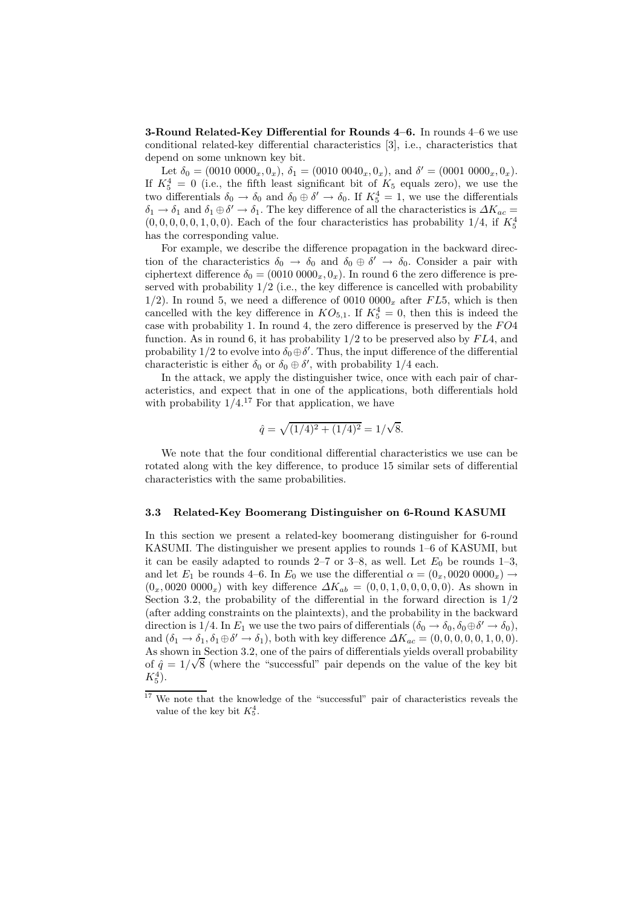**3-Round Related-Key Differential for Rounds 4–6.** In rounds 4–6 we use conditional related-key differential characteristics [3], i.e., characteristics that depend on some unknown key bit.

Let $\delta_0 = (0010\ 0000_x, 0_x)$, $\delta_1 = (0010\ 0040_x, 0_x)$, and $\delta' = (0001\ 0000_x, 0_x)$. If $K_5^4 = 0$ (i.e., the fifth least significant bit of $K_5$ equals zero), we use the two differentials $\delta_0 \to \delta_0$ and $\delta_0 \oplus \delta' \to \delta_0$. If $K_5^4 = 1$, we use the differentials $\delta_1 \to \delta_1$ and $\delta_1 \oplus \delta' \to \delta_1$. The key difference of all the characteristics is $\Delta K_{ac} = (0, 0, 0, 0, 0, 1, 0, 0)$. Each of the four characteristics has probability 1/4, if $K_5^4$ has the corresponding value.

For example, we describe the difference propagation in the backward direction of the characteristics $\delta_0 \to \delta_0$ and $\delta_0 \oplus \delta' \to \delta_0$. Consider a pair with ciphertext difference $\delta_0 = (0010\ 0000_x, 0_x)$. In round 6 the zero difference is preserved with probability 1/2 (i.e., the key difference is cancelled with probability 1/2). In round 5, we need a difference of $0010\ 0000_x$ after $FL5$, which is then cancelled with the key difference in $KO_{5,1}$. If $K_5^4 = 0$, then this is indeed the case with probability 1. In round 4, the zero difference is preserved by the $FO4$ function. As in round 6, it has probability 1/2 to be preserved also by $FL4$, and probability 1/2 to evolve into $\delta_0 \oplus \delta'$. Thus, the input difference of the differential characteristic is either $\delta_0$ or $\delta_0 \oplus \delta'$, with probability 1/4 each.

In the attack, we apply the distinguisher twice, once with each pair of characteristics, and expect that in one of the applications, both differentials hold with probability 1/4.[17] For that application, we have

$$\hat{q} = \sqrt{(1/4)^2 + (1/4)^2} = 1/\sqrt{8}.$$

We note that the four conditional differential characteristics we use can be rotated along with the key difference, to produce 15 similar sets of differential characteristics with the same probabilities.

### 3.3 Related-Key Boomerang Distinguisher on 6-Round KASUMI

In this section we present a related-key boomerang distinguisher for 6-round KASUMI. The distinguisher we present applies to rounds 1–6 of KASUMI, but it can be easily adapted to rounds 2–7 or 3–8, as well. Let $E_0$ be rounds 1–3, and let $E_1$ be rounds 4–6. In $E_0$ we use the differential $\alpha = (0_x, 0020\ 0000_x) \to (0_x, 0020\ 0000_x)$ with key difference $\Delta K_{ab} = (0, 0, 1, 0, 0, 0, 0, 0)$. As shown in Section 3.2, the probability of the differential in the forward direction is 1/2 (after adding constraints on the plaintexts), and the probability in the backward direction is 1/4. In $E_1$ we use the two pairs of differentials $(\delta_0 \to \delta_0, \delta_0 \oplus \delta' \to \delta_0)$, and $(\delta_1 \to \delta_1, \delta_1 \oplus \delta' \to \delta_1)$, both with key difference $\Delta K_{ac} = (0, 0, 0, 0, 0, 1, 0, 0)$. As shown in Section 3.2, one of the pairs of differentials yields overall probability of $\hat{q} = 1/\sqrt{8}$ (where the "successful" pair depends on the value of the key bit $K_5^4$).

[17] We note that the knowledge of the "successful" pair of characteristics reveals the value of the key bit $K_5^4$.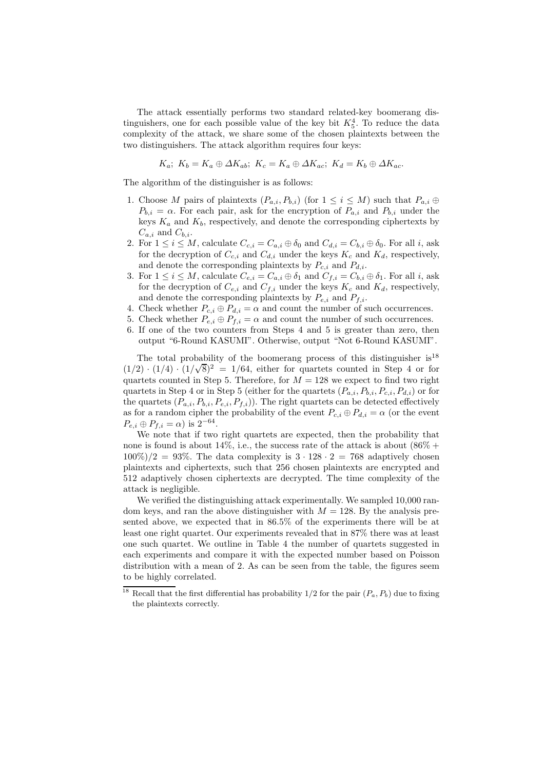The attack essentially performs two standard related-key boomerang distinguishers, one for each possible value of the key bit $K_5^4$. To reduce the data complexity of the attack, we share some of the chosen plaintexts between the two distinguishers. The attack algorithm requires four keys:

$$K_a;\ K_b = K_a \oplus \Delta K_{ab};\ K_c = K_a \oplus \Delta K_{ac};\ K_d = K_b \oplus \Delta K_{ac}.$$

The algorithm of the distinguisher is as follows:

1. Choose $M$ pairs of plaintexts $(P_{a,i}, P_{b,i})$ (for $1 \le i \le M$) such that $P_{a,i} \oplus P_{b,i} = \alpha$. For each pair, ask for the encryption of $P_{a,i}$ and $P_{b,i}$ under the keys $K_a$ and $K_b$, respectively, and denote the corresponding ciphertexts by $C_{a,i}$ and $C_{b,i}$.
2. For $1 \le i \le M$, calculate $C_{c,i} = C_{a,i} \oplus \delta_0$ and $C_{d,i} = C_{b,i} \oplus \delta_0$. For all $i$, ask for the decryption of $C_{c,i}$ and $C_{d,i}$ under the keys $K_c$ and $K_d$, respectively, and denote the corresponding plaintexts by $P_{c,i}$ and $P_{d,i}$.
3. For $1 \le i \le M$, calculate $C_{e,i} = C_{a,i} \oplus \delta_1$ and $C_{f,i} = C_{b,i} \oplus \delta_1$. For all $i$, ask for the decryption of $C_{e,i}$ and $C_{f,i}$ under the keys $K_c$ and $K_d$, respectively, and denote the corresponding plaintexts by $P_{e,i}$ and $P_{f,i}$.
4. Check whether $P_{c,i} \oplus P_{d,i} = \alpha$ and count the number of such occurrences.
5. Check whether $P_{e,i} \oplus P_{f,i} = \alpha$ and count the number of such occurrences.
6. If one of the two counters from Steps 4 and 5 is greater than zero, then output "6-Round KASUMI". Otherwise, output "Not 6-Round KASUMI".

The total probability of the boomerang process of this distinguisher is[18] $(1/2) \cdot (1/4) \cdot (1/\sqrt{8})^2 = 1/64$, either for quartets counted in Step 4 or for quartets counted in Step 5. Therefore, for $M = 128$ we expect to find two right quartets in Step 4 or in Step 5 (either for the quartets $(P_{a,i}, P_{b,i}, P_{c,i}, P_{d,i})$ or for the quartets $(P_{a,i}, P_{b,i}, P_{e,i}, P_{f,i})$). The right quartets can be detected effectively as for a random cipher the probability of the event $P_{c,i} \oplus P_{d,i} = \alpha$ (or the event $P_{e,i} \oplus P_{f,i} = \alpha$) is $2^{-64}$.

We note that if two right quartets are expected, then the probability that none is found is about 14%, i.e., the success rate of the attack is about $(86\% + 100\%)/2 = 93\%$. The data complexity is $3 \cdot 128 \cdot 2 = 768$ adaptively chosen plaintexts and ciphertexts, such that 256 chosen plaintexts are encrypted and 512 adaptively chosen ciphertexts are decrypted. The time complexity of the attack is negligible.

We verified the distinguishing attack experimentally. We sampled 10,000 random keys, and ran the above distinguisher with $M = 128$. By the analysis presented above, we expected that in 86.5% of the experiments there will be at least one right quartet. Our experiments revealed that in 87% there was at least one such quartet. We outline in Table 4 the number of quartets suggested in each experiments and compare it with the expected number based on Poisson distribution with a mean of 2. As can be seen from the table, the figures seem to be highly correlated.

[18] Recall that the first differential has probability 1/2 for the pair $(P_a, P_b)$ due to fixing the plaintexts correctly.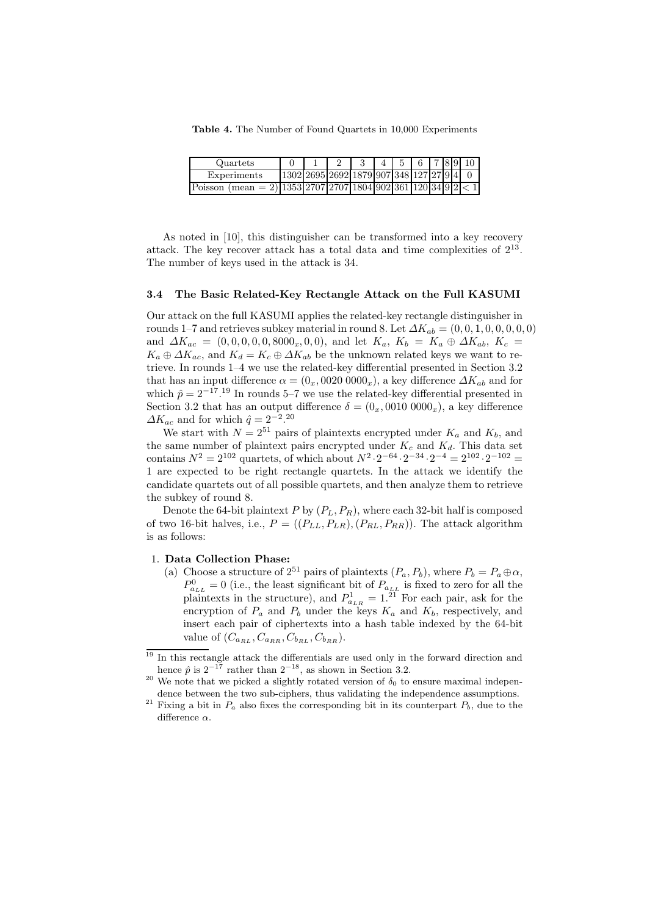**Table 4.** The Number of Found Quartets in 10,000 Experiments

| Quartets | 0 | 1 | 2 | 3 | 4 | 5 | 6 | 7 | 8 | 9 | 10 |
|---|---|---|---|---|---|---|---|---|---|---|---|
| Experiments | 1302 | 2695 | 2692 | 1879 | 907 | 348 | 127 | 27 | 9 | 4 | 0 |
| Poisson (mean = 2) | 1353 | 2707 | 2707 | 1804 | 902 | 361 | 120 | 34 | 9 | 2 | < 1 |

As noted in [10], this distinguisher can be transformed into a key recovery attack. The key recover attack has a total data and time complexities of $2^{13}$. The number of keys used in the attack is 34.

### 3.4 The Basic Related-Key Rectangle Attack on the Full KASUMI

Our attack on the full KASUMI applies the related-key rectangle distinguisher in rounds 1–7 and retrieves subkey material in round 8. Let $\Delta K_{ab} = (0,0,1,0,0,0,0,0)$ and $\Delta K_{ac} = (0,0,0,0,0,8000_x,0,0)$, and let $K_a$, $K_b = K_a \oplus \Delta K_{ab}$, $K_c = K_a \oplus \Delta K_{ac}$, and $K_d = K_c \oplus \Delta K_{ab}$ be the unknown related keys we want to retrieve. In rounds 1–4 we use the related-key differential presented in Section 3.2 that has an input difference $\alpha = (0_x, 0020\;0000_x)$, a key difference $\Delta K_{ab}$ and for which $\hat{p} = 2^{-17}$.[19] In rounds 5–7 we use the related-key differential presented in Section 3.2 that has an output difference $\delta = (0_x, 0010\;0000_x)$, a key difference $\Delta K_{ac}$ and for which $\hat{q} = 2^{-2}$.[20]

We start with $N = 2^{51}$ pairs of plaintexts encrypted under $K_a$ and $K_b$, and the same number of plaintext pairs encrypted under $K_c$ and $K_d$. This data set contains $N^2 = 2^{102}$ quartets, of which about $N^2 \cdot 2^{-64} \cdot 2^{-34} \cdot 2^{-4} = 2^{102} \cdot 2^{-102} = 1$ are expected to be right rectangle quartets. In the attack we identify the candidate quartets out of all possible quartets, and then analyze them to retrieve the subkey of round 8.

Denote the 64-bit plaintext $P$ by $(P_L, P_R)$, where each 32-bit half is composed of two 16-bit halves, i.e., $P = ((P_{LL}, P_{LR}), (P_{RL}, P_{RR}))$. The attack algorithm is as follows:

1. **Data Collection Phase:**
   (a) Choose a structure of $2^{51}$ pairs of plaintexts $(P_a, P_b)$, where $P_b = P_a \oplus \alpha$, $P^0_{a_{LL}} = 0$ (i.e., the least significant bit of $P_{a_{LL}}$ is fixed to zero for all the plaintexts in the structure), and $P^1_{a_{LR}} = 1$.[21] For each pair, ask for the encryption of $P_a$ and $P_b$ under the keys $K_a$ and $K_b$, respectively, and insert each pair of ciphertexts into a hash table indexed by the 64-bit value of $(C_{a_{RL}}, C_{a_{RR}}, C_{b_{RL}}, C_{b_{RR}})$.

---

[19] In this rectangle attack the differentials are used only in the forward direction and hence $\hat{p}$ is $2^{-17}$ rather than $2^{-18}$, as shown in Section 3.2.

[20] We note that we picked a slightly rotated version of $\delta_0$ to ensure maximal independence between the two sub-ciphers, thus validating the independence assumptions.

[21] Fixing a bit in $P_a$ also fixes the corresponding bit in its counterpart $P_b$, due to the difference $\alpha$.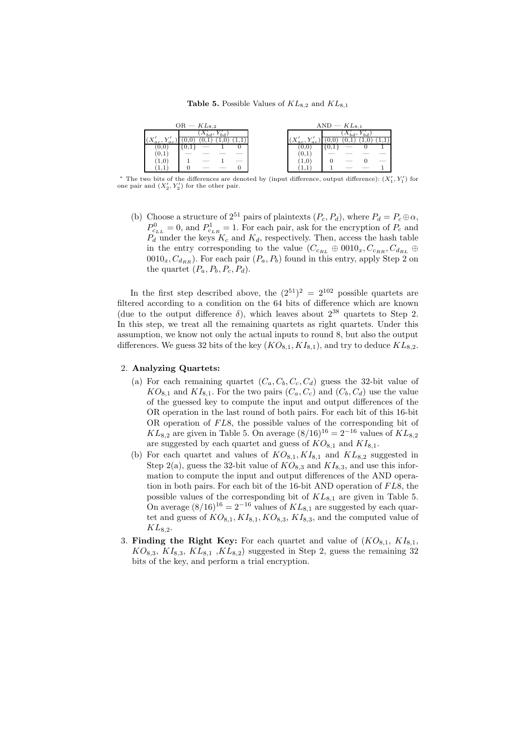**Table 5.** Possible Values of $KL_{8,2}$ and $KL_{8,1}$

OR — $KL_{8,2}$

| $(X'_{ac}, Y'_{ac})$ | $(X'_{bd}, Y'_{bd})$ (0,0) | (0,1) | (1,0) | (1,1) |
|---|---|---|---|---|
| (0,0) | {0,1} | — | 1 | 0 |
| (0,1) | — | — | — | — |
| (1,0) | 1 | — | 1 | — |
| (1,1) | 0 | — | — | 0 |

AND — $KL_{8,1}$

| $(X'_{ac}, Y'_{ac})$ | $(X'_{bd}, Y'_{bd})$ (0,0) | (0,1) | (1,0) | (1,1) |
|---|---|---|---|---|
| (0,0) | {0,1} | — | 0 | 1 |
| (0,1) | — | — | — | — |
| (1,0) | 0 | — | 0 | — |
| (1,1) | 1 | — | — | 1 |

* The two bits of the differences are denoted by (input difference, output difference): $(X'_1, Y'_1)$ for one pair and $(X'_2, Y'_2)$ for the other pair.

(b) Choose a structure of $2^{51}$ pairs of plaintexts $(P_c, P_d)$, where $P_d = P_c \oplus \alpha$, $P^0_{c_{LL}} = 0$, and $P^1_{c_{LR}} = 1$. For each pair, ask for the encryption of $P_c$ and $P_d$ under the keys $K_c$ and $K_d$, respectively. Then, access the hash table in the entry corresponding to the value $(C_{c_{RL}} \oplus 0010_x, C_{c_{RR}}, C_{d_{RL}} \oplus 0010_x, C_{d_{RR}})$. For each pair $(P_a, P_b)$ found in this entry, apply Step 2 on the quartet $(P_a, P_b, P_c, P_d)$.

In the first step described above, the $(2^{51})^2 = 2^{102}$ possible quartets are filtered according to a condition on the 64 bits of difference which are known (due to the output difference $\delta$), which leaves about $2^{38}$ quartets to Step 2. In this step, we treat all the remaining quartets as right quartets. Under this assumption, we know not only the actual inputs to round 8, but also the output differences. We guess 32 bits of the key $(KO_{8,1}, KI_{8,1})$, and try to deduce $KL_{8,2}$.

2. **Analyzing Quartets:**
   (a) For each remaining quartet $(C_a, C_b, C_c, C_d)$ guess the 32-bit value of $KO_{8,1}$ and $KI_{8,1}$. For the two pairs $(C_a, C_c)$ and $(C_b, C_d)$ use the value of the guessed key to compute the input and output differences of the OR operation in the last round of both pairs. For each bit of this 16-bit OR operation of $FL8$, the possible values of the corresponding bit of $KL_{8,2}$ are given in Table 5. On average $(8/16)^{16} = 2^{-16}$ values of $KL_{8,2}$ are suggested by each quartet and guess of $KO_{8,1}$ and $KI_{8,1}$.
   (b) For each quartet and values of $KO_{8,1}, KI_{8,1}$ and $KL_{8,2}$ suggested in Step 2(a), guess the 32-bit value of $KO_{8,3}$ and $KI_{8,3}$, and use this information to compute the input and output differences of the AND operation in both pairs. For each bit of the 16-bit AND operation of $FL8$, the possible values of the corresponding bit of $KL_{8,1}$ are given in Table 5. On average $(8/16)^{16} = 2^{-16}$ values of $KL_{8,1}$ are suggested by each quartet and guess of $KO_{8,1}, KI_{8,1}, KO_{8,3}, KI_{8,3}$, and the computed value of $KL_{8,2}$.
3. **Finding the Right Key:** For each quartet and value of $(KO_{8,1}, KI_{8,1}, KO_{8,3}, KI_{8,3}, KL_{8,1}, KL_{8,2})$ suggested in Step 2, guess the remaining 32 bits of the key, and perform a trial encryption.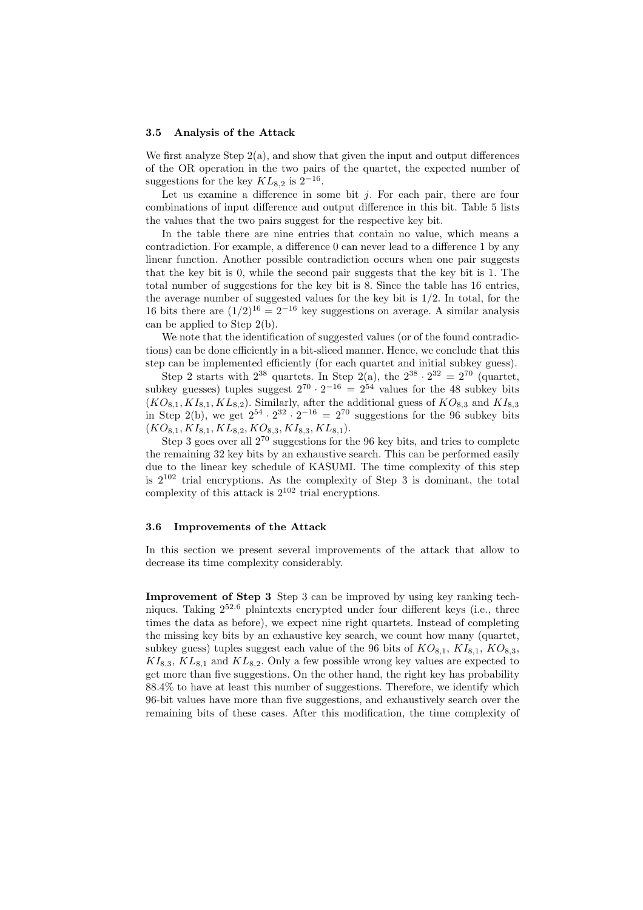### 3.5 Analysis of the Attack

We first analyze Step 2(a), and show that given the input and output differences of the OR operation in the two pairs of the quartet, the expected number of suggestions for the key $KL_{8,2}$ is $2^{-16}$.

Let us examine a difference in some bit $j$. For each pair, there are four combinations of input difference and output difference in this bit. Table 5 lists the values that the two pairs suggest for the respective key bit.

In the table there are nine entries that contain no value, which means a contradiction. For example, a difference 0 can never lead to a difference 1 by any linear function. Another possible contradiction occurs when one pair suggests that the key bit is 0, while the second pair suggests that the key bit is 1. The total number of suggestions for the key bit is 8. Since the table has 16 entries, the average number of suggested values for the key bit is 1/2. In total, for the 16 bits there are $(1/2)^{16} = 2^{-16}$ key suggestions on average. A similar analysis can be applied to Step 2(b).

We note that the identification of suggested values (or of the found contradictions) can be done efficiently in a bit-sliced manner. Hence, we conclude that this step can be implemented efficiently (for each quartet and initial subkey guess).

Step 2 starts with $2^{38}$ quartets. In Step 2(a), the $2^{38} \cdot 2^{32} = 2^{70}$ (quartet, subkey guesses) tuples suggest $2^{70} \cdot 2^{-16} = 2^{54}$ values for the 48 subkey bits $(KO_{8,1}, KI_{8,1}, KL_{8,2})$. Similarly, after the additional guess of $KO_{8,3}$ and $KI_{8,3}$ in Step 2(b), we get $2^{54} \cdot 2^{32} \cdot 2^{-16} = 2^{70}$ suggestions for the 96 subkey bits $(KO_{8,1}, KI_{8,1}, KL_{8,2}, KO_{8,3}, KI_{8,3}, KL_{8,1})$.

Step 3 goes over all $2^{70}$ suggestions for the 96 key bits, and tries to complete the remaining 32 key bits by an exhaustive search. This can be performed easily due to the linear key schedule of KASUMI. The time complexity of this step is $2^{102}$ trial encryptions. As the complexity of Step 3 is dominant, the total complexity of this attack is $2^{102}$ trial encryptions.

### 3.6 Improvements of the Attack

In this section we present several improvements of the attack that allow to decrease its time complexity considerably.

**Improvement of Step 3** Step 3 can be improved by using key ranking techniques. Taking $2^{52.6}$ plaintexts encrypted under four different keys (i.e., three times the data as before), we expect nine right quartets. Instead of completing the missing key bits by an exhaustive key search, we count how many (quartet, subkey guess) tuples suggest each value of the 96 bits of $KO_{8,1}$, $KI_{8,1}$, $KO_{8,3}$, $KI_{8,3}$, $KL_{8,1}$ and $KL_{8,2}$. Only a few possible wrong key values are expected to get more than five suggestions. On the other hand, the right key has probability 88.4% to have at least this number of suggestions. Therefore, we identify which 96-bit values have more than five suggestions, and exhaustively search over the remaining bits of these cases. After this modification, the time complexity of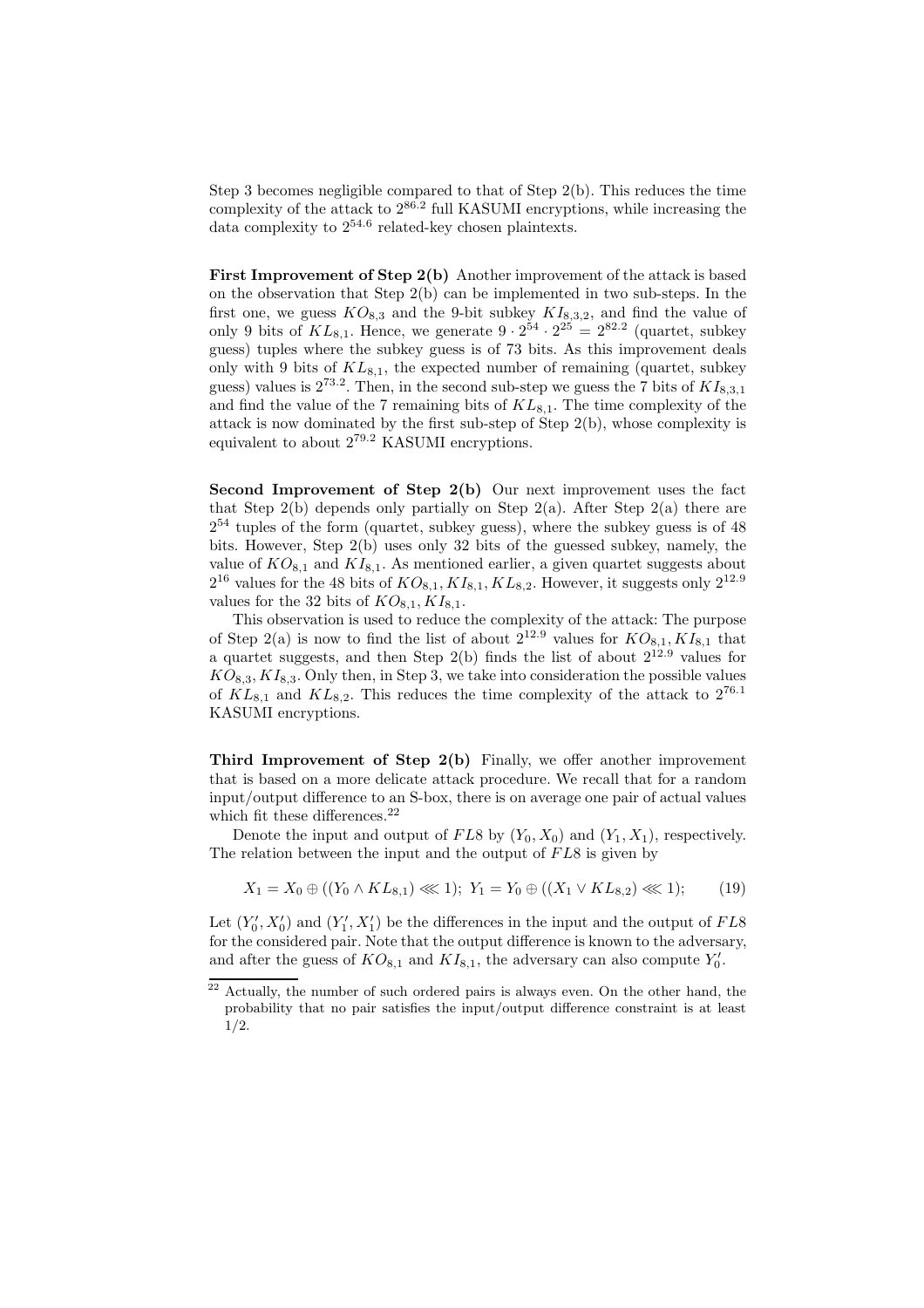Step 3 becomes negligible compared to that of Step 2(b). This reduces the time complexity of the attack to $2^{86.2}$ full KASUMI encryptions, while increasing the data complexity to $2^{54.6}$ related-key chosen plaintexts.

**First Improvement of Step 2(b)** Another improvement of the attack is based on the observation that Step 2(b) can be implemented in two sub-steps. In the first one, we guess $KO_{8,3}$ and the 9-bit subkey $KI_{8,3,2}$, and find the value of only 9 bits of $KL_{8,1}$. Hence, we generate $9 \cdot 2^{54} \cdot 2^{25} = 2^{82.2}$ (quartet, subkey guess) tuples where the subkey guess is of 73 bits. As this improvement deals only with 9 bits of $KL_{8,1}$, the expected number of remaining (quartet, subkey guess) values is $2^{73.2}$. Then, in the second sub-step we guess the 7 bits of $KI_{8,3,1}$ and find the value of the 7 remaining bits of $KL_{8,1}$. The time complexity of the attack is now dominated by the first sub-step of Step 2(b), whose complexity is equivalent to about $2^{79.2}$ KASUMI encryptions.

**Second Improvement of Step 2(b)** Our next improvement uses the fact that Step 2(b) depends only partially on Step 2(a). After Step 2(a) there are $2^{54}$ tuples of the form (quartet, subkey guess), where the subkey guess is of 48 bits. However, Step 2(b) uses only 32 bits of the guessed subkey, namely, the value of $KO_{8,1}$ and $KI_{8,1}$. As mentioned earlier, a given quartet suggests about $2^{16}$ values for the 48 bits of $KO_{8,1}, KI_{8,1}, KL_{8,2}$. However, it suggests only $2^{12.9}$ values for the 32 bits of $KO_{8,1}, KI_{8,1}$.

This observation is used to reduce the complexity of the attack: The purpose of Step 2(a) is now to find the list of about $2^{12.9}$ values for $KO_{8,1}, KI_{8,1}$ that a quartet suggests, and then Step 2(b) finds the list of about $2^{12.9}$ values for $KO_{8,3}, KI_{8,3}$. Only then, in Step 3, we take into consideration the possible values of $KL_{8,1}$ and $KL_{8,2}$. This reduces the time complexity of the attack to $2^{76.1}$ KASUMI encryptions.

**Third Improvement of Step 2(b)** Finally, we offer another improvement that is based on a more delicate attack procedure. We recall that for a random input/output difference to an S-box, there is on average one pair of actual values which fit these differences.[22]

Denote the input and output of $FL8$ by $(Y_0, X_0)$ and $(Y_1, X_1)$, respectively. The relation between the input and the output of $FL8$ is given by

$$X_1 = X_0 \oplus ((Y_0 \wedge KL_{8,1}) \lll 1); \; Y_1 = Y_0 \oplus ((X_1 \vee KL_{8,2}) \lll 1); \qquad (19)$$

Let $(Y_0', X_0')$ and $(Y_1', X_1')$ be the differences in the input and the output of $FL8$ for the considered pair. Note that the output difference is known to the adversary, and after the guess of $KO_{8,1}$ and $KI_{8,1}$, the adversary can also compute $Y_0'$.

[22] Actually, the number of such ordered pairs is always even. On the other hand, the probability that no pair satisfies the input/output difference constraint is at least 1/2.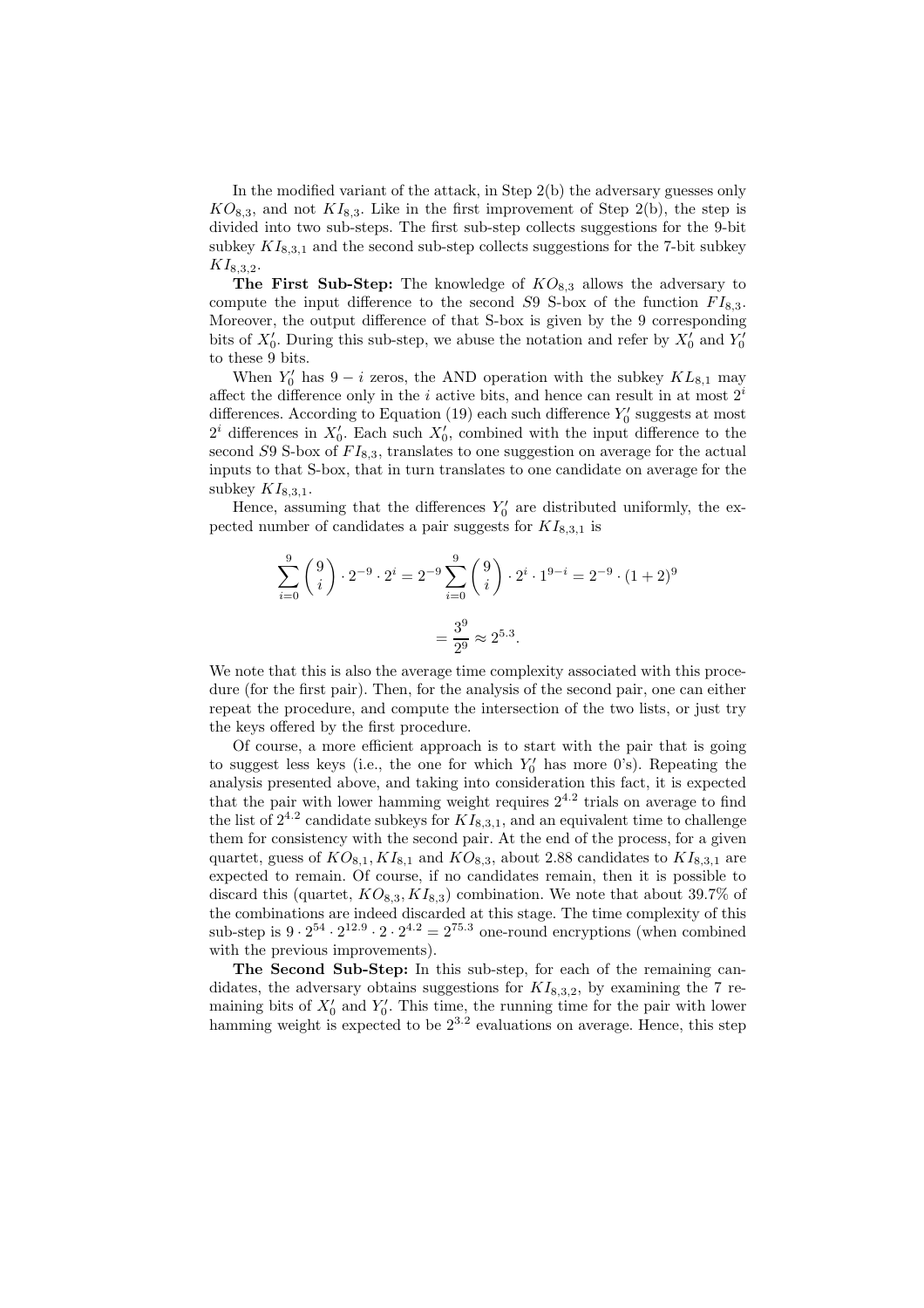In the modified variant of the attack, in Step 2(b) the adversary guesses only $KO_{8,3}$, and not $KI_{8,3}$. Like in the first improvement of Step 2(b), the step is divided into two sub-steps. The first sub-step collects suggestions for the 9-bit subkey $KI_{8,3,1}$ and the second sub-step collects suggestions for the 7-bit subkey $KI_{8,3,2}$.

**The First Sub-Step:** The knowledge of $KO_{8,3}$ allows the adversary to compute the input difference to the second $S9$ S-box of the function $FI_{8,3}$. Moreover, the output difference of that S-box is given by the 9 corresponding bits of $X'_0$. During this sub-step, we abuse the notation and refer by $X'_0$ and $Y'_0$ to these 9 bits.

When $Y'_0$ has $9-i$ zeros, the AND operation with the subkey $KL_{8,1}$ may affect the difference only in the $i$ active bits, and hence can result in at most $2^i$ differences. According to Equation (19) each such difference $Y'_0$ suggests at most $2^i$ differences in $X'_0$. Each such $X'_0$, combined with the input difference to the second $S9$ S-box of $FI_{8,3}$, translates to one suggestion on average for the actual inputs to that S-box, that in turn translates to one candidate on average for the subkey $KI_{8,3,1}$.

Hence, assuming that the differences $Y'_0$ are distributed uniformly, the expected number of candidates a pair suggests for $KI_{8,3,1}$ is

$$\sum_{i=0}^{9} \binom{9}{i} \cdot 2^{-9} \cdot 2^i = 2^{-9} \sum_{i=0}^{9} \binom{9}{i} \cdot 2^i \cdot 1^{9-i} = 2^{-9} \cdot (1+2)^9$$

$$= \frac{3^9}{2^9} \approx 2^{5.3}.$$

We note that this is also the average time complexity associated with this procedure (for the first pair). Then, for the analysis of the second pair, one can either repeat the procedure, and compute the intersection of the two lists, or just try the keys offered by the first procedure.

Of course, a more efficient approach is to start with the pair that is going to suggest less keys (i.e., the one for which $Y'_0$ has more 0's). Repeating the analysis presented above, and taking into consideration this fact, it is expected that the pair with lower hamming weight requires $2^{4.2}$ trials on average to find the list of $2^{4.2}$ candidate subkeys for $KI_{8,3,1}$, and an equivalent time to challenge them for consistency with the second pair. At the end of the process, for a given quartet, guess of $KO_{8,1}, KI_{8,1}$ and $KO_{8,3}$, about 2.88 candidates to $KI_{8,3,1}$ are expected to remain. Of course, if no candidates remain, then it is possible to discard this (quartet, $KO_{8,3}, KI_{8,3}$) combination. We note that about 39.7% of the combinations are indeed discarded at this stage. The time complexity of this sub-step is $9 \cdot 2^{54} \cdot 2^{12.9} \cdot 2 \cdot 2^{4.2} = 2^{75.3}$ one-round encryptions (when combined with the previous improvements).

**The Second Sub-Step:** In this sub-step, for each of the remaining candidates, the adversary obtains suggestions for $KI_{8,3,2}$, by examining the 7 remaining bits of $X'_0$ and $Y'_0$. This time, the running time for the pair with lower hamming weight is expected to be $2^{3.2}$ evaluations on average. Hence, this step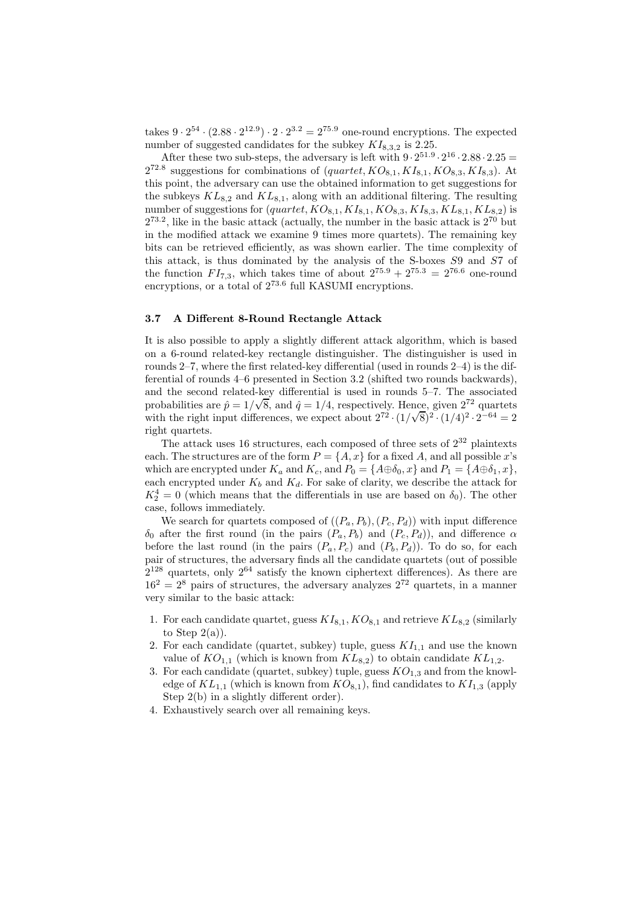takes $9 \cdot 2^{54} \cdot (2.88 \cdot 2^{12.9}) \cdot 2 \cdot 2^{3.2} = 2^{75.9}$ one-round encryptions. The expected number of suggested candidates for the subkey $KI_{8,3,2}$ is 2.25.

After these two sub-steps, the adversary is left with $9 \cdot 2^{51.9} \cdot 2^{16} \cdot 2.88 \cdot 2.25 = 2^{72.8}$ suggestions for combinations of $(quartet, KO_{8,1}, KI_{8,1}, KO_{8,3}, KI_{8,3})$. At this point, the adversary can use the obtained information to get suggestions for the subkeys $KL_{8,2}$ and $KL_{8,1}$, along with an additional filtering. The resulting number of suggestions for $(quartet, KO_{8,1}, KI_{8,1}, KO_{8,3}, KI_{8,3}, KL_{8,1}, KL_{8,2})$ is $2^{73.2}$, like in the basic attack (actually, the number in the basic attack is $2^{70}$ but in the modified attack we examine 9 times more quartets). The remaining key bits can be retrieved efficiently, as was shown earlier. The time complexity of this attack, is thus dominated by the analysis of the S-boxes $S9$ and $S7$ of the function $FI_{7,3}$, which takes time of about $2^{75.9} + 2^{75.3} = 2^{76.6}$ one-round encryptions, or a total of $2^{73.6}$ full KASUMI encryptions.

### 3.7 A Different 8-Round Rectangle Attack

It is also possible to apply a slightly different attack algorithm, which is based on a 6-round related-key rectangle distinguisher. The distinguisher is used in rounds 2–7, where the first related-key differential (used in rounds 2–4) is the differential of rounds 4–6 presented in Section 3.2 (shifted two rounds backwards), and the second related-key differential is used in rounds 5–7. The associated probabilities are $\hat{p} = 1/\sqrt{8}$, and $\hat{q} = 1/4$, respectively. Hence, given $2^{72}$ quartets with the right input differences, we expect about $2^{72} \cdot (1/\sqrt{8})^2 \cdot (1/4)^2 \cdot 2^{-64} = 2$ right quartets.

The attack uses 16 structures, each composed of three sets of $2^{32}$ plaintexts each. The structures are of the form $P = \{A, x\}$ for a fixed $A$, and all possible $x$'s which are encrypted under $K_a$ and $K_c$, and $P_0 = \{A \oplus \delta_0, x\}$ and $P_1 = \{A \oplus \delta_1, x\}$, each encrypted under $K_b$ and $K_d$. For sake of clarity, we describe the attack for $K_2^4 = 0$ (which means that the differentials in use are based on $\delta_0$). The other case, follows immediately.

We search for quartets composed of $((P_a, P_b), (P_c, P_d))$ with input difference $\delta_0$ after the first round (in the pairs $(P_a, P_b)$ and $(P_c, P_d)$), and difference $\alpha$ before the last round (in the pairs $(P_a, P_c)$ and $(P_b, P_d)$). To do so, for each pair of structures, the adversary finds all the candidate quartets (out of possible $2^{128}$ quartets, only $2^{64}$ satisfy the known ciphertext differences). As there are $16^2 = 2^8$ pairs of structures, the adversary analyzes $2^{72}$ quartets, in a manner very similar to the basic attack:

1. For each candidate quartet, guess $KI_{8,1}, KO_{8,1}$ and retrieve $KL_{8,2}$ (similarly to Step 2(a)).
2. For each candidate (quartet, subkey) tuple, guess $KI_{1,1}$ and use the known value of $KO_{1,1}$ (which is known from $KL_{8,2}$) to obtain candidate $KL_{1,2}$.
3. For each candidate (quartet, subkey) tuple, guess $KO_{1,3}$ and from the knowledge of $KL_{1,1}$ (which is known from $KO_{8,1}$), find candidates to $KI_{1,3}$ (apply Step 2(b) in a slightly different order).
4. Exhaustively search over all remaining keys.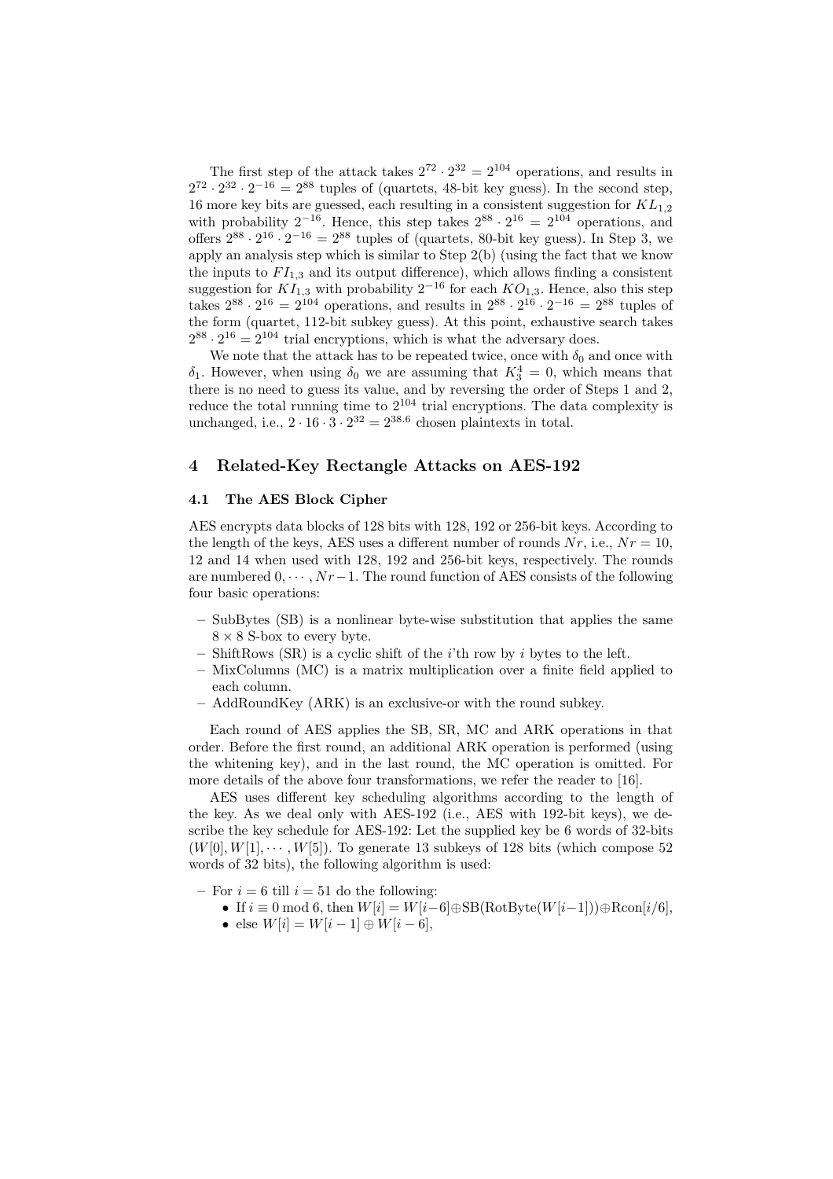The first step of the attack takes $2^{72} \cdot 2^{32} = 2^{104}$ operations, and results in $2^{72} \cdot 2^{32} \cdot 2^{-16} = 2^{88}$ tuples of (quartets, 48-bit key guess). In the second step, 16 more key bits are guessed, each resulting in a consistent suggestion for $KL_{1,2}$ with probability $2^{-16}$. Hence, this step takes $2^{88} \cdot 2^{16} = 2^{104}$ operations, and offers $2^{88} \cdot 2^{16} \cdot 2^{-16} = 2^{88}$ tuples of (quartets, 80-bit key guess). In Step 3, we apply an analysis step which is similar to Step 2(b) (using the fact that we know the inputs to $FI_{1,3}$ and its output difference), which allows finding a consistent suggestion for $KI_{1,3}$ with probability $2^{-16}$ for each $KO_{1,3}$. Hence, also this step takes $2^{88} \cdot 2^{16} = 2^{104}$ operations, and results in $2^{88} \cdot 2^{16} \cdot 2^{-16} = 2^{88}$ tuples of the form (quartet, 112-bit subkey guess). At this point, exhaustive search takes $2^{88} \cdot 2^{16} = 2^{104}$ trial encryptions, which is what the adversary does.

We note that the attack has to be repeated twice, once with $\delta_0$ and once with $\delta_1$. However, when using $\delta_0$ we are assuming that $K_3^4 = 0$, which means that there is no need to guess its value, and by reversing the order of Steps 1 and 2, reduce the total running time to $2^{104}$ trial encryptions. The data complexity is unchanged, i.e., $2 \cdot 16 \cdot 3 \cdot 2^{32} = 2^{38.6}$ chosen plaintexts in total.

## 4 Related-Key Rectangle Attacks on AES-192

### 4.1 The AES Block Cipher

AES encrypts data blocks of 128 bits with 128, 192 or 256-bit keys. According to the length of the keys, AES uses a different number of rounds $Nr$, i.e., $Nr = 10$, 12 and 14 when used with 128, 192 and 256-bit keys, respectively. The rounds are numbered $0, \cdots, Nr-1$. The round function of AES consists of the following four basic operations:

- SubBytes (SB) is a nonlinear byte-wise substitution that applies the same $8 \times 8$ S-box to every byte.
- ShiftRows (SR) is a cyclic shift of the $i$'th row by $i$ bytes to the left.
- MixColumns (MC) is a matrix multiplication over a finite field applied to each column.
- AddRoundKey (ARK) is an exclusive-or with the round subkey.

Each round of AES applies the SB, SR, MC and ARK operations in that order. Before the first round, an additional ARK operation is performed (using the whitening key), and in the last round, the MC operation is omitted. For more details of the above four transformations, we refer the reader to [16].

AES uses different key scheduling algorithms according to the length of the key. As we deal only with AES-192 (i.e., AES with 192-bit keys), we describe the key schedule for AES-192: Let the supplied key be 6 words of 32-bits $(W[0], W[1], \cdots, W[5])$. To generate 13 subkeys of 128 bits (which compose 52 words of 32 bits), the following algorithm is used:

- For $i = 6$ till $i = 51$ do the following:
  - If $i \equiv 0 \bmod 6$, then $W[i] = W[i-6] \oplus \text{SB}(\text{RotByte}(W[i-1])) \oplus \text{Rcon}[i/6]$,
  - else $W[i] = W[i-1] \oplus W[i-6]$,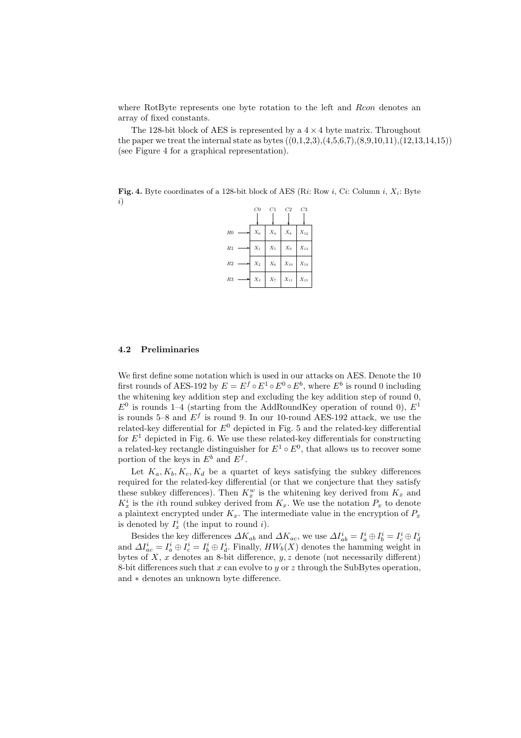where RotByte represents one byte rotation to the left and *Rcon* denotes an array of fixed constants.

The 128-bit block of AES is represented by a $4 \times 4$ byte matrix. Throughout the paper we treat the internal state as bytes ((0,1,2,3),(4,5,6,7),(8,9,10,11),(12,13,14,15)) (see Figure 4 for a graphical representation).

**Fig. 4.** Byte coordinates of a 128-bit block of AES (R*i*: Row *i*, C*i*: Column *i*, $X_i$: Byte *i*)

| | C0 | C1 | C2 | C3 |
|---|---|---|---|---|
| R0 | $X_0$ | $X_4$ | $X_8$ | $X_{12}$ |
| R1 | $X_1$ | $X_5$ | $X_9$ | $X_{13}$ |
| R2 | $X_2$ | $X_6$ | $X_{10}$ | $X_{14}$ |
| R3 | $X_3$ | $X_7$ | $X_{11}$ | $X_{15}$ |

### 4.2 Preliminaries

We first define some notation which is used in our attacks on AES. Denote the 10 first rounds of AES-192 by $E = E^f \circ E^1 \circ E^0 \circ E^b$, where $E^b$ is round 0 including the whitening key addition step and excluding the key addition step of round 0, $E^0$ is rounds 1–4 (starting from the AddRoundKey operation of round 0), $E^1$ is rounds 5–8 and $E^f$ is round 9. In our 10-round AES-192 attack, we use the related-key differential for $E^0$ depicted in Fig. 5 and the related-key differential for $E^1$ depicted in Fig. 6. We use these related-key differentials for constructing a related-key rectangle distinguisher for $E^1 \circ E^0$, that allows us to recover some portion of the keys in $E^b$ and $E^f$.

Let $K_a, K_b, K_c, K_d$ be a quartet of keys satisfying the subkey differences required for the related-key differential (or that we conjecture that they satisfy these subkey differences). Then $K_x^w$ is the whitening key derived from $K_x$ and $K_x^i$ is the $i$th round subkey derived from $K_x$. We use the notation $P_x$ to denote a plaintext encrypted under $K_x$. The intermediate value in the encryption of $P_x$ is denoted by $I_x^i$ (the input to round $i$).

Besides the key differences $\Delta K_{ab}$ and $\Delta K_{ac}$, we use $\Delta I_{ab}^i = I_a^i \oplus I_b^i = I_c^i \oplus I_d^i$ and $\Delta I_{ac}^i = I_a^i \oplus I_c^i = I_b^i \oplus I_d^i$. Finally, $HW_b(X)$ denotes the hamming weight in bytes of $X$, $x$ denotes an 8-bit difference, $y, z$ denote (not necessarily different) 8-bit differences such that $x$ can evolve to $y$ or $z$ through the SubBytes operation, and $*$ denotes an unknown byte difference.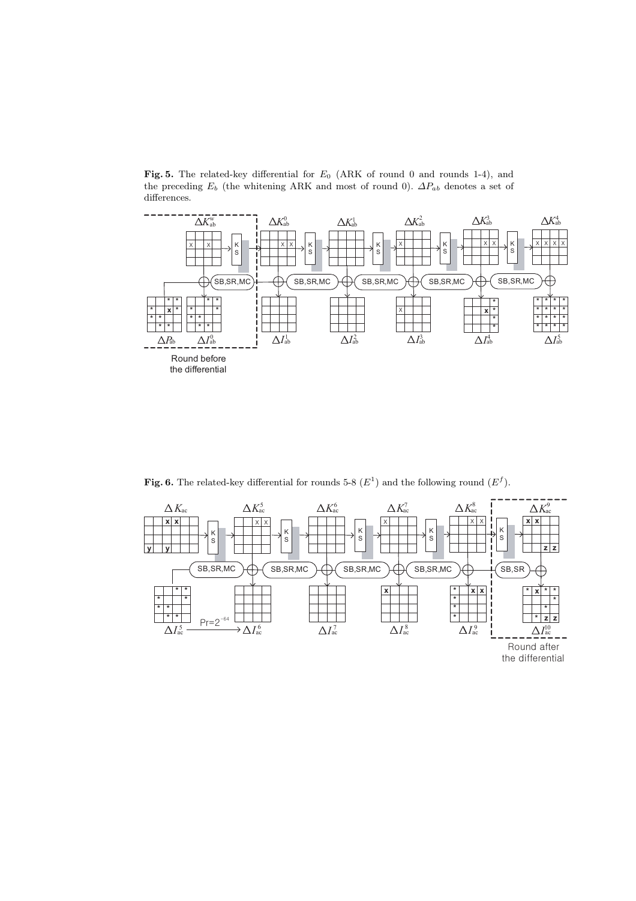**Fig. 5.** The related-key differential for $E_0$ (ARK of round 0 and rounds 1-4), and the preceding $E_b$ (the whitening ARK and most of round 0). $\Delta P_{ab}$ denotes a set of differences.

**Fig. 6.** The related-key differential for rounds 5-8 ($E^1$) and the following round ($E^f$).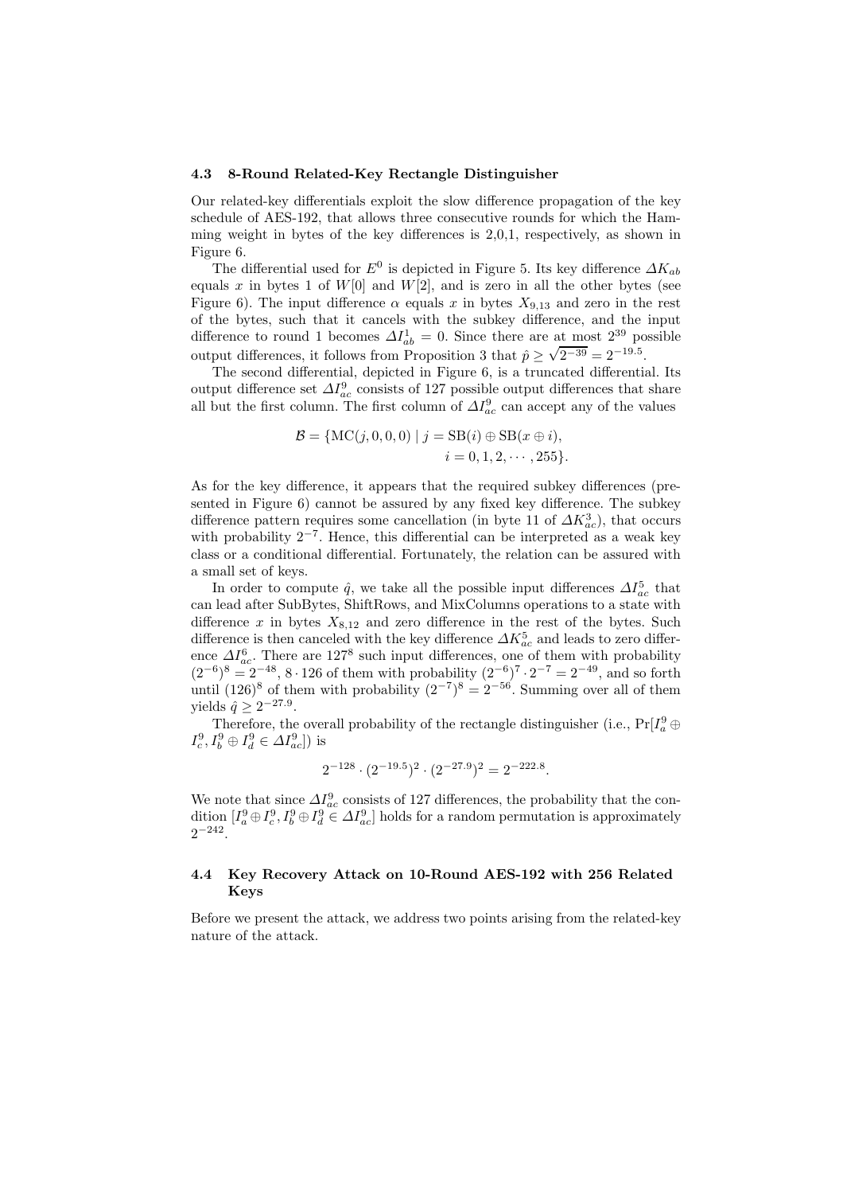### 4.3 8-Round Related-Key Rectangle Distinguisher

Our related-key differentials exploit the slow difference propagation of the key schedule of AES-192, that allows three consecutive rounds for which the Hamming weight in bytes of the key differences is 2,0,1, respectively, as shown in Figure 6.

The differential used for $E^0$ is depicted in Figure 5. Its key difference $\Delta K_{ab}$ equals $x$ in bytes 1 of $W[0]$ and $W[2]$, and is zero in all the other bytes (see Figure 6). The input difference $\alpha$ equals $x$ in bytes $X_{9,13}$ and zero in the rest of the bytes, such that it cancels with the subkey difference, and the input difference to round 1 becomes $\Delta I^1_{ab} = 0$. Since there are at most $2^{39}$ possible output differences, it follows from Proposition 3 that $\hat{p} \geq \sqrt{2^{-39}} = 2^{-19.5}$.

The second differential, depicted in Figure 6, is a truncated differential. Its output difference set $\Delta I^9_{ac}$ consists of 127 possible output differences that share all but the first column. The first column of $\Delta I^9_{ac}$ can accept any of the values

$$\mathcal{B} = \{\mathrm{MC}(j, 0, 0, 0) \mid j = \mathrm{SB}(i) \oplus \mathrm{SB}(x \oplus i), \\ i = 0, 1, 2, \cdots, 255\}.$$

As for the key difference, it appears that the required subkey differences (presented in Figure 6) cannot be assured by any fixed key difference. The subkey difference pattern requires some cancellation (in byte 11 of $\Delta K^3_{ac}$), that occurs with probability $2^{-7}$. Hence, this differential can be interpreted as a weak key class or a conditional differential. Fortunately, the relation can be assured with a small set of keys.

In order to compute $\hat{q}$, we take all the possible input differences $\Delta I^5_{ac}$ that can lead after SubBytes, ShiftRows, and MixColumns operations to a state with difference $x$ in bytes $X_{8,12}$ and zero difference in the rest of the bytes. Such difference is then canceled with the key difference $\Delta K^5_{ac}$ and leads to zero difference $\Delta I^6_{ac}$. There are $127^8$ such input differences, one of them with probability $(2^{-6})^8 = 2^{-48}$, $8 \cdot 126$ of them with probability $(2^{-6})^7 \cdot 2^{-7} = 2^{-49}$, and so forth until $(126)^8$ of them with probability $(2^{-7})^8 = 2^{-56}$. Summing over all of them yields $\hat{q} \geq 2^{-27.9}$.

Therefore, the overall probability of the rectangle distinguisher (i.e., $\Pr[I^9_a \oplus I^9_c, I^9_b \oplus I^9_d \in \Delta I^9_{ac}]$) is

$$2^{-128} \cdot (2^{-19.5})^2 \cdot (2^{-27.9})^2 = 2^{-222.8}.$$

We note that since $\Delta I^9_{ac}$ consists of 127 differences, the probability that the condition $[I^9_a \oplus I^9_c, I^9_b \oplus I^9_d \in \Delta I^9_{ac}]$ holds for a random permutation is approximately $2^{-242}$.

### 4.4 Key Recovery Attack on 10-Round AES-192 with 256 Related Keys

Before we present the attack, we address two points arising from the related-key nature of the attack.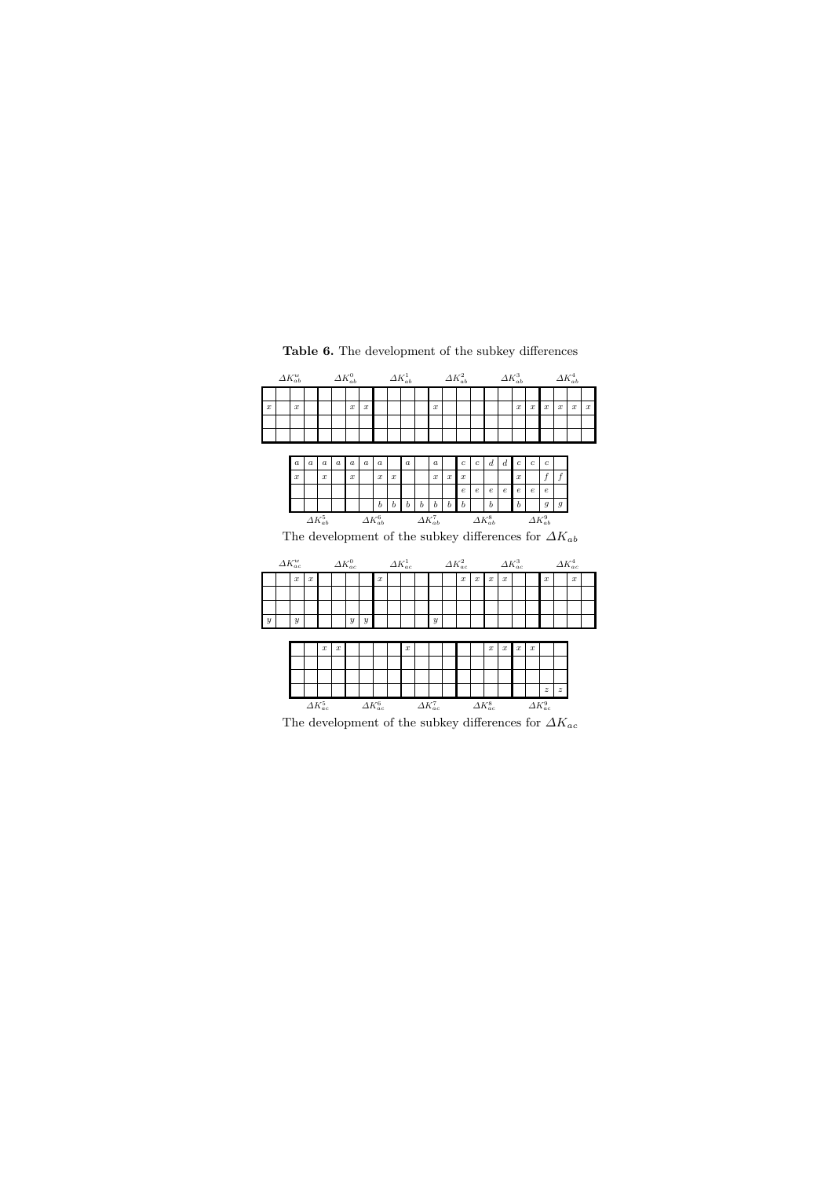**Table 6.** The development of the subkey differences

| $\Delta K_{ab}^{w}$ | | | | $\Delta K_{ab}^{0}$ | | | | $\Delta K_{ab}^{1}$ | | | | $\Delta K_{ab}^{2}$ | | | | $\Delta K_{ab}^{3}$ | | | | $\Delta K_{ab}^{4}$ | | | |
|---|---|---|---|---|---|---|---|---|---|---|---|---|---|---|---|---|---|---|---|---|---|---|---|
| | | | | | | | | | | | | | | | | | | | | | | | |
| $x$ | | $x$ | | | | $x$ | $x$ | | | | | $x$ | | | | | | $x$ | $x$ | $x$ | $x$ | $x$ | $x$ |
| | | | | | | | | | | | | | | | | | | | | | | | |
| | | | | | | | | | | | | | | | | | | | | | | | |

| $\Delta K_{ab}^{5}$ | | | | $\Delta K_{ab}^{6}$ | | | | $\Delta K_{ab}^{7}$ | | | | $\Delta K_{ab}^{8}$ | | | | $\Delta K_{ab}^{9}$ | | | |
|---|---|---|---|---|---|---|---|---|---|---|---|---|---|---|---|---|---|---|---|
| $a$ | $a$ | $a$ | $a$ | $a$ | $a$ | $a$ | | $a$ | | $a$ | | $c$ | $c$ | $d$ | $d$ | $c$ | $c$ | $c$ | |
| $x$ | | $x$ | | $x$ | | $x$ | $x$ | | | $x$ | $x$ | $x$ | | | | $x$ | | $f$ | $f$ |
| | | | | | | | | | | | | $e$ | $e$ | $e$ | $e$ | $e$ | $e$ | $e$ | |
| | | | | | | $b$ | $b$ | $b$ | $b$ | $b$ | $b$ | $b$ | | $b$ | | $b$ | | $g$ | $g$ |

The development of the subkey differences for $\Delta K_{ab}$

| $\Delta K_{ac}^{w}$ | | | | $\Delta K_{ac}^{0}$ | | | | $\Delta K_{ac}^{1}$ | | | | $\Delta K_{ac}^{2}$ | | | | $\Delta K_{ac}^{3}$ | | | | $\Delta K_{ac}^{4}$ | | | |
|---|---|---|---|---|---|---|---|---|---|---|---|---|---|---|---|---|---|---|---|---|---|---|---|
| | | $x$ | $x$ | | | | | $x$ | | | | | | $x$ | $x$ | $x$ | $x$ | | | $x$ | | $x$ | |
| | | | | | | | | | | | | | | | | | | | | | | | |
| | | | | | | | | | | | | | | | | | | | | | | | |
| $y$ | | $y$ | | | | $y$ | $y$ | | | | | $y$ | | | | | | | | | | | |

| $\Delta K_{ac}^{5}$ | | | | $\Delta K_{ac}^{6}$ | | | | $\Delta K_{ac}^{7}$ | | | | $\Delta K_{ac}^{8}$ | | | | $\Delta K_{ac}^{9}$ | | | |
|---|---|---|---|---|---|---|---|---|---|---|---|---|---|---|---|---|---|---|---|
| | | $x$ | $x$ | | | | | $x$ | | | | | | $x$ | $x$ | $x$ | $x$ | | |
| | | | | | | | | | | | | | | | | | | | |
| | | | | | | | | | | | | | | | | | | | |
| | | | | | | | | | | | | | | | | | | $z$ | $z$ |

The development of the subkey differences for $\Delta K_{ac}$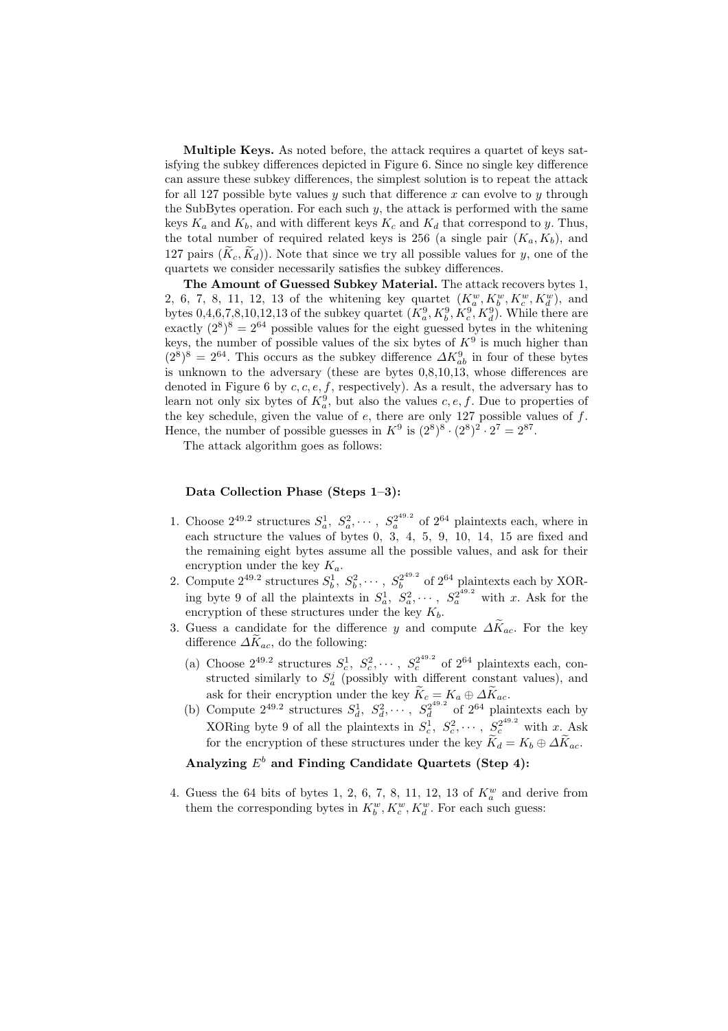**Multiple Keys.** As noted before, the attack requires a quartet of keys satisfying the subkey differences depicted in Figure 6. Since no single key difference can assure these subkey differences, the simplest solution is to repeat the attack for all 127 possible byte values $y$ such that difference $x$ can evolve to $y$ through the SubBytes operation. For each such $y$, the attack is performed with the same keys $K_a$ and $K_b$, and with different keys $K_c$ and $K_d$ that correspond to $y$. Thus, the total number of required related keys is 256 (a single pair $(K_a, K_b)$, and 127 pairs $(\widetilde{K}_c, \widetilde{K}_d)$). Note that since we try all possible values for $y$, one of the quartets we consider necessarily satisfies the subkey differences.

**The Amount of Guessed Subkey Material.** The attack recovers bytes 1, 2, 6, 7, 8, 11, 12, 13 of the whitening key quartet $(K_a^w, K_b^w, K_c^w, K_d^w)$, and bytes 0,4,6,7,8,10,12,13 of the subkey quartet $(K_a^9, K_b^9, K_c^9, K_d^9)$. While there are exactly $(2^8)^8 = 2^{64}$ possible values for the eight guessed bytes in the whitening keys, the number of possible values of the six bytes of $K^9$ is much higher than $(2^8)^8 = 2^{64}$. This occurs as the subkey difference $\Delta K_{ab}^9$ in four of these bytes is unknown to the adversary (these are bytes 0,8,10,13, whose differences are denoted in Figure 6 by $c, c, e, f$, respectively). As a result, the adversary has to learn not only six bytes of $K_a^9$, but also the values $c, e, f$. Due to properties of the key schedule, given the value of $e$, there are only 127 possible values of $f$. Hence, the number of possible guesses in $K^9$ is $(2^8)^8 \cdot (2^8)^2 \cdot 2^7 = 2^{87}$.

The attack algorithm goes as follows:

**Data Collection Phase (Steps 1–3):**

1. Choose $2^{49.2}$ structures $S_a^1, S_a^2, \cdots, S_a^{2^{49.2}}$ of $2^{64}$ plaintexts each, where in each structure the values of bytes 0, 3, 4, 5, 9, 10, 14, 15 are fixed and the remaining eight bytes assume all the possible values, and ask for their encryption under the key $K_a$.
2. Compute $2^{49.2}$ structures $S_b^1, S_b^2, \cdots, S_b^{2^{49.2}}$ of $2^{64}$ plaintexts each by XORing byte 9 of all the plaintexts in $S_a^1, S_a^2, \cdots, S_a^{2^{49.2}}$ with $x$. Ask for the encryption of these structures under the key $K_b$.
3. Guess a candidate for the difference $y$ and compute $\Delta\widetilde{K}_{ac}$. For the key difference $\Delta\widetilde{K}_{ac}$, do the following:
   (a) Choose $2^{49.2}$ structures $S_c^1, S_c^2, \cdots, S_c^{2^{49.2}}$ of $2^{64}$ plaintexts each, constructed similarly to $S_a^j$ (possibly with different constant values), and ask for their encryption under the key $\widetilde{K}_c = K_a \oplus \Delta\widetilde{K}_{ac}$.
   (b) Compute $2^{49.2}$ structures $S_d^1, S_d^2, \cdots, S_d^{2^{49.2}}$ of $2^{64}$ plaintexts each by XORing byte 9 of all the plaintexts in $S_c^1, S_c^2, \cdots, S_c^{2^{49.2}}$ with $x$. Ask for the encryption of these structures under the key $\widetilde{K}_d = K_b \oplus \Delta\widetilde{K}_{ac}$.

**Analyzing $E^b$ and Finding Candidate Quartets (Step 4):**

4. Guess the 64 bits of bytes 1, 2, 6, 7, 8, 11, 12, 13 of $K_a^w$ and derive from them the corresponding bytes in $K_b^w, K_c^w, K_d^w$. For each such guess: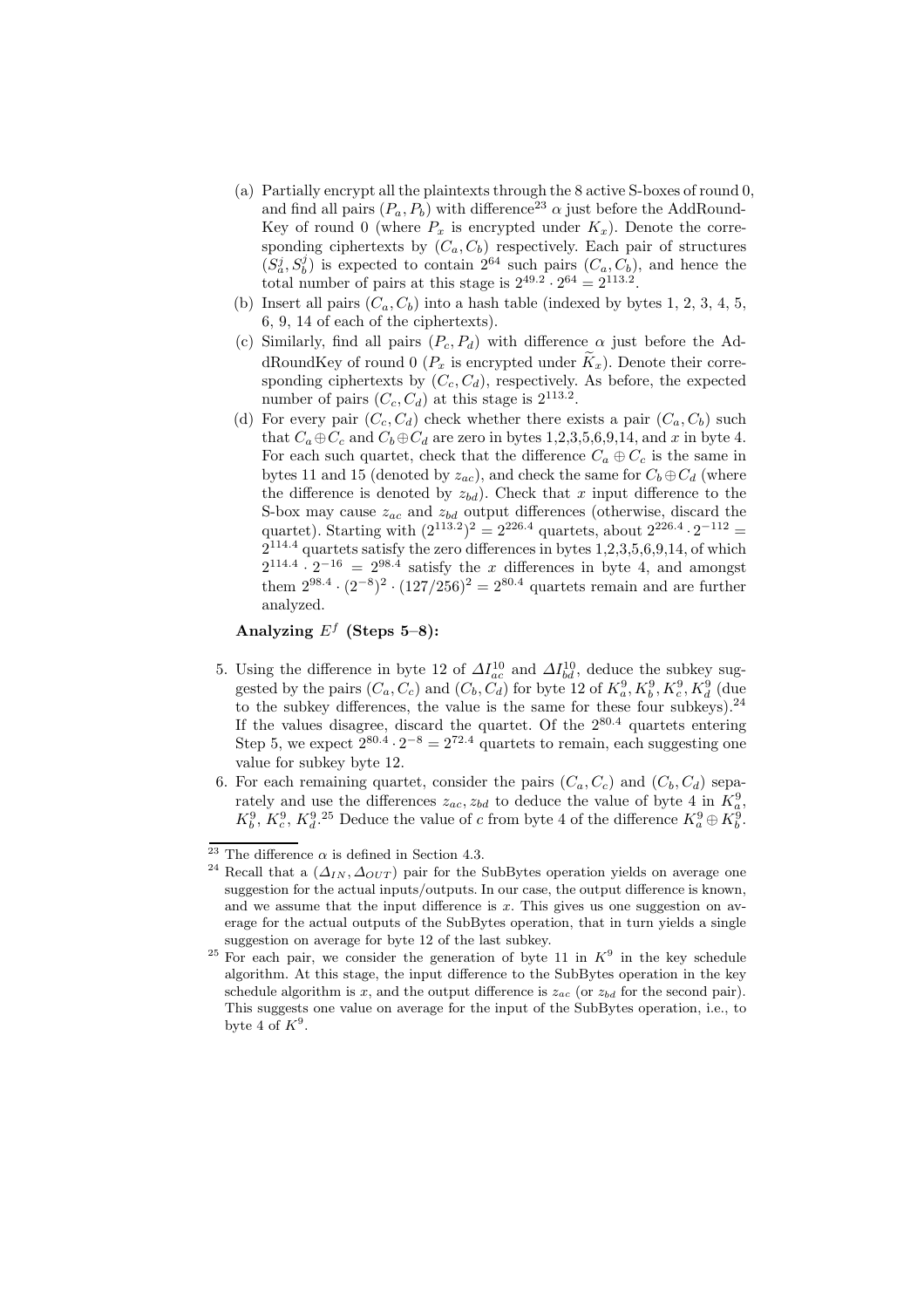(a) Partially encrypt all the plaintexts through the 8 active S-boxes of round 0, and find all pairs $(P_a, P_b)$ with difference[23] $\alpha$ just before the AddRoundKey of round 0 (where $P_x$ is encrypted under $K_x$). Denote the corresponding ciphertexts by $(C_a, C_b)$ respectively. Each pair of structures $(S_a^j, S_b^j)$ is expected to contain $2^{64}$ such pairs $(C_a, C_b)$, and hence the total number of pairs at this stage is $2^{49.2} \cdot 2^{64} = 2^{113.2}$.

(b) Insert all pairs $(C_a, C_b)$ into a hash table (indexed by bytes 1, 2, 3, 4, 5, 6, 9, 14 of each of the ciphertexts).

(c) Similarly, find all pairs $(P_c, P_d)$ with difference $\alpha$ just before the AddRoundKey of round 0 ($P_x$ is encrypted under $\widetilde{K}_x$). Denote their corresponding ciphertexts by $(C_c, C_d)$, respectively. As before, the expected number of pairs $(C_c, C_d)$ at this stage is $2^{113.2}$.

(d) For every pair $(C_c, C_d)$ check whether there exists a pair $(C_a, C_b)$ such that $C_a \oplus C_c$ and $C_b \oplus C_d$ are zero in bytes 1,2,3,5,6,9,14, and $x$ in byte 4. For each such quartet, check that the difference $C_a \oplus C_c$ is the same in bytes 11 and 15 (denoted by $z_{ac}$), and check the same for $C_b \oplus C_d$ (where the difference is denoted by $z_{bd}$). Check that $x$ input difference to the S-box may cause $z_{ac}$ and $z_{bd}$ output differences (otherwise, discard the quartet). Starting with $(2^{113.2})^2 = 2^{226.4}$ quartets, about $2^{226.4} \cdot 2^{-112} = 2^{114.4}$ quartets satisfy the zero differences in bytes 1,2,3,5,6,9,14, of which $2^{114.4} \cdot 2^{-16} = 2^{98.4}$ satisfy the $x$ differences in byte 4, and amongst them $2^{98.4} \cdot (2^{-8})^2 \cdot (127/256)^2 = 2^{80.4}$ quartets remain and are further analyzed.

**Analyzing $E^f$ (Steps 5–8):**

5. Using the difference in byte 12 of $\Delta I_{ac}^{10}$ and $\Delta I_{bd}^{10}$, deduce the subkey suggested by the pairs $(C_a, C_c)$ and $(C_b, C_d)$ for byte 12 of $K_a^9, K_b^9, K_c^9, K_d^9$ (due to the subkey differences, the value is the same for these four subkeys).[24] If the values disagree, discard the quartet. Of the $2^{80.4}$ quartets entering Step 5, we expect $2^{80.4} \cdot 2^{-8} = 2^{72.4}$ quartets to remain, each suggesting one value for subkey byte 12.
6. For each remaining quartet, consider the pairs $(C_a, C_c)$ and $(C_b, C_d)$ separately and use the differences $z_{ac}, z_{bd}$ to deduce the value of byte 4 in $K_a^9$, $K_b^9$, $K_c^9$, $K_d^9$.[25] Deduce the value of $c$ from byte 4 of the difference $K_a^9 \oplus K_b^9$.

---

[23] The difference $\alpha$ is defined in Section 4.3.

[24] Recall that a $(\Delta_{IN}, \Delta_{OUT})$ pair for the SubBytes operation yields on average one suggestion for the actual inputs/outputs. In our case, the output difference is known, and we assume that the input difference is $x$. This gives us one suggestion on average for the actual outputs of the SubBytes operation, that in turn yields a single suggestion on average for byte 12 of the last subkey.

[25] For each pair, we consider the generation of byte 11 in $K^9$ in the key schedule algorithm. At this stage, the input difference to the SubBytes operation in the key schedule algorithm is $x$, and the output difference is $z_{ac}$ (or $z_{bd}$ for the second pair). This suggests one value on average for the input of the SubBytes operation, i.e., to byte 4 of $K^9$.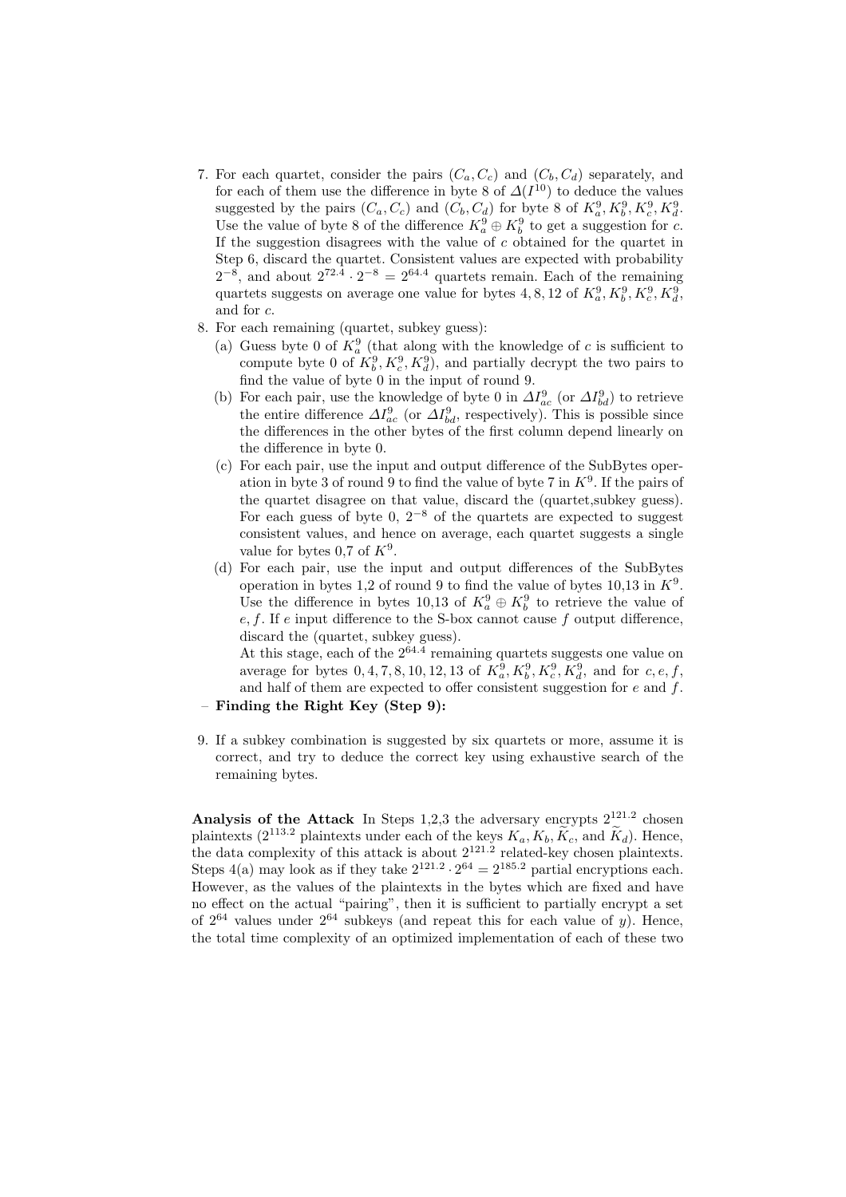7. For each quartet, consider the pairs $(C_a, C_c)$ and $(C_b, C_d)$ separately, and for each of them use the difference in byte 8 of $\Delta(I^{10})$ to deduce the values suggested by the pairs $(C_a, C_c)$ and $(C_b, C_d)$ for byte 8 of $K_a^9, K_b^9, K_c^9, K_d^9$. Use the value of byte 8 of the difference $K_a^9 \oplus K_b^9$ to get a suggestion for $c$. If the suggestion disagrees with the value of $c$ obtained for the quartet in Step 6, discard the quartet. Consistent values are expected with probability $2^{-8}$, and about $2^{72.4} \cdot 2^{-8} = 2^{64.4}$ quartets remain. Each of the remaining quartets suggests on average one value for bytes 4, 8, 12 of $K_a^9, K_b^9, K_c^9, K_d^9$, and for $c$.
8. For each remaining (quartet, subkey guess):
   (a) Guess byte 0 of $K_a^9$ (that along with the knowledge of $c$ is sufficient to compute byte 0 of $K_b^9, K_c^9, K_d^9$), and partially decrypt the two pairs to find the value of byte 0 in the input of round 9.
   (b) For each pair, use the knowledge of byte 0 in $\Delta I_{ac}^9$ (or $\Delta I_{bd}^9$) to retrieve the entire difference $\Delta I_{ac}^9$ (or $\Delta I_{bd}^9$, respectively). This is possible since the differences in the other bytes of the first column depend linearly on the difference in byte 0.
   (c) For each pair, use the input and output difference of the SubBytes operation in byte 3 of round 9 to find the value of byte 7 in $K^9$. If the pairs of the quartet disagree on that value, discard the (quartet,subkey guess). For each guess of byte 0, $2^{-8}$ of the quartets are expected to suggest consistent values, and hence on average, each quartet suggests a single value for bytes 0,7 of $K^9$.
   (d) For each pair, use the input and output differences of the SubBytes operation in bytes 1,2 of round 9 to find the value of bytes 10,13 in $K^9$. Use the difference in bytes 10,13 of $K_a^9 \oplus K_b^9$ to retrieve the value of $e, f$. If $e$ input difference to the S-box cannot cause $f$ output difference, discard the (quartet, subkey guess).

   At this stage, each of the $2^{64.4}$ remaining quartets suggests one value on average for bytes 0, 4, 7, 8, 10, 12, 13 of $K_a^9, K_b^9, K_c^9, K_d^9$, and for $c, e, f$, and half of them are expected to offer consistent suggestion for $e$ and $f$.

– **Finding the Right Key (Step 9):**

9. If a subkey combination is suggested by six quartets or more, assume it is correct, and try to deduce the correct key using exhaustive search of the remaining bytes.

**Analysis of the Attack** In Steps 1,2,3 the adversary encrypts $2^{121.2}$ chosen plaintexts ($2^{113.2}$ plaintexts under each of the keys $K_a, K_b, \widetilde{K}_c$, and $\widetilde{K}_d$). Hence, the data complexity of this attack is about $2^{121.2}$ related-key chosen plaintexts. Steps 4(a) may look as if they take $2^{121.2} \cdot 2^{64} = 2^{185.2}$ partial encryptions each. However, as the values of the plaintexts in the bytes which are fixed and have no effect on the actual "pairing", then it is sufficient to partially encrypt a set of $2^{64}$ values under $2^{64}$ subkeys (and repeat this for each value of $y$). Hence, the total time complexity of an optimized implementation of each of these two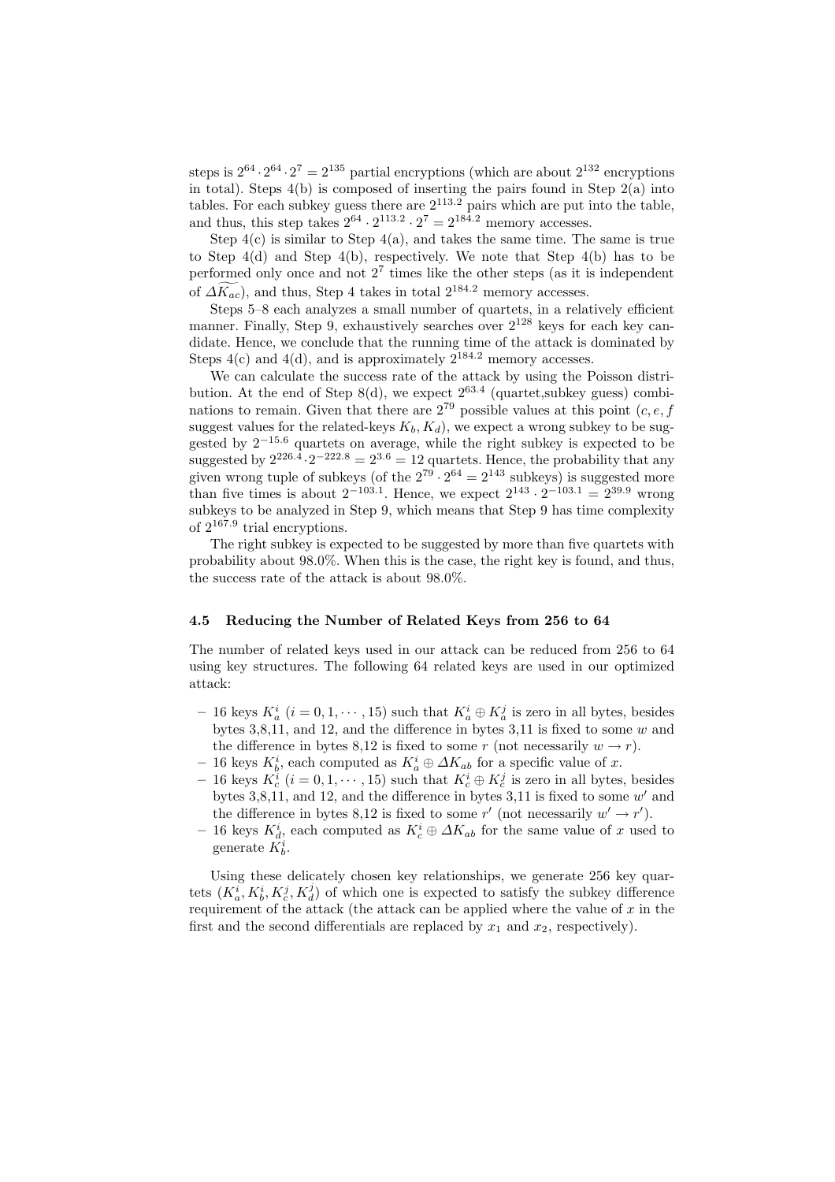steps is $2^{64} \cdot 2^{64} \cdot 2^7 = 2^{135}$ partial encryptions (which are about $2^{132}$ encryptions in total). Steps 4(b) is composed of inserting the pairs found in Step 2(a) into tables. For each subkey guess there are $2^{113.2}$ pairs which are put into the table, and thus, this step takes $2^{64} \cdot 2^{113.2} \cdot 2^7 = 2^{184.2}$ memory accesses.

Step 4(c) is similar to Step 4(a), and takes the same time. The same is true to Step 4(d) and Step 4(b), respectively. We note that Step 4(b) has to be performed only once and not $2^7$ times like the other steps (as it is independent of $\widetilde{\Delta K_{ac}}$), and thus, Step 4 takes in total $2^{184.2}$ memory accesses.

Steps 5–8 each analyzes a small number of quartets, in a relatively efficient manner. Finally, Step 9, exhaustively searches over $2^{128}$ keys for each key candidate. Hence, we conclude that the running time of the attack is dominated by Steps 4(c) and 4(d), and is approximately $2^{184.2}$ memory accesses.

We can calculate the success rate of the attack by using the Poisson distribution. At the end of Step 8(d), we expect $2^{63.4}$ (quartet,subkey guess) combinations to remain. Given that there are $2^{79}$ possible values at this point ($c, e, f$ suggest values for the related-keys $K_b, K_d$), we expect a wrong subkey to be suggested by $2^{-15.6}$ quartets on average, while the right subkey is expected to be suggested by $2^{226.4} \cdot 2^{-222.8} = 2^{3.6} = 12$ quartets. Hence, the probability that any given wrong tuple of subkeys (of the $2^{79} \cdot 2^{64} = 2^{143}$ subkeys) is suggested more than five times is about $2^{-103.1}$. Hence, we expect $2^{143} \cdot 2^{-103.1} = 2^{39.9}$ wrong subkeys to be analyzed in Step 9, which means that Step 9 has time complexity of $2^{167.9}$ trial encryptions.

The right subkey is expected to be suggested by more than five quartets with probability about 98.0%. When this is the case, the right key is found, and thus, the success rate of the attack is about 98.0%.

### 4.5 Reducing the Number of Related Keys from 256 to 64

The number of related keys used in our attack can be reduced from 256 to 64 using key structures. The following 64 related keys are used in our optimized attack:

- 16 keys $K_a^i$ ($i = 0, 1, \cdots, 15$) such that $K_a^i \oplus K_a^j$ is zero in all bytes, besides bytes 3,8,11, and 12, and the difference in bytes 3,11 is fixed to some $w$ and the difference in bytes 8,12 is fixed to some $r$ (not necessarily $w \to r$).
- 16 keys $K_b^i$, each computed as $K_a^i \oplus \Delta K_{ab}$ for a specific value of $x$.
- 16 keys $K_c^i$ ($i = 0, 1, \cdots, 15$) such that $K_c^i \oplus K_c^j$ is zero in all bytes, besides bytes 3,8,11, and 12, and the difference in bytes 3,11 is fixed to some $w'$ and the difference in bytes 8,12 is fixed to some $r'$ (not necessarily $w' \to r'$).
- 16 keys $K_d^i$, each computed as $K_c^i \oplus \Delta K_{ab}$ for the same value of $x$ used to generate $K_b^i$.

Using these delicately chosen key relationships, we generate 256 key quartets $(K_a^i, K_b^i, K_c^j, K_d^j)$ of which one is expected to satisfy the subkey difference requirement of the attack (the attack can be applied where the value of $x$ in the first and the second differentials are replaced by $x_1$ and $x_2$, respectively).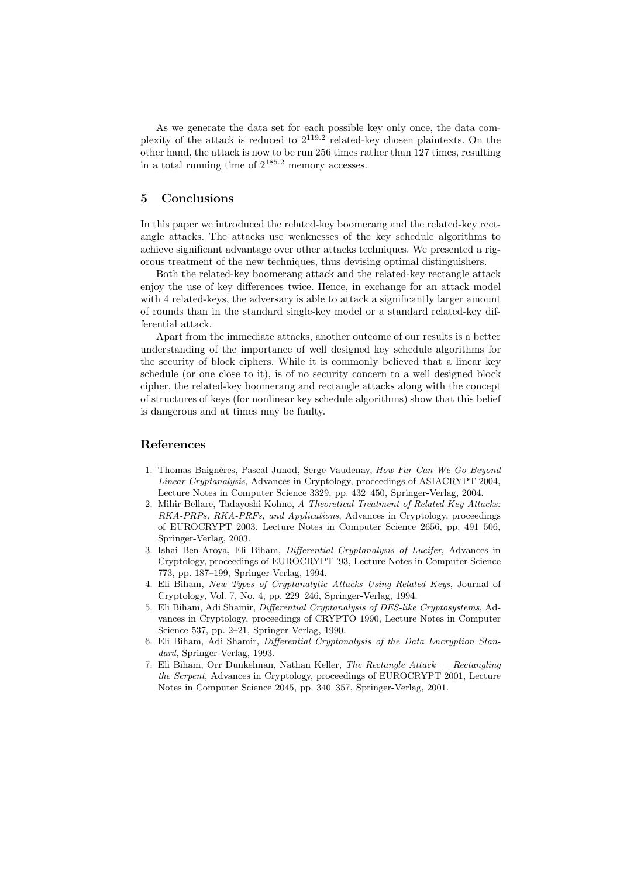As we generate the data set for each possible key only once, the data complexity of the attack is reduced to $2^{119.2}$ related-key chosen plaintexts. On the other hand, the attack is now to be run 256 times rather than 127 times, resulting in a total running time of $2^{185.2}$ memory accesses.

## 5 Conclusions

In this paper we introduced the related-key boomerang and the related-key rectangle attacks. The attacks use weaknesses of the key schedule algorithms to achieve significant advantage over other attacks techniques. We presented a rigorous treatment of the new techniques, thus devising optimal distinguishers.

Both the related-key boomerang attack and the related-key rectangle attack enjoy the use of key differences twice. Hence, in exchange for an attack model with 4 related-keys, the adversary is able to attack a significantly larger amount of rounds than in the standard single-key model or a standard related-key differential attack.

Apart from the immediate attacks, another outcome of our results is a better understanding of the importance of well designed key schedule algorithms for the security of block ciphers. While it is commonly believed that a linear key schedule (or one close to it), is of no security concern to a well designed block cipher, the related-key boomerang and rectangle attacks along with the concept of structures of keys (for nonlinear key schedule algorithms) show that this belief is dangerous and at times may be faulty.

## References

1. Thomas Baignères, Pascal Junod, Serge Vaudenay, *How Far Can We Go Beyond Linear Cryptanalysis*, Advances in Cryptology, proceedings of ASIACRYPT 2004, Lecture Notes in Computer Science 3329, pp. 432–450, Springer-Verlag, 2004.
2. Mihir Bellare, Tadayoshi Kohno, *A Theoretical Treatment of Related-Key Attacks: RKA-PRPs, RKA-PRFs, and Applications*, Advances in Cryptology, proceedings of EUROCRYPT 2003, Lecture Notes in Computer Science 2656, pp. 491–506, Springer-Verlag, 2003.
3. Ishai Ben-Aroya, Eli Biham, *Differential Cryptanalysis of Lucifer*, Advances in Cryptology, proceedings of EUROCRYPT '93, Lecture Notes in Computer Science 773, pp. 187–199, Springer-Verlag, 1994.
4. Eli Biham, *New Types of Cryptanalytic Attacks Using Related Keys*, Journal of Cryptology, Vol. 7, No. 4, pp. 229–246, Springer-Verlag, 1994.
5. Eli Biham, Adi Shamir, *Differential Cryptanalysis of DES-like Cryptosystems*, Advances in Cryptology, proceedings of CRYPTO 1990, Lecture Notes in Computer Science 537, pp. 2–21, Springer-Verlag, 1990.
6. Eli Biham, Adi Shamir, *Differential Cryptanalysis of the Data Encryption Standard*, Springer-Verlag, 1993.
7. Eli Biham, Orr Dunkelman, Nathan Keller, *The Rectangle Attack — Rectangling the Serpent*, Advances in Cryptology, proceedings of EUROCRYPT 2001, Lecture Notes in Computer Science 2045, pp. 340–357, Springer-Verlag, 2001.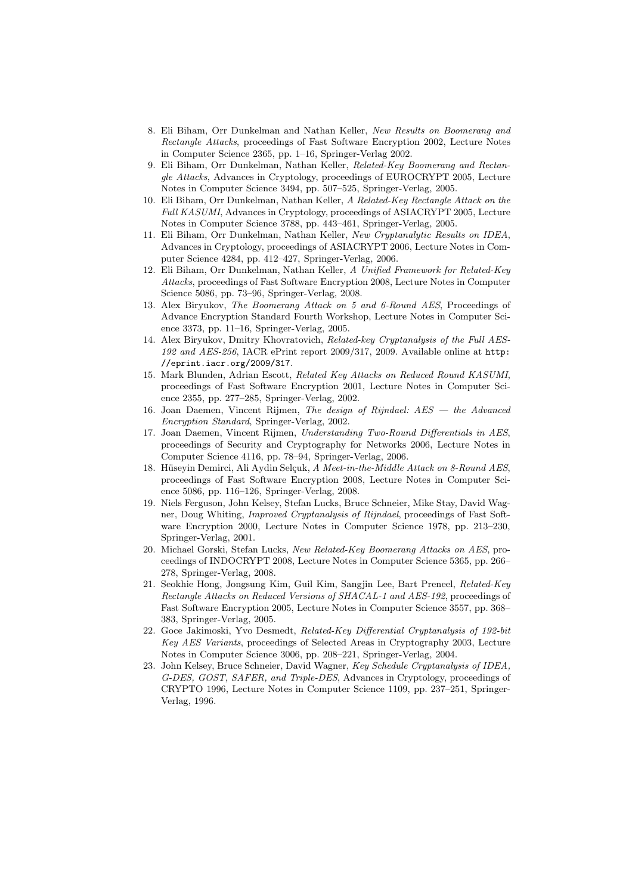8. Eli Biham, Orr Dunkelman and Nathan Keller, *New Results on Boomerang and Rectangle Attacks*, proceedings of Fast Software Encryption 2002, Lecture Notes in Computer Science 2365, pp. 1–16, Springer-Verlag 2002.
9. Eli Biham, Orr Dunkelman, Nathan Keller, *Related-Key Boomerang and Rectangle Attacks*, Advances in Cryptology, proceedings of EUROCRYPT 2005, Lecture Notes in Computer Science 3494, pp. 507–525, Springer-Verlag, 2005.
10. Eli Biham, Orr Dunkelman, Nathan Keller, *A Related-Key Rectangle Attack on the Full KASUMI*, Advances in Cryptology, proceedings of ASIACRYPT 2005, Lecture Notes in Computer Science 3788, pp. 443–461, Springer-Verlag, 2005.
11. Eli Biham, Orr Dunkelman, Nathan Keller, *New Cryptanalytic Results on IDEA*, Advances in Cryptology, proceedings of ASIACRYPT 2006, Lecture Notes in Computer Science 4284, pp. 412–427, Springer-Verlag, 2006.
12. Eli Biham, Orr Dunkelman, Nathan Keller, *A Unified Framework for Related-Key Attacks*, proceedings of Fast Software Encryption 2008, Lecture Notes in Computer Science 5086, pp. 73–96, Springer-Verlag, 2008.
13. Alex Biryukov, *The Boomerang Attack on 5 and 6-Round AES*, Proceedings of Advance Encryption Standard Fourth Workshop, Lecture Notes in Computer Science 3373, pp. 11–16, Springer-Verlag, 2005.
14. Alex Biryukov, Dmitry Khovratovich, *Related-key Cryptanalysis of the Full AES-192 and AES-256*, IACR ePrint report 2009/317, 2009. Available online at `http://eprint.iacr.org/2009/317`.
15. Mark Blunden, Adrian Escott, *Related Key Attacks on Reduced Round KASUMI*, proceedings of Fast Software Encryption 2001, Lecture Notes in Computer Science 2355, pp. 277–285, Springer-Verlag, 2002.
16. Joan Daemen, Vincent Rijmen, *The design of Rijndael: AES — the Advanced Encryption Standard*, Springer-Verlag, 2002.
17. Joan Daemen, Vincent Rijmen, *Understanding Two-Round Differentials in AES*, proceedings of Security and Cryptography for Networks 2006, Lecture Notes in Computer Science 4116, pp. 78–94, Springer-Verlag, 2006.
18. Hüseyin Demirci, Ali Aydin Selçuk, *A Meet-in-the-Middle Attack on 8-Round AES*, proceedings of Fast Software Encryption 2008, Lecture Notes in Computer Science 5086, pp. 116–126, Springer-Verlag, 2008.
19. Niels Ferguson, John Kelsey, Stefan Lucks, Bruce Schneier, Mike Stay, David Wagner, Doug Whiting, *Improved Cryptanalysis of Rijndael*, proceedings of Fast Software Encryption 2000, Lecture Notes in Computer Science 1978, pp. 213–230, Springer-Verlag, 2001.
20. Michael Gorski, Stefan Lucks, *New Related-Key Boomerang Attacks on AES*, proceedings of INDOCRYPT 2008, Lecture Notes in Computer Science 5365, pp. 266–278, Springer-Verlag, 2008.
21. Seokhie Hong, Jongsung Kim, Guil Kim, Sangjin Lee, Bart Preneel, *Related-Key Rectangle Attacks on Reduced Versions of SHACAL-1 and AES-192*, proceedings of Fast Software Encryption 2005, Lecture Notes in Computer Science 3557, pp. 368–383, Springer-Verlag, 2005.
22. Goce Jakimoski, Yvo Desmedt, *Related-Key Differential Cryptanalysis of 192-bit Key AES Variants*, proceedings of Selected Areas in Cryptography 2003, Lecture Notes in Computer Science 3006, pp. 208–221, Springer-Verlag, 2004.
23. John Kelsey, Bruce Schneier, David Wagner, *Key Schedule Cryptanalysis of IDEA, G-DES, GOST, SAFER, and Triple-DES*, Advances in Cryptology, proceedings of CRYPTO 1996, Lecture Notes in Computer Science 1109, pp. 237–251, Springer-Verlag, 1996.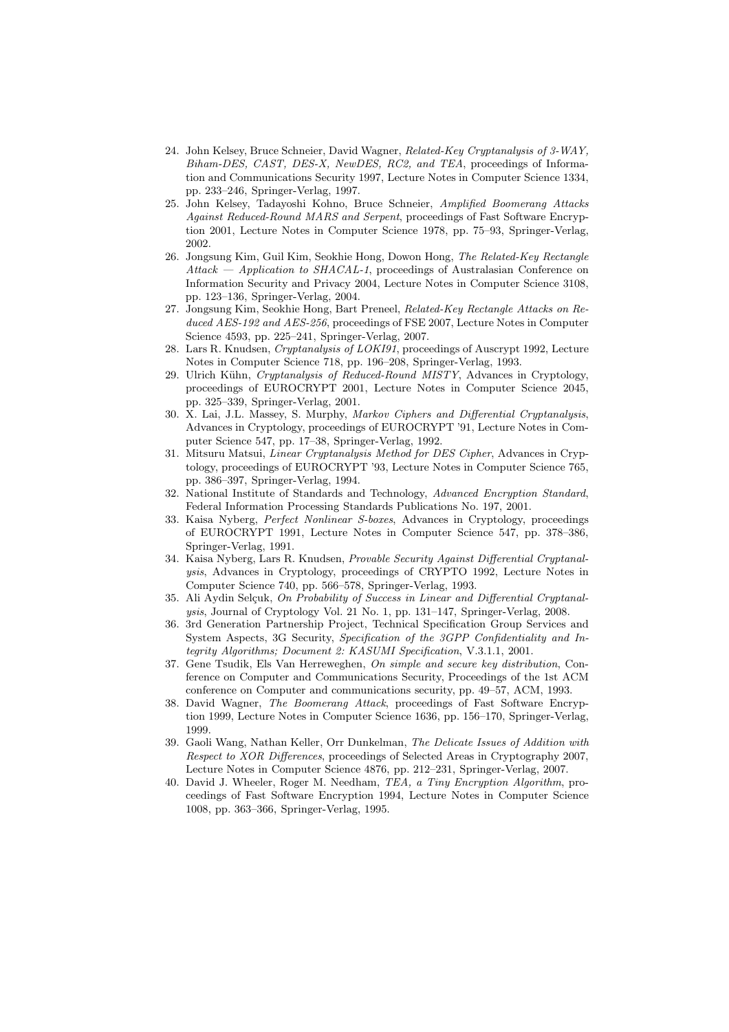24. John Kelsey, Bruce Schneier, David Wagner, *Related-Key Cryptanalysis of 3-WAY, Biham-DES, CAST, DES-X, NewDES, RC2, and TEA*, proceedings of Information and Communications Security 1997, Lecture Notes in Computer Science 1334, pp. 233–246, Springer-Verlag, 1997.
25. John Kelsey, Tadayoshi Kohno, Bruce Schneier, *Amplified Boomerang Attacks Against Reduced-Round MARS and Serpent*, proceedings of Fast Software Encryption 2001, Lecture Notes in Computer Science 1978, pp. 75–93, Springer-Verlag, 2002.
26. Jongsung Kim, Guil Kim, Seokhie Hong, Dowon Hong, *The Related-Key Rectangle Attack — Application to SHACAL-1*, proceedings of Australasian Conference on Information Security and Privacy 2004, Lecture Notes in Computer Science 3108, pp. 123–136, Springer-Verlag, 2004.
27. Jongsung Kim, Seokhie Hong, Bart Preneel, *Related-Key Rectangle Attacks on Reduced AES-192 and AES-256*, proceedings of FSE 2007, Lecture Notes in Computer Science 4593, pp. 225–241, Springer-Verlag, 2007.
28. Lars R. Knudsen, *Cryptanalysis of LOKI91*, proceedings of Auscrypt 1992, Lecture Notes in Computer Science 718, pp. 196–208, Springer-Verlag, 1993.
29. Ulrich Kühn, *Cryptanalysis of Reduced-Round MISTY*, Advances in Cryptology, proceedings of EUROCRYPT 2001, Lecture Notes in Computer Science 2045, pp. 325–339, Springer-Verlag, 2001.
30. X. Lai, J.L. Massey, S. Murphy, *Markov Ciphers and Differential Cryptanalysis*, Advances in Cryptology, proceedings of EUROCRYPT '91, Lecture Notes in Computer Science 547, pp. 17–38, Springer-Verlag, 1992.
31. Mitsuru Matsui, *Linear Cryptanalysis Method for DES Cipher*, Advances in Cryptology, proceedings of EUROCRYPT '93, Lecture Notes in Computer Science 765, pp. 386–397, Springer-Verlag, 1994.
32. National Institute of Standards and Technology, *Advanced Encryption Standard*, Federal Information Processing Standards Publications No. 197, 2001.
33. Kaisa Nyberg, *Perfect Nonlinear S-boxes*, Advances in Cryptology, proceedings of EUROCRYPT 1991, Lecture Notes in Computer Science 547, pp. 378–386, Springer-Verlag, 1991.
34. Kaisa Nyberg, Lars R. Knudsen, *Provable Security Against Differential Cryptanalysis*, Advances in Cryptology, proceedings of CRYPTO 1992, Lecture Notes in Computer Science 740, pp. 566–578, Springer-Verlag, 1993.
35. Ali Aydin Selçuk, *On Probability of Success in Linear and Differential Cryptanalysis*, Journal of Cryptology Vol. 21 No. 1, pp. 131–147, Springer-Verlag, 2008.
36. 3rd Generation Partnership Project, Technical Specification Group Services and System Aspects, 3G Security, *Specification of the 3GPP Confidentiality and Integrity Algorithms; Document 2: KASUMI Specification*, V.3.1.1, 2001.
37. Gene Tsudik, Els Van Herreweghen, *On simple and secure key distribution*, Conference on Computer and Communications Security, Proceedings of the 1st ACM conference on Computer and communications security, pp. 49–57, ACM, 1993.
38. David Wagner, *The Boomerang Attack*, proceedings of Fast Software Encryption 1999, Lecture Notes in Computer Science 1636, pp. 156–170, Springer-Verlag, 1999.
39. Gaoli Wang, Nathan Keller, Orr Dunkelman, *The Delicate Issues of Addition with Respect to XOR Differences*, proceedings of Selected Areas in Cryptography 2007, Lecture Notes in Computer Science 4876, pp. 212–231, Springer-Verlag, 2007.
40. David J. Wheeler, Roger M. Needham, *TEA, a Tiny Encryption Algorithm*, proceedings of Fast Software Encryption 1994, Lecture Notes in Computer Science 1008, pp. 363–366, Springer-Verlag, 1995.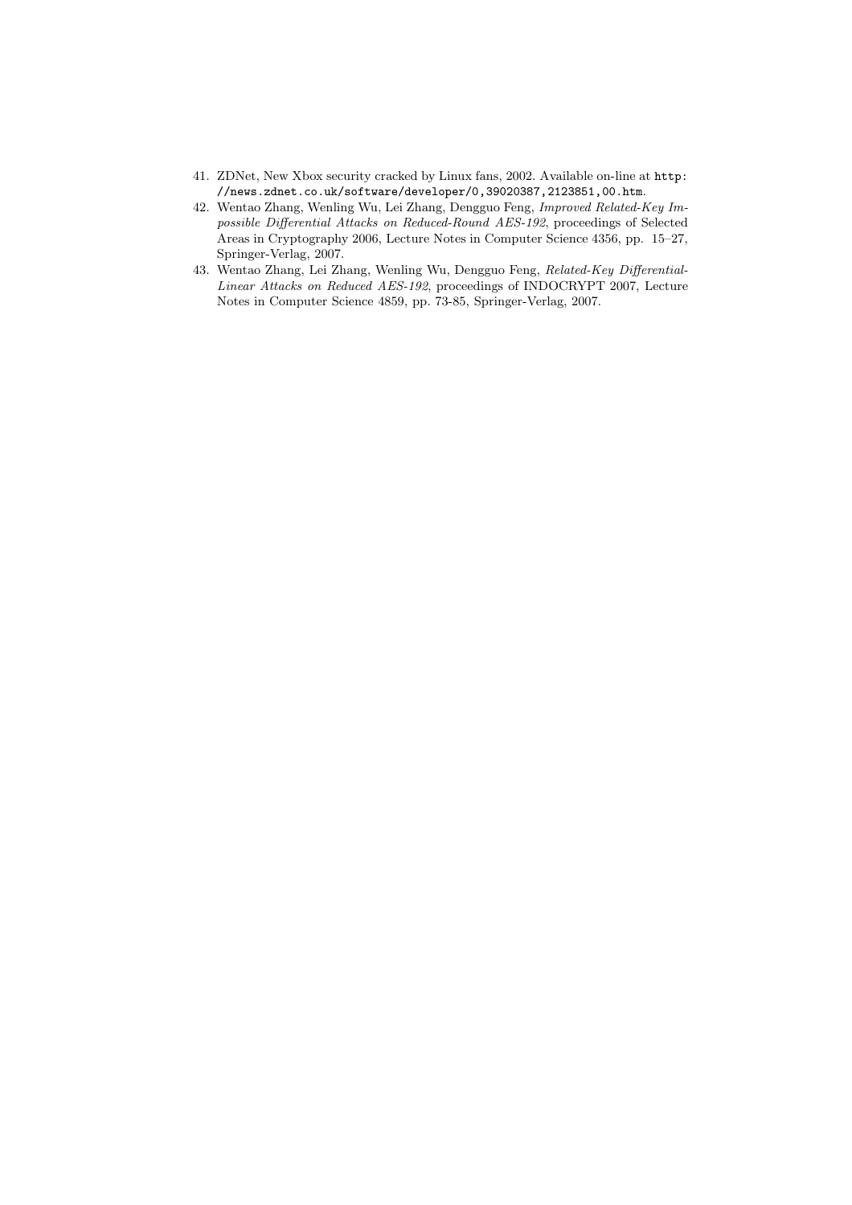41. ZDNet, New Xbox security cracked by Linux fans, 2002. Available on-line at `http://news.zdnet.co.uk/software/developer/0,39020387,2123851,00.htm`.
42. Wentao Zhang, Wenling Wu, Lei Zhang, Dengguo Feng, *Improved Related-Key Impossible Differential Attacks on Reduced-Round AES-192*, proceedings of Selected Areas in Cryptography 2006, Lecture Notes in Computer Science 4356, pp. 15–27, Springer-Verlag, 2007.
43. Wentao Zhang, Lei Zhang, Wenling Wu, Dengguo Feng, *Related-Key Differential-Linear Attacks on Reduced AES-192*, proceedings of INDOCRYPT 2007, Lecture Notes in Computer Science 4859, pp. 73-85, Springer-Verlag, 2007.